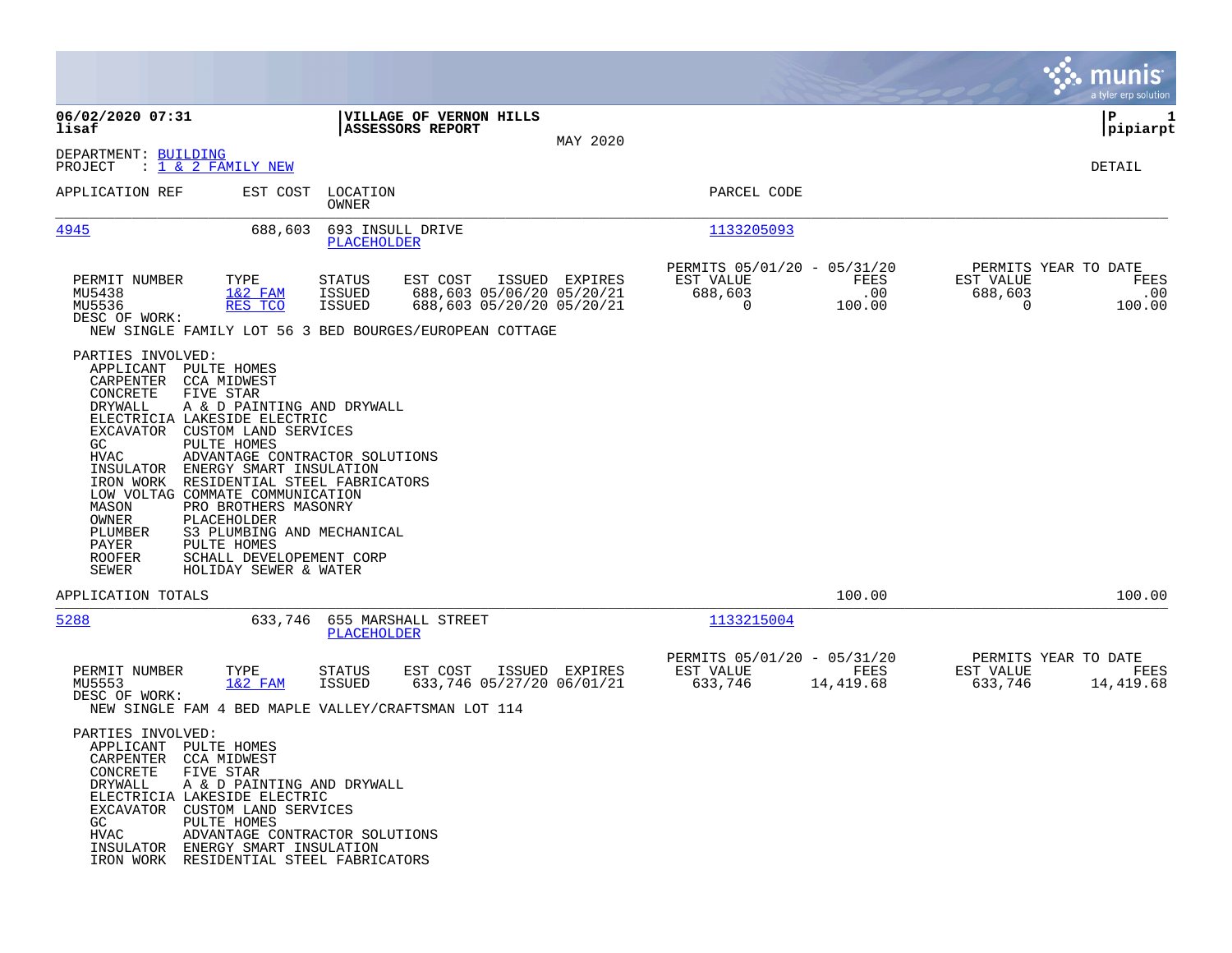**06/02/2020 07:31**
**lisaf**

**VILLAGE OF VERNON HILLS**
**ASSESSORS REPORT**

MAY 2020

**P 1**
**pipiarpt**

DEPARTMENT: BUILDING
PROJECT : 1 & 2 FAMILY NEW

DETAIL

| APPLICATION REF | EST COST | LOCATION / OWNER | PARCEL CODE |
|---|---|---|---|
| 4945 | 688,603 | 693 INSULL DRIVE / PLACEHOLDER | 1133205093 |

| PERMIT NUMBER | TYPE | STATUS | EST COST | ISSUED | EXPIRES | PERMITS 05/01/20 - 05/31/20 EST VALUE | FEES | PERMITS YEAR TO DATE EST VALUE | FEES |
|---|---|---|---|---|---|---|---|---|---|
| MU5438 | 1&2 FAM | ISSUED | 688,603 | 05/06/20 | 05/20/21 | 688,603 | .00 | 688,603 | .00 |
| MU5536 | RES TCO | ISSUED | 688,603 | 05/20/20 | 05/20/21 | 0 | 100.00 | 0 | 100.00 |

DESC OF WORK:
NEW SINGLE FAMILY LOT 56 3 BED BOURGES/EUROPEAN COTTAGE

PARTIES INVOLVED:

| Role | Party |
|---|---|
| APPLICANT | PULTE HOMES |
| CARPENTER | CCA MIDWEST |
| CONCRETE | FIVE STAR |
| DRYWALL | A & D PAINTING AND DRYWALL |
| ELECTRICIA | LAKESIDE ELECTRIC |
| EXCAVATOR | CUSTOM LAND SERVICES |
| GC | PULTE HOMES |
| HVAC | ADVANTAGE CONTRACTOR SOLUTIONS |
| INSULATOR | ENERGY SMART INSULATION |
| IRON WORK | RESIDENTIAL STEEL FABRICATORS |
| LOW VOLTAG | COMMATE COMMUNICATION |
| MASON | PRO BROTHERS MASONRY |
| OWNER | PLACEHOLDER |
| PLUMBER | S3 PLUMBING AND MECHANICAL |
| PAYER | PULTE HOMES |
| ROOFER | SCHALL DEVELOPEMENT CORP |
| SEWER | HOLIDAY SEWER & WATER |

APPLICATION TOTALS — 100.00 — 100.00

| APPLICATION REF | EST COST | LOCATION / OWNER | PARCEL CODE |
|---|---|---|---|
| 5288 | 633,746 | 655 MARSHALL STREET / PLACEHOLDER | 1133215004 |

| PERMIT NUMBER | TYPE | STATUS | EST COST | ISSUED | EXPIRES | PERMITS 05/01/20 - 05/31/20 EST VALUE | FEES | PERMITS YEAR TO DATE EST VALUE | FEES |
|---|---|---|---|---|---|---|---|---|---|
| MU5553 | 1&2 FAM | ISSUED | 633,746 | 05/27/20 | 06/01/21 | 633,746 | 14,419.68 | 633,746 | 14,419.68 |

DESC OF WORK:
NEW SINGLE FAM 4 BED MAPLE VALLEY/CRAFTSMAN LOT 114

PARTIES INVOLVED:

| Role | Party |
|---|---|
| APPLICANT | PULTE HOMES |
| CARPENTER | CCA MIDWEST |
| CONCRETE | FIVE STAR |
| DRYWALL | A & D PAINTING AND DRYWALL |
| ELECTRICIA | LAKESIDE ELECTRIC |
| EXCAVATOR | CUSTOM LAND SERVICES |
| GC | PULTE HOMES |
| HVAC | ADVANTAGE CONTRACTOR SOLUTIONS |
| INSULATOR | ENERGY SMART INSULATION |
| IRON WORK | RESIDENTIAL STEEL FABRICATORS |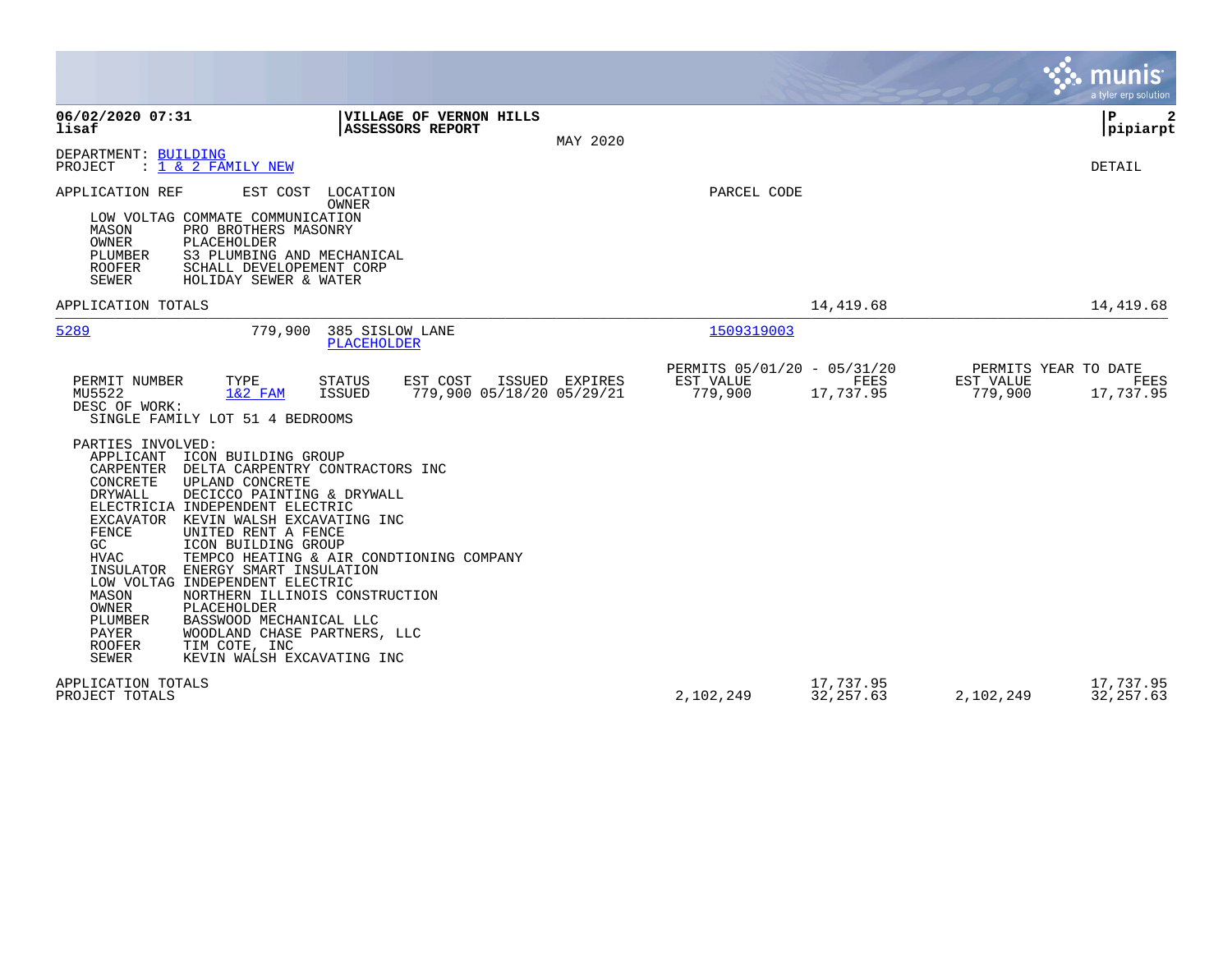06/02/2020 07:31 **VILLAGE OF VERNON HILLS**
lisaf **ASSESSORS REPORT**
MAY 2020

P 2
pipiarpt

DEPARTMENT: BUILDING
PROJECT : 1 & 2 FAMILY NEW

DETAIL

APPLICATION REF EST COST LOCATION PARCEL CODE
OWNER

| Role | Party |
|---|---|
| LOW VOLTAG | COMMATE COMMUNICATION |
| MASON | PRO BROTHERS MASONRY |
| OWNER | PLACEHOLDER |
| PLUMBER | S3 PLUMBING AND MECHANICAL |
| ROOFER | SCHALL DEVELOPEMENT CORP |
| SEWER | HOLIDAY SEWER & WATER |

APPLICATION TOTALS 14,419.68 14,419.68

---

5289 779,900 385 SISLOW LANE 1509319003
PLACEHOLDER

| PERMIT NUMBER | TYPE | STATUS | EST COST | ISSUED | EXPIRES | PERMITS 05/01/20 - 05/31/20 EST VALUE | FEES | PERMITS YEAR TO DATE EST VALUE | FEES |
|---|---|---|---|---|---|---|---|---|---|
| MU5522 | 1&2 FAM | ISSUED | 779,900 | 05/18/20 | 05/29/21 | 779,900 | 17,737.95 | 779,900 | 17,737.95 |

DESC OF WORK:
SINGLE FAMILY LOT 51 4 BEDROOMS

PARTIES INVOLVED:

| Role | Party |
|---|---|
| APPLICANT | ICON BUILDING GROUP |
| CARPENTER | DELTA CARPENTRY CONTRACTORS INC |
| CONCRETE | UPLAND CONCRETE |
| DRYWALL | DECICCO PAINTING & DRYWALL |
| ELECTRICIA | INDEPENDENT ELECTRIC |
| EXCAVATOR | KEVIN WALSH EXCAVATING INC |
| FENCE | UNITED RENT A FENCE |
| GC | ICON BUILDING GROUP |
| HVAC | TEMPCO HEATING & AIR CONDTIONING COMPANY |
| INSULATOR | ENERGY SMART INSULATION |
| LOW VOLTAG | INDEPENDENT ELECTRIC |
| MASON | NORTHERN ILLINOIS CONSTRUCTION |
| OWNER | PLACEHOLDER |
| PLUMBER | BASSWOOD MECHANICAL LLC |
| PAYER | WOODLAND CHASE PARTNERS, LLC |
| ROOFER | TIM COTE, INC |
| SEWER | KEVIN WALSH EXCAVATING INC |

| | EST VALUE | FEES | YTD EST VALUE | YTD FEES |
|---|---|---|---|---|
| APPLICATION TOTALS | | 17,737.95 | | 17,737.95 |
| PROJECT TOTALS | 2,102,249 | 32,257.63 | 2,102,249 | 32,257.63 |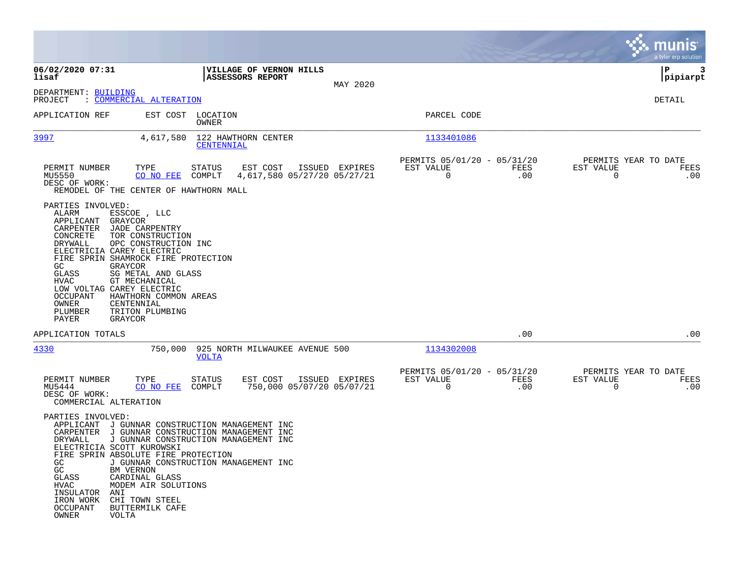**VILLAGE OF VERNON HILLS**
**ASSESSORS REPORT**

MAY 2020

DEPARTMENT: BUILDING
PROJECT : COMMERCIAL ALTERATION

DETAIL

| APPLICATION REF | EST COST | LOCATION / OWNER | PARCEL CODE |
|---|---|---|---|
| 3997 | 4,617,580 | 122 HAWTHORN CENTER / CENTENNIAL | 1133401086 |

| PERMIT NUMBER | TYPE | STATUS | EST COST | ISSUED | EXPIRES | PERMITS 05/01/20 - 05/31/20 EST VALUE | FEES | PERMITS YEAR TO DATE EST VALUE | FEES |
|---|---|---|---|---|---|---|---|---|---|
| MU5550 | CO NO FEE | COMPLT | 4,617,580 | 05/27/20 | 05/27/21 | 0 | .00 | 0 | .00 |

DESC OF WORK:
REMODEL OF THE CENTER OF HAWTHORN MALL

PARTIES INVOLVED:

| Role | Party |
|---|---|
| ALARM | ESSCOE , LLC |
| APPLICANT | GRAYCOR |
| CARPENTER | JADE CARPENTRY |
| CONCRETE | TOR CONSTRUCTION |
| DRYWALL | OPC CONSTRUCTION INC |
| ELECTRICIA | CAREY ELECTRIC |
| FIRE SPRIN | SHAMROCK FIRE PROTECTION |
| GC | GRAYCOR |
| GLASS | SG METAL AND GLASS |
| HVAC | GT MECHANICAL |
| LOW VOLTAG | CAREY ELECTRIC |
| OCCUPANT | HAWTHORN COMMON AREAS |
| OWNER | CENTENNIAL |
| PLUMBER | TRITON PLUMBING |
| PAYER | GRAYCOR |

APPLICATION TOTALS .00 .00

| APPLICATION REF | EST COST | LOCATION / OWNER | PARCEL CODE |
|---|---|---|---|
| 4330 | 750,000 | 925 NORTH MILWAUKEE AVENUE 500 / VOLTA | 1134302008 |

| PERMIT NUMBER | TYPE | STATUS | EST COST | ISSUED | EXPIRES | PERMITS 05/01/20 - 05/31/20 EST VALUE | FEES | PERMITS YEAR TO DATE EST VALUE | FEES |
|---|---|---|---|---|---|---|---|---|---|
| MU5444 | CO NO FEE | COMPLT | 750,000 | 05/07/20 | 05/07/21 | 0 | .00 | 0 | .00 |

DESC OF WORK:
COMMERCIAL ALTERATION

PARTIES INVOLVED:

| Role | Party |
|---|---|
| APPLICANT | J GUNNAR CONSTRUCTION MANAGEMENT INC |
| CARPENTER | J GUNNAR CONSTRUCTION MANAGEMENT INC |
| DRYWALL | J GUNNAR CONSTRUCTION MANAGEMENT INC |
| ELECTRICIA | SCOTT KUROWSKI |
| FIRE SPRIN | ABSOLUTE FIRE PROTECTION |
| GC | J GUNNAR CONSTRUCTION MANAGEMENT INC |
| GC | BM VERNON |
| GLASS | CARDINAL GLASS |
| HVAC | MODEM AIR SOLUTIONS |
| INSULATOR | ANI |
| IRON WORK | CHI TOWN STEEL |
| OCCUPANT | BUTTERMILK CAFE |
| OWNER | VOLTA |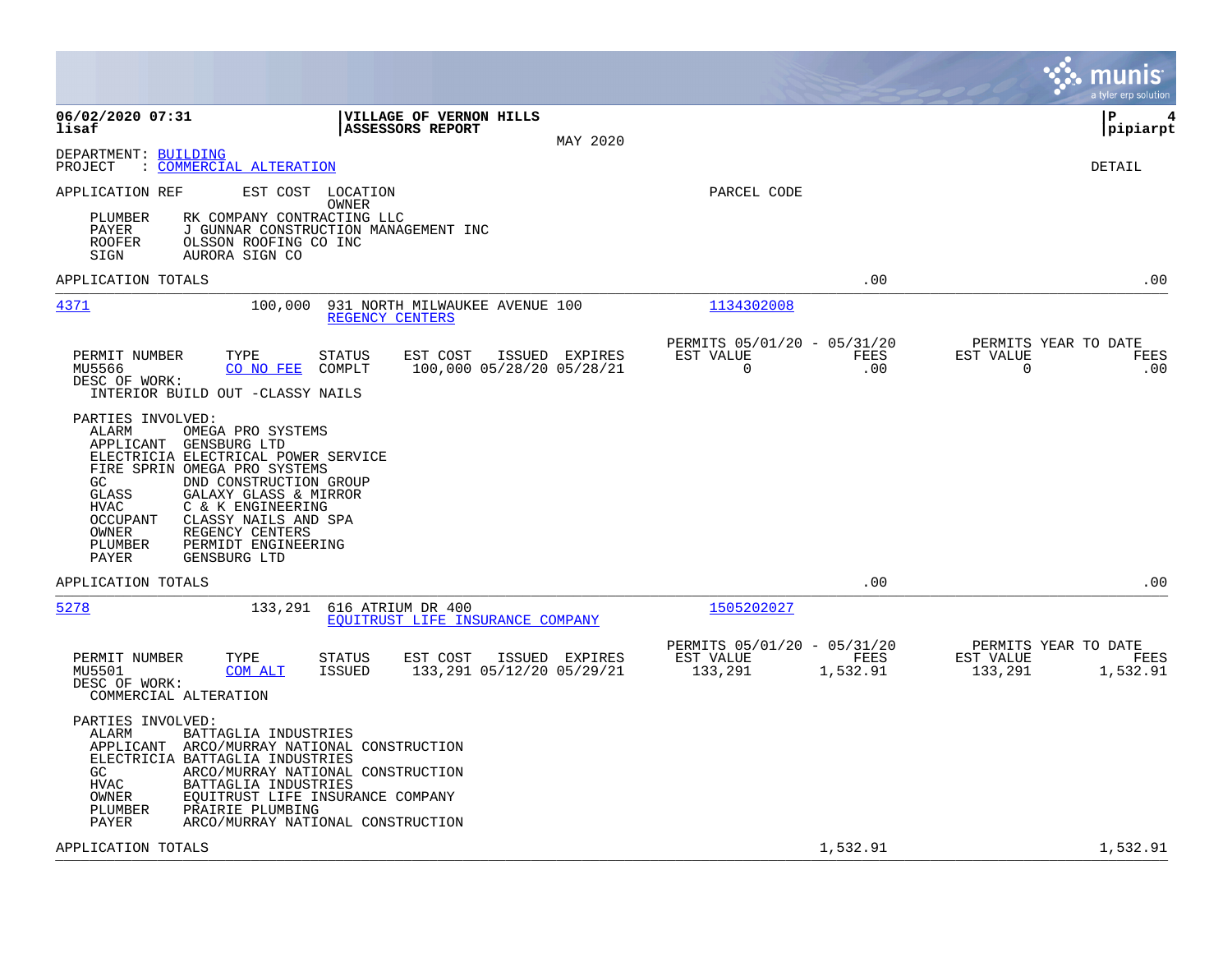**06/02/2020 07:31**
**lisaf**

**VILLAGE OF VERNON HILLS**
**ASSESSORS REPORT**
MAY 2020

**P 4**
**pipiarpt**

DEPARTMENT: BUILDING
PROJECT : COMMERCIAL ALTERATION

DETAIL

APPLICATION REF | EST COST | LOCATION / OWNER | PARCEL CODE

- PLUMBER RK COMPANY CONTRACTING LLC
- PAYER J GUNNAR CONSTRUCTION MANAGEMENT INC
- ROOFER OLSSON ROOFING CO INC
- SIGN AURORA SIGN CO

APPLICATION TOTALS .00 .00

---

**4371** 100,000 931 NORTH MILWAUKEE AVENUE 100
REGENCY CENTERS
PARCEL CODE: 1134302008

| PERMIT NUMBER | TYPE | STATUS | EST COST | ISSUED | EXPIRES | PERMITS 05/01/20 - 05/31/20 EST VALUE | FEES | PERMITS YEAR TO DATE EST VALUE | FEES |
|---|---|---|---|---|---|---|---|---|---|
| MU5566 | CO NO FEE | COMPLT | 100,000 | 05/28/20 | 05/28/21 | 0 | .00 | 0 | .00 |

DESC OF WORK:
INTERIOR BUILD OUT -CLASSY NAILS

PARTIES INVOLVED:
- ALARM OMEGA PRO SYSTEMS
- APPLICANT GENSBURG LTD
- ELECTRICIA ELECTRICAL POWER SERVICE
- FIRE SPRIN OMEGA PRO SYSTEMS
- GC DND CONSTRUCTION GROUP
- GLASS GALAXY GLASS & MIRROR
- HVAC C & K ENGINEERING
- OCCUPANT CLASSY NAILS AND SPA
- OWNER REGENCY CENTERS
- PLUMBER PERMIDT ENGINEERING
- PAYER GENSBURG LTD

APPLICATION TOTALS .00 .00

---

**5278** 133,291 616 ATRIUM DR 400
EQUITRUST LIFE INSURANCE COMPANY
PARCEL CODE: 1505202027

| PERMIT NUMBER | TYPE | STATUS | EST COST | ISSUED | EXPIRES | PERMITS 05/01/20 - 05/31/20 EST VALUE | FEES | PERMITS YEAR TO DATE EST VALUE | FEES |
|---|---|---|---|---|---|---|---|---|---|
| MU5501 | COM ALT | ISSUED | 133,291 | 05/12/20 | 05/29/21 | 133,291 | 1,532.91 | 133,291 | 1,532.91 |

DESC OF WORK:
COMMERCIAL ALTERATION

PARTIES INVOLVED:
- ALARM BATTAGLIA INDUSTRIES
- APPLICANT ARCO/MURRAY NATIONAL CONSTRUCTION
- ELECTRICIA BATTAGLIA INDUSTRIES
- GC ARCO/MURRAY NATIONAL CONSTRUCTION
- HVAC BATTAGLIA INDUSTRIES
- OWNER EQUITRUST LIFE INSURANCE COMPANY
- PLUMBER PRAIRIE PLUMBING
- PAYER ARCO/MURRAY NATIONAL CONSTRUCTION

APPLICATION TOTALS 1,532.91 1,532.91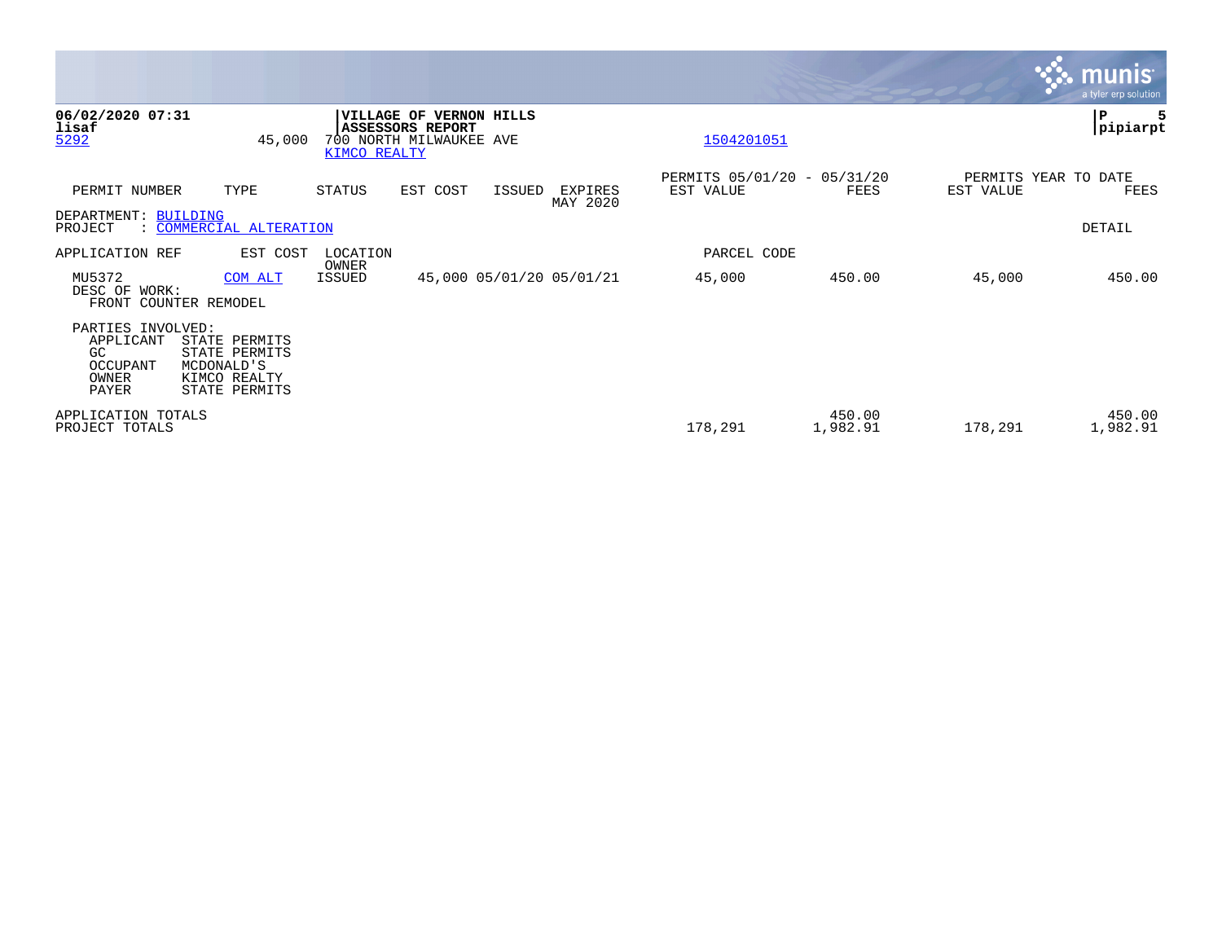**06/02/2020 07:31**
**lisaf**

**VILLAGE OF VERNON HILLS**
**ASSESSORS REPORT**

**pipiarpt**

5292 &nbsp;&nbsp; 45,000 &nbsp;&nbsp; 700 NORTH MILWAUKEE AVE &nbsp;&nbsp; 1504201051
KIMCO REALTY

| PERMIT NUMBER | TYPE | STATUS | EST COST | ISSUED | EXPIRES MAY 2020 | PERMITS 05/01/20 - 05/31/20 EST VALUE | FEES | PERMITS YEAR TO DATE EST VALUE | FEES |
|---|---|---|---|---|---|---|---|---|---|

DEPARTMENT: BUILDING
PROJECT : COMMERCIAL ALTERATION &nbsp;&nbsp; DETAIL

| APPLICATION REF | EST COST | LOCATION OWNER | | | | PARCEL CODE | | | |
|---|---|---|---|---|---|---|---|---|---|
| MU5372 | COM ALT | ISSUED | 45,000 | 05/01/20 | 05/01/21 | 45,000 | 450.00 | 45,000 | 450.00 |

DESC OF WORK:
FRONT COUNTER REMODEL

PARTIES INVOLVED:

| Role | Name |
|---|---|
| APPLICANT | STATE PERMITS |
| GC | STATE PERMITS |
| OCCUPANT | MCDONALD'S |
| OWNER | KIMCO REALTY |
| PAYER | STATE PERMITS |

| | EST VALUE | FEES | EST VALUE | FEES |
|---|---|---|---|---|
| APPLICATION TOTALS | | 450.00 | | 450.00 |
| PROJECT TOTALS | 178,291 | 1,982.91 | 178,291 | 1,982.91 |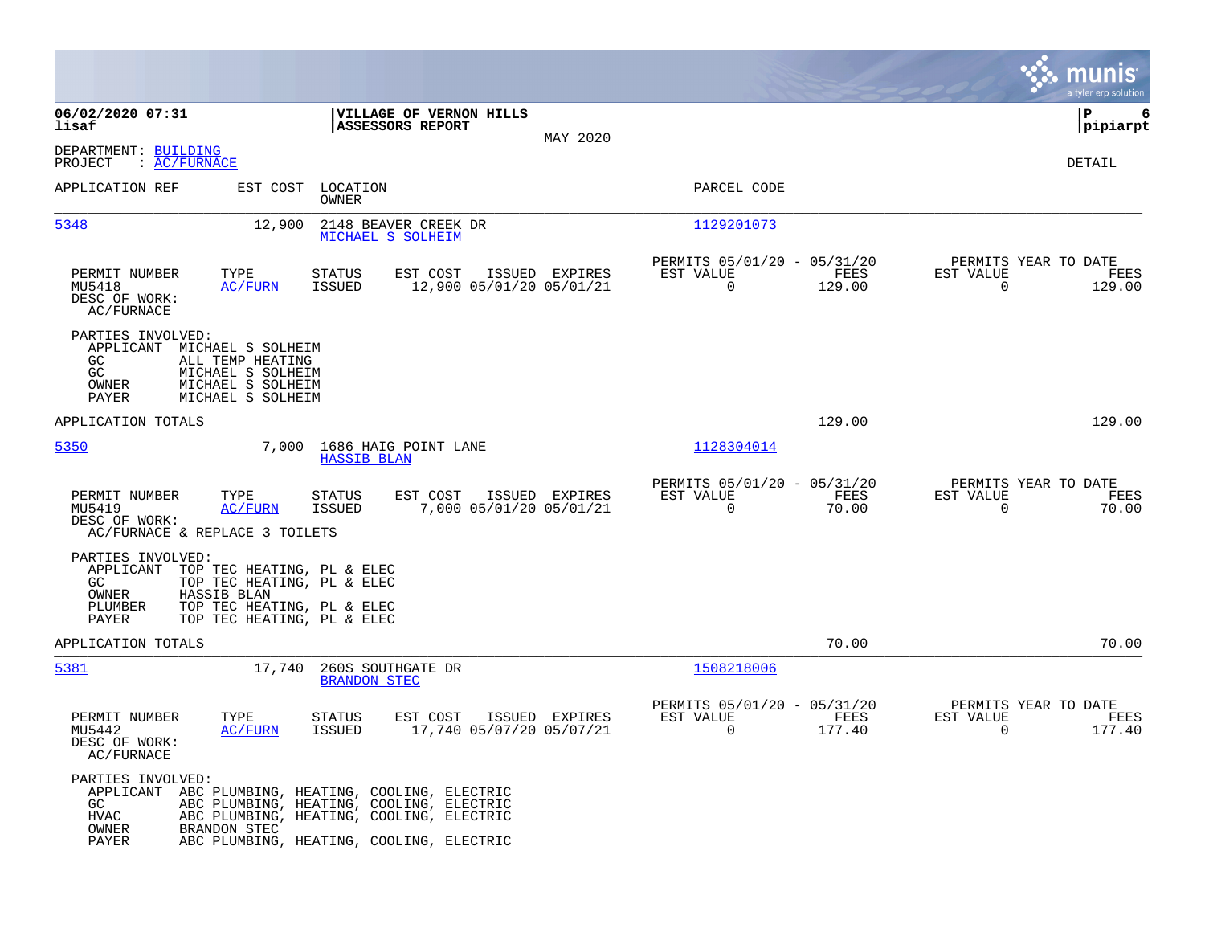**06/02/2020 07:31**
**lisaf**

**VILLAGE OF VERNON HILLS**
**ASSESSORS REPORT**

MAY 2020

**pipiarpt**

DEPARTMENT: BUILDING
PROJECT : AC/FURNACE

DETAIL

| APPLICATION REF | EST COST | LOCATION / OWNER | PARCEL CODE |
|---|---|---|---|
| 5348 | 12,900 | 2148 BEAVER CREEK DR / MICHAEL S SOLHEIM | 1129201073 |

| PERMIT NUMBER | TYPE | STATUS | EST COST | ISSUED | EXPIRES | PERMITS 05/01/20 - 05/31/20 EST VALUE | FEES | PERMITS YEAR TO DATE EST VALUE | FEES |
|---|---|---|---|---|---|---|---|---|---|
| MU5418 | AC/FURN | ISSUED | 12,900 | 05/01/20 | 05/01/21 | 0 | 129.00 | 0 | 129.00 |

DESC OF WORK:
AC/FURNACE

PARTIES INVOLVED:
- APPLICANT MICHAEL S SOLHEIM
- GC ALL TEMP HEATING
- GC MICHAEL S SOLHEIM
- OWNER MICHAEL S SOLHEIM
- PAYER MICHAEL S SOLHEIM

APPLICATION TOTALS: 129.00 | 129.00

| APPLICATION REF | EST COST | LOCATION / OWNER | PARCEL CODE |
|---|---|---|---|
| 5350 | 7,000 | 1686 HAIG POINT LANE / HASSIB BLAN | 1128304014 |

| PERMIT NUMBER | TYPE | STATUS | EST COST | ISSUED | EXPIRES | PERMITS 05/01/20 - 05/31/20 EST VALUE | FEES | PERMITS YEAR TO DATE EST VALUE | FEES |
|---|---|---|---|---|---|---|---|---|---|
| MU5419 | AC/FURN | ISSUED | 7,000 | 05/01/20 | 05/01/21 | 0 | 70.00 | 0 | 70.00 |

DESC OF WORK:
AC/FURNACE & REPLACE 3 TOILETS

PARTIES INVOLVED:
- APPLICANT TOP TEC HEATING, PL & ELEC
- GC TOP TEC HEATING, PL & ELEC
- OWNER HASSIB BLAN
- PLUMBER TOP TEC HEATING, PL & ELEC
- PAYER TOP TEC HEATING, PL & ELEC

APPLICATION TOTALS: 70.00 | 70.00

| APPLICATION REF | EST COST | LOCATION / OWNER | PARCEL CODE |
|---|---|---|---|
| 5381 | 17,740 | 260S SOUTHGATE DR / BRANDON STEC | 1508218006 |

| PERMIT NUMBER | TYPE | STATUS | EST COST | ISSUED | EXPIRES | PERMITS 05/01/20 - 05/31/20 EST VALUE | FEES | PERMITS YEAR TO DATE EST VALUE | FEES |
|---|---|---|---|---|---|---|---|---|---|
| MU5442 | AC/FURN | ISSUED | 17,740 | 05/07/20 | 05/07/21 | 0 | 177.40 | 0 | 177.40 |

DESC OF WORK:
AC/FURNACE

PARTIES INVOLVED:
- APPLICANT ABC PLUMBING, HEATING, COOLING, ELECTRIC
- GC ABC PLUMBING, HEATING, COOLING, ELECTRIC
- HVAC ABC PLUMBING, HEATING, COOLING, ELECTRIC
- OWNER BRANDON STEC
- PAYER ABC PLUMBING, HEATING, COOLING, ELECTRIC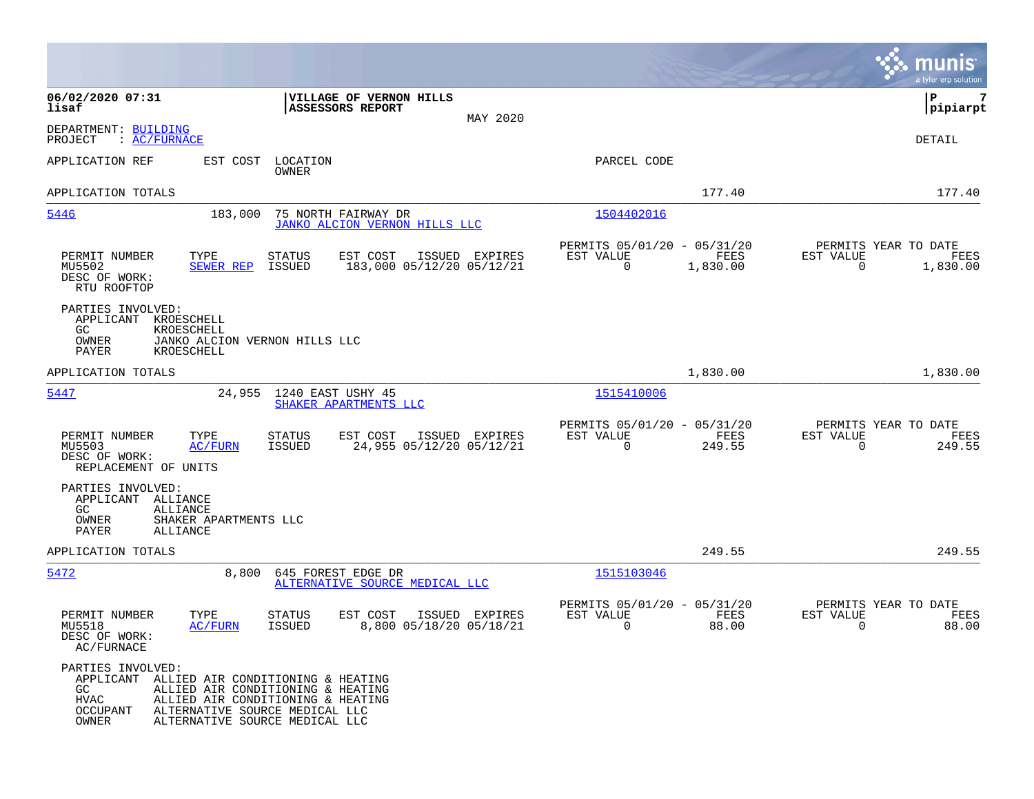**06/02/2020 07:31**
**lisaf**

**VILLAGE OF VERNON HILLS**
**ASSESSORS REPORT**

MAY 2020

**P 7**
**pipiarpt**

DEPARTMENT: BUILDING
PROJECT : AC/FURNACE

DETAIL

| APPLICATION REF | EST COST | LOCATION / OWNER | PARCEL CODE | | |
|---|---|---|---|---|---|
| APPLICATION TOTALS | | | | 177.40 | 177.40 |

---

**5446** — 183,000 — 75 NORTH FAIRWAY DR — JANKO ALCION VERNON HILLS LLC — Parcel: 1504402016

| PERMIT NUMBER | TYPE | STATUS | EST COST | ISSUED | EXPIRES | PERMITS 05/01/20 - 05/31/20 EST VALUE | FEES | PERMITS YEAR TO DATE EST VALUE | FEES |
|---|---|---|---|---|---|---|---|---|---|
| MU5502 | SEWER REP | ISSUED | 183,000 | 05/12/20 | 05/12/21 | 0 | 1,830.00 | 0 | 1,830.00 |

DESC OF WORK:
RTU ROOFTOP

PARTIES INVOLVED:
- APPLICANT KROESCHELL
- GC KROESCHELL
- OWNER JANKO ALCION VERNON HILLS LLC
- PAYER KROESCHELL

APPLICATION TOTALS 1,830.00 1,830.00

---

**5447** — 24,955 — 1240 EAST USHY 45 — SHAKER APARTMENTS LLC — Parcel: 1515410006

| PERMIT NUMBER | TYPE | STATUS | EST COST | ISSUED | EXPIRES | PERMITS 05/01/20 - 05/31/20 EST VALUE | FEES | PERMITS YEAR TO DATE EST VALUE | FEES |
|---|---|---|---|---|---|---|---|---|---|
| MU5503 | AC/FURN | ISSUED | 24,955 | 05/12/20 | 05/12/21 | 0 | 249.55 | 0 | 249.55 |

DESC OF WORK:
REPLACEMENT OF UNITS

PARTIES INVOLVED:
- APPLICANT ALLIANCE
- GC ALLIANCE
- OWNER SHAKER APARTMENTS LLC
- PAYER ALLIANCE

APPLICATION TOTALS 249.55 249.55

---

**5472** — 8,800 — 645 FOREST EDGE DR — ALTERNATIVE SOURCE MEDICAL LLC — Parcel: 1515103046

| PERMIT NUMBER | TYPE | STATUS | EST COST | ISSUED | EXPIRES | PERMITS 05/01/20 - 05/31/20 EST VALUE | FEES | PERMITS YEAR TO DATE EST VALUE | FEES |
|---|---|---|---|---|---|---|---|---|---|
| MU5518 | AC/FURN | ISSUED | 8,800 | 05/18/20 | 05/18/21 | 0 | 88.00 | 0 | 88.00 |

DESC OF WORK:
AC/FURNACE

PARTIES INVOLVED:
- APPLICANT ALLIED AIR CONDITIONING & HEATING
- GC ALLIED AIR CONDITIONING & HEATING
- HVAC ALLIED AIR CONDITIONING & HEATING
- OCCUPANT ALTERNATIVE SOURCE MEDICAL LLC
- OWNER ALTERNATIVE SOURCE MEDICAL LLC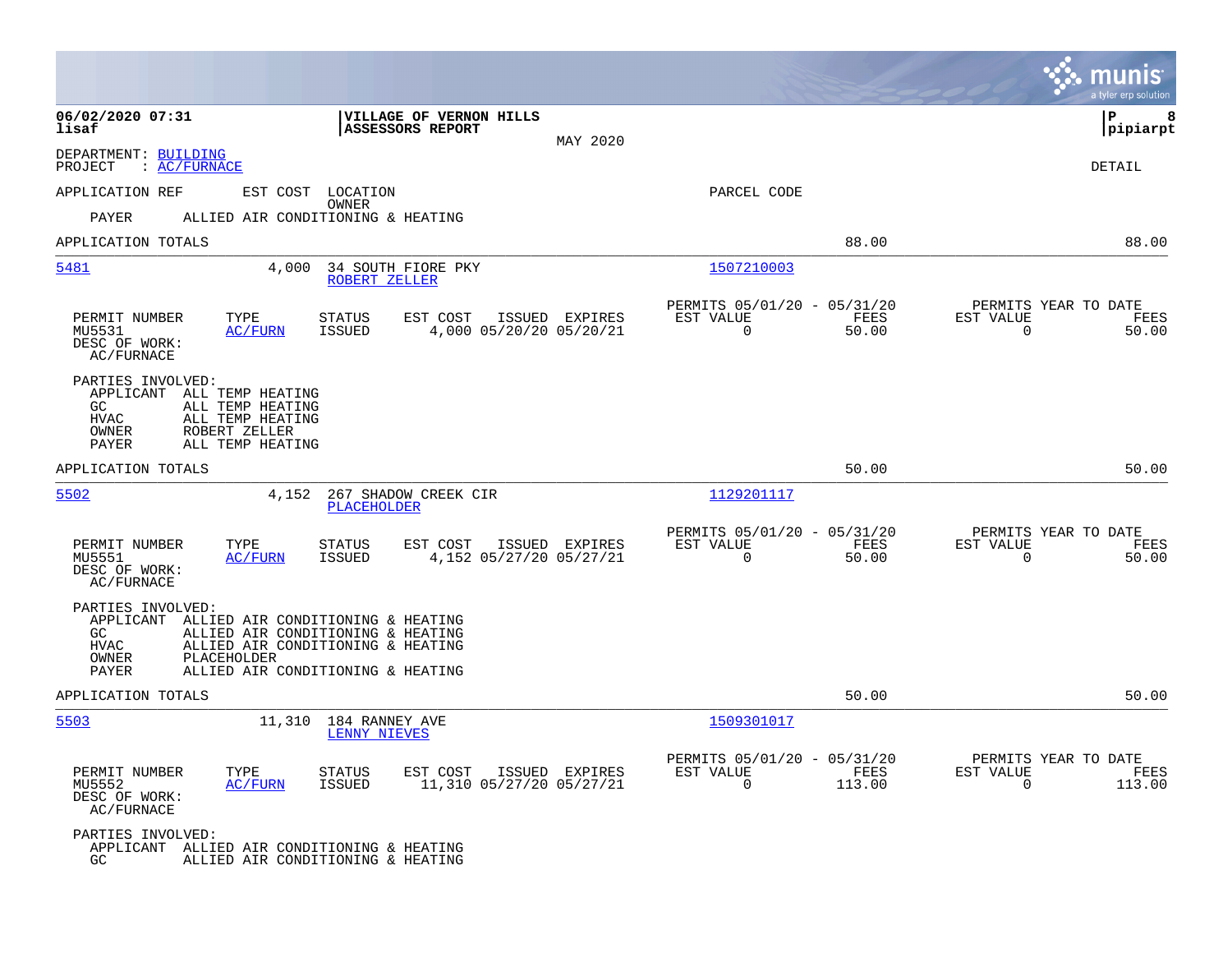06/02/2020 07:31
lisaf

**VILLAGE OF VERNON HILLS**
**ASSESSORS REPORT**

MAY 2020

P 8
pipiarpt

DEPARTMENT: BUILDING
PROJECT : AC/FURNACE

DETAIL

APPLICATION REF | EST COST | LOCATION / OWNER | PARCEL CODE

PAYER ALLIED AIR CONDITIONING & HEATING

APPLICATION TOTALS 88.00 88.00

---

**5481** 4,000 34 SOUTH FIORE PKY 1507210003
ROBERT ZELLER

| PERMIT NUMBER | TYPE | STATUS | EST COST | ISSUED | EXPIRES | PERMITS 05/01/20 - 05/31/20 EST VALUE | FEES | PERMITS YEAR TO DATE EST VALUE | FEES |
|---|---|---|---|---|---|---|---|---|---|
| MU5531 | AC/FURN | ISSUED | 4,000 | 05/20/20 | 05/20/21 | 0 | 50.00 | 0 | 50.00 |

DESC OF WORK:
AC/FURNACE

PARTIES INVOLVED:
APPLICANT ALL TEMP HEATING
GC ALL TEMP HEATING
HVAC ALL TEMP HEATING
OWNER ROBERT ZELLER
PAYER ALL TEMP HEATING

APPLICATION TOTALS 50.00 50.00

---

**5502** 4,152 267 SHADOW CREEK CIR 1129201117
PLACEHOLDER

| PERMIT NUMBER | TYPE | STATUS | EST COST | ISSUED | EXPIRES | PERMITS 05/01/20 - 05/31/20 EST VALUE | FEES | PERMITS YEAR TO DATE EST VALUE | FEES |
|---|---|---|---|---|---|---|---|---|---|
| MU5551 | AC/FURN | ISSUED | 4,152 | 05/27/20 | 05/27/21 | 0 | 50.00 | 0 | 50.00 |

DESC OF WORK:
AC/FURNACE

PARTIES INVOLVED:
APPLICANT ALLIED AIR CONDITIONING & HEATING
GC ALLIED AIR CONDITIONING & HEATING
HVAC ALLIED AIR CONDITIONING & HEATING
OWNER PLACEHOLDER
PAYER ALLIED AIR CONDITIONING & HEATING

APPLICATION TOTALS 50.00 50.00

---

**5503** 11,310 184 RANNEY AVE 1509301017
LENNY NIEVES

| PERMIT NUMBER | TYPE | STATUS | EST COST | ISSUED | EXPIRES | PERMITS 05/01/20 - 05/31/20 EST VALUE | FEES | PERMITS YEAR TO DATE EST VALUE | FEES |
|---|---|---|---|---|---|---|---|---|---|
| MU5552 | AC/FURN | ISSUED | 11,310 | 05/27/20 | 05/27/21 | 0 | 113.00 | 0 | 113.00 |

DESC OF WORK:
AC/FURNACE

PARTIES INVOLVED:
APPLICANT ALLIED AIR CONDITIONING & HEATING
GC ALLIED AIR CONDITIONING & HEATING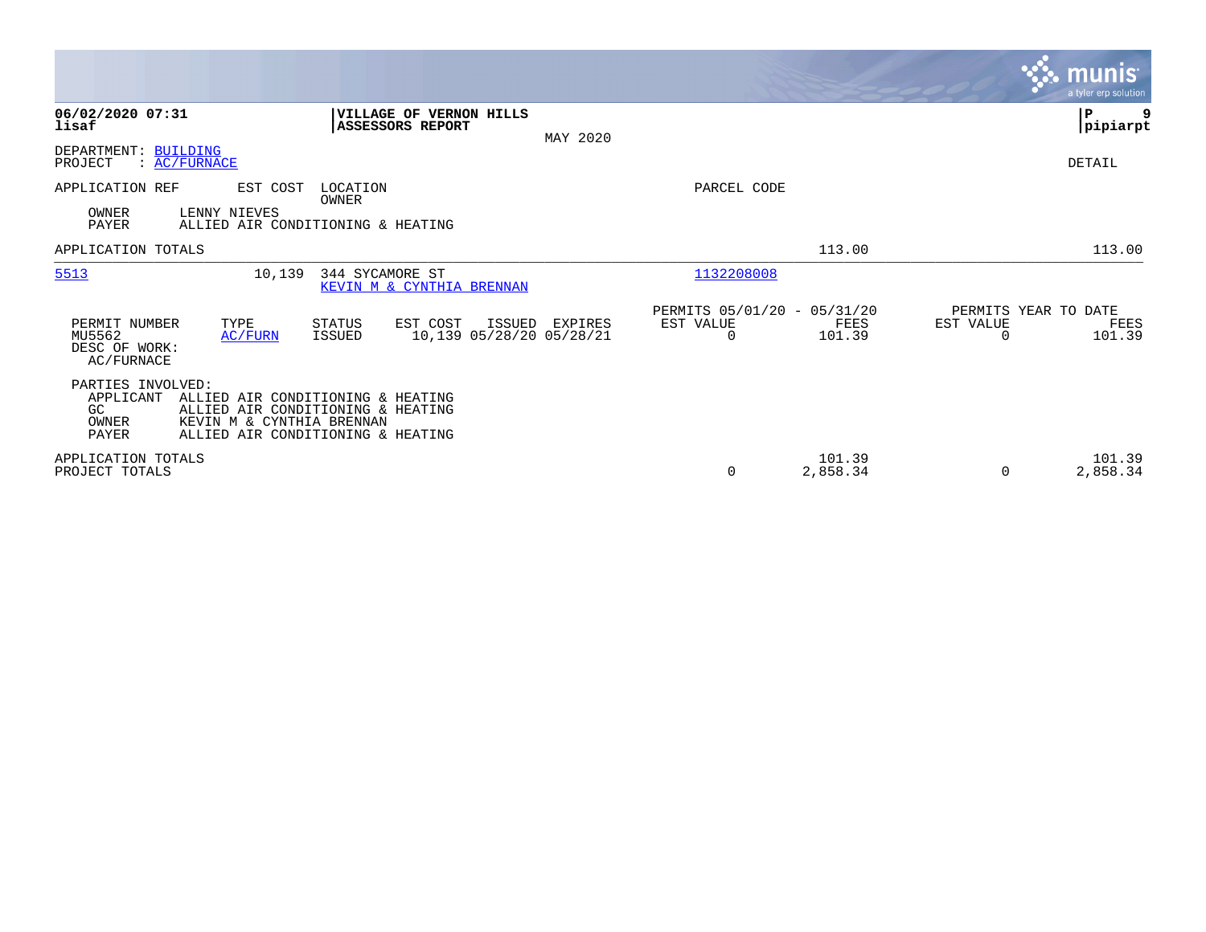**06/02/2020 07:31**
**lisaf**

**VILLAGE OF VERNON HILLS**
**ASSESSORS REPORT**

MAY 2020

**P 9**
**pipiarpt**

DEPARTMENT: BUILDING
PROJECT : AC/FURNACE

DETAIL

| APPLICATION REF | EST COST | LOCATION / OWNER | PARCEL CODE | | | |
|---|---|---|---|---|---|---|
| OWNER | LENNY NIEVES | | | | | |
| PAYER | ALLIED AIR CONDITIONING & HEATING | | | | | |
| APPLICATION TOTALS | | | | 113.00 | | 113.00 |
| 5513 | 10,139 | 344 SYCAMORE ST / KEVIN M & CYNTHIA BRENNAN | 1132208008 | | | |

| PERMIT NUMBER | TYPE | STATUS | EST COST | ISSUED | EXPIRES | PERMITS 05/01/20 - 05/31/20 EST VALUE | FEES | PERMITS YEAR TO DATE EST VALUE | FEES |
|---|---|---|---|---|---|---|---|---|---|
| MU5562 | AC/FURN | ISSUED | 10,139 | 05/28/20 | 05/28/21 | 0 | 101.39 | 0 | 101.39 |

DESC OF WORK:
AC/FURNACE

PARTIES INVOLVED:

| | |
|---|---|
| APPLICANT | ALLIED AIR CONDITIONING & HEATING |
| GC | ALLIED AIR CONDITIONING & HEATING |
| OWNER | KEVIN M & CYNTHIA BRENNAN |
| PAYER | ALLIED AIR CONDITIONING & HEATING |

| | EST VALUE | FEES | EST VALUE | FEES |
|---|---|---|---|---|
| APPLICATION TOTALS | | 101.39 | | 101.39 |
| PROJECT TOTALS | 0 | 2,858.34 | 0 | 2,858.34 |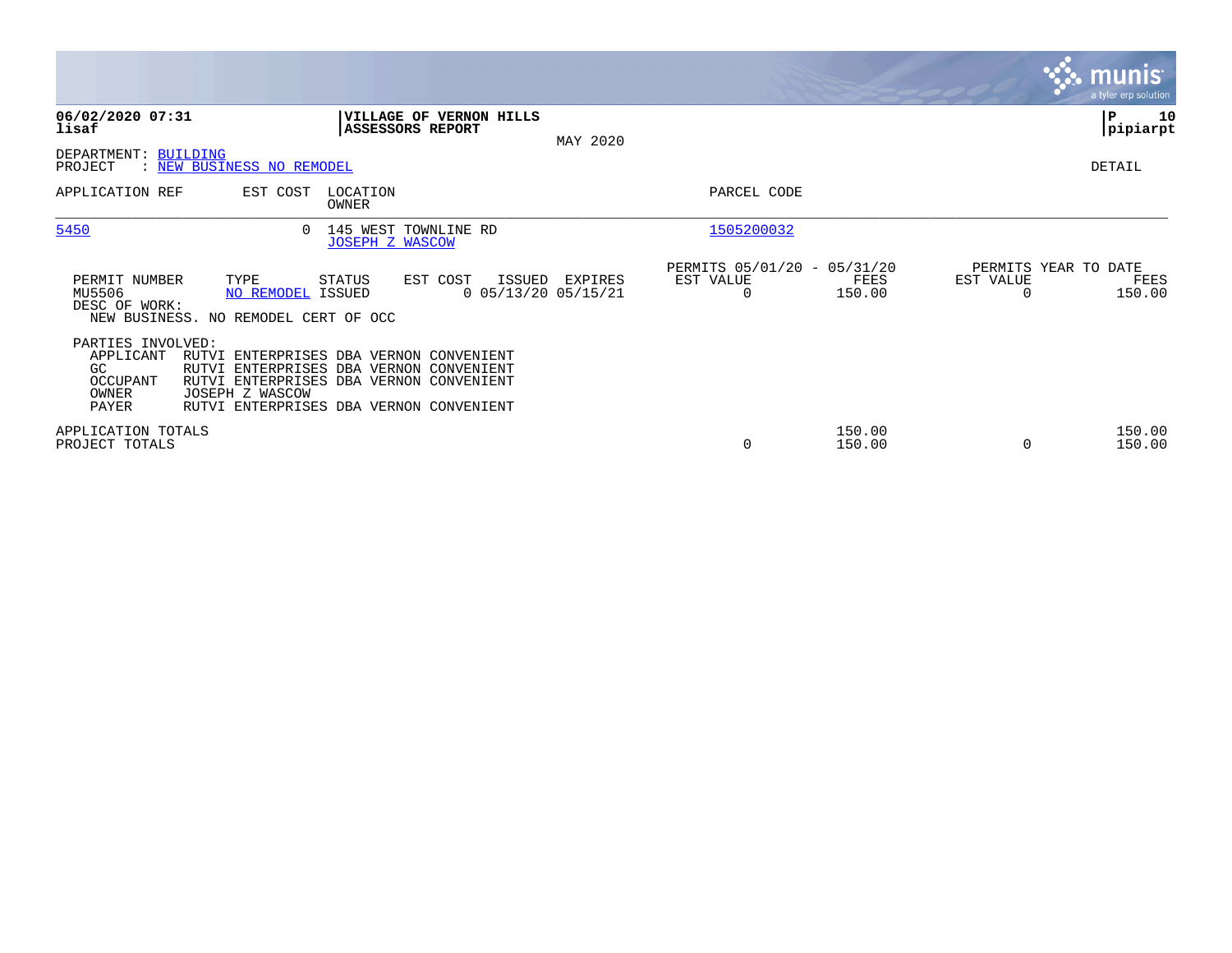**VILLAGE OF VERNON HILLS**
**ASSESSORS REPORT**

MAY 2020

DEPARTMENT: BUILDING
PROJECT : NEW BUSINESS NO REMODEL

DETAIL

| APPLICATION REF | EST COST | LOCATION / OWNER | PARCEL CODE |
|---|---|---|---|
| 5450 | 0 | 145 WEST TOWNLINE RD / JOSEPH Z WASCOW | 1505200032 |

| PERMIT NUMBER | TYPE | STATUS | EST COST | ISSUED | EXPIRES | PERMITS 05/01/20 - 05/31/20 EST VALUE | FEES | PERMITS YEAR TO DATE EST VALUE | FEES |
|---|---|---|---|---|---|---|---|---|---|
| MU5506 | NO REMODEL | ISSUED | 0 | 05/13/20 | 05/15/21 | 0 | 150.00 | 0 | 150.00 |

DESC OF WORK:
NEW BUSINESS. NO REMODEL CERT OF OCC

PARTIES INVOLVED:

| | |
|---|---|
| APPLICANT | RUTVI ENTERPRISES DBA VERNON CONVENIENT |
| GC | RUTVI ENTERPRISES DBA VERNON CONVENIENT |
| OCCUPANT | RUTVI ENTERPRISES DBA VERNON CONVENIENT |
| OWNER | JOSEPH Z WASCOW |
| PAYER | RUTVI ENTERPRISES DBA VERNON CONVENIENT |

| | EST VALUE | FEES | YTD EST VALUE | YTD FEES |
|---|---|---|---|---|
| APPLICATION TOTALS | | 150.00 | | 150.00 |
| PROJECT TOTALS | 0 | 150.00 | 0 | 150.00 |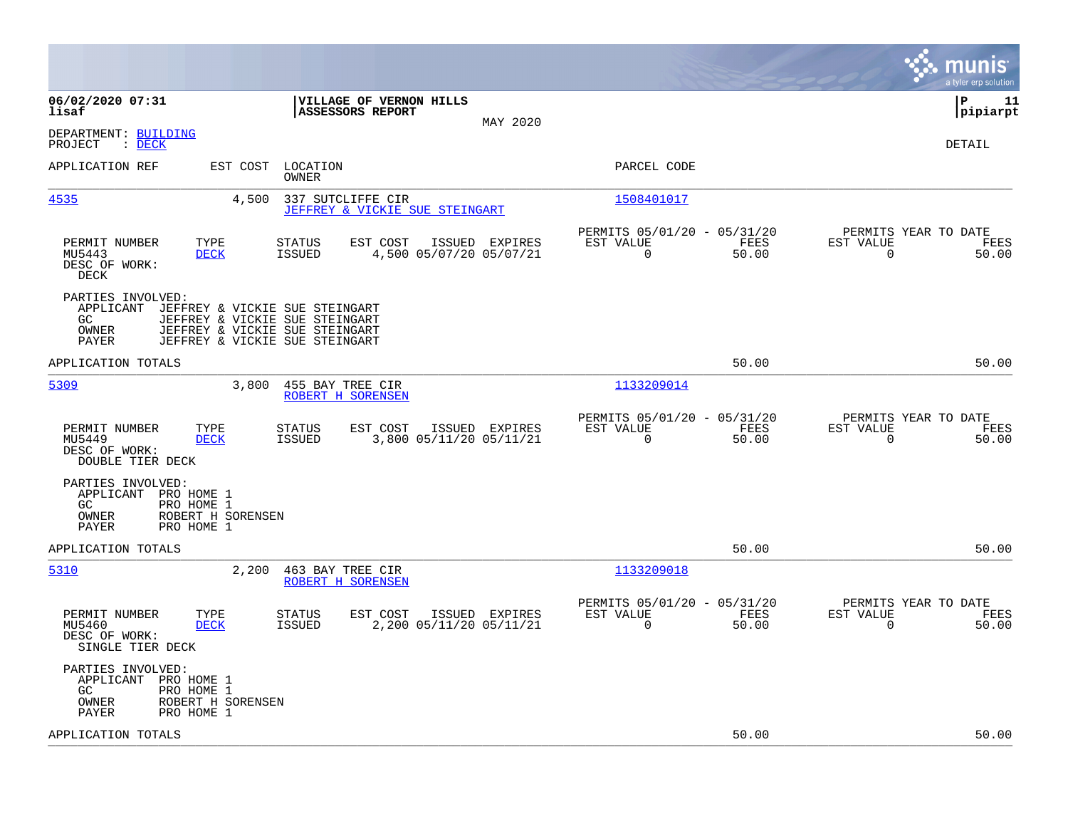**06/02/2020 07:31**
**lisaf**

**VILLAGE OF VERNON HILLS**
**ASSESSORS REPORT**
MAY 2020

**P 11**
**pipiarpt**

DEPARTMENT: BUILDING
PROJECT : DECK

DETAIL

| APPLICATION REF | EST COST | LOCATION / OWNER | PARCEL CODE |
|---|---|---|---|
| 4535 | 4,500 | 337 SUTCLIFFE CIR / JEFFREY & VICKIE SUE STEINGART | 1508401017 |

| PERMIT NUMBER | TYPE | STATUS | EST COST | ISSUED | EXPIRES | PERMITS 05/01/20 - 05/31/20 EST VALUE | FEES | PERMITS YEAR TO DATE EST VALUE | FEES |
|---|---|---|---|---|---|---|---|---|---|
| MU5443 | DECK | ISSUED | 4,500 | 05/07/20 | 05/07/21 | 0 | 50.00 | 0 | 50.00 |

DESC OF WORK:
DECK

PARTIES INVOLVED:
- APPLICANT JEFFREY & VICKIE SUE STEINGART
- GC JEFFREY & VICKIE SUE STEINGART
- OWNER JEFFREY & VICKIE SUE STEINGART
- PAYER JEFFREY & VICKIE SUE STEINGART

APPLICATION TOTALS 50.00 50.00

| APPLICATION REF | EST COST | LOCATION / OWNER | PARCEL CODE |
|---|---|---|---|
| 5309 | 3,800 | 455 BAY TREE CIR / ROBERT H SORENSEN | 1133209014 |

| PERMIT NUMBER | TYPE | STATUS | EST COST | ISSUED | EXPIRES | PERMITS 05/01/20 - 05/31/20 EST VALUE | FEES | PERMITS YEAR TO DATE EST VALUE | FEES |
|---|---|---|---|---|---|---|---|---|---|
| MU5449 | DECK | ISSUED | 3,800 | 05/11/20 | 05/11/21 | 0 | 50.00 | 0 | 50.00 |

DESC OF WORK:
DOUBLE TIER DECK

PARTIES INVOLVED:
- APPLICANT PRO HOME 1
- GC PRO HOME 1
- OWNER ROBERT H SORENSEN
- PAYER PRO HOME 1

APPLICATION TOTALS 50.00 50.00

| APPLICATION REF | EST COST | LOCATION / OWNER | PARCEL CODE |
|---|---|---|---|
| 5310 | 2,200 | 463 BAY TREE CIR / ROBERT H SORENSEN | 1133209018 |

| PERMIT NUMBER | TYPE | STATUS | EST COST | ISSUED | EXPIRES | PERMITS 05/01/20 - 05/31/20 EST VALUE | FEES | PERMITS YEAR TO DATE EST VALUE | FEES |
|---|---|---|---|---|---|---|---|---|---|
| MU5460 | DECK | ISSUED | 2,200 | 05/11/20 | 05/11/21 | 0 | 50.00 | 0 | 50.00 |

DESC OF WORK:
SINGLE TIER DECK

PARTIES INVOLVED:
- APPLICANT PRO HOME 1
- GC PRO HOME 1
- OWNER ROBERT H SORENSEN
- PAYER PRO HOME 1

APPLICATION TOTALS 50.00 50.00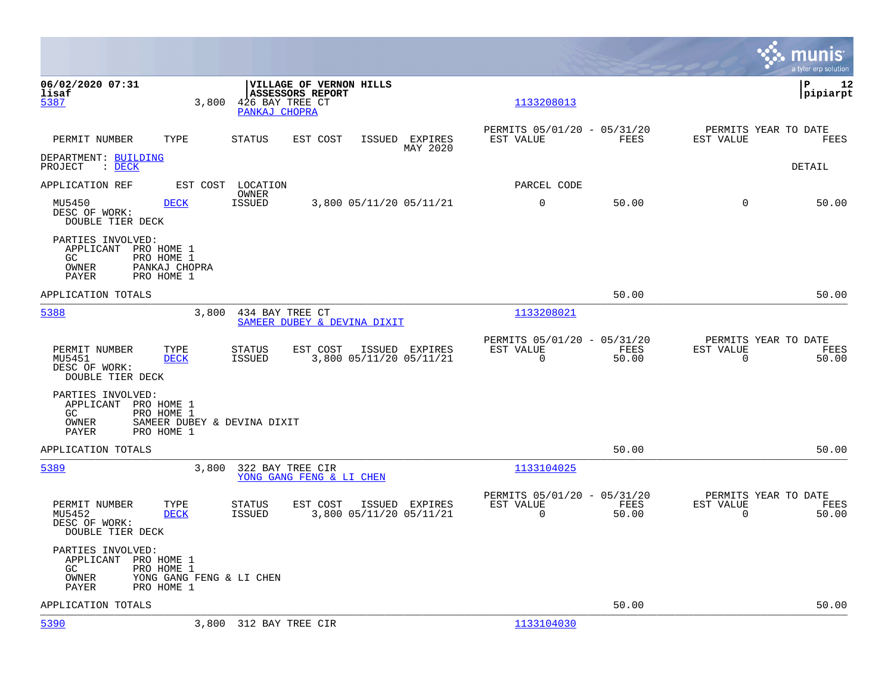06/02/2020 07:31
lisaf

**VILLAGE OF VERNON HILLS**
**ASSESSORS REPORT**

P 12
pipiarpt

5387 | 3,800 | 426 BAY TREE CT | 1133208013
PANKAJ CHOPRA

| PERMIT NUMBER | TYPE | STATUS | EST COST | ISSUED | EXPIRES | PERMITS 05/01/20 - 05/31/20 EST VALUE | FEES | PERMITS YEAR TO DATE EST VALUE | FEES |
|---|---|---|---|---|---|---|---|---|---|
| | | | | | MAY 2020 | | | | |

DEPARTMENT: BUILDING
PROJECT : DECK

DETAIL

| APPLICATION REF | EST COST | LOCATION OWNER | | | | PARCEL CODE | | | |
|---|---|---|---|---|---|---|---|---|---|
| MU5450 | DECK | ISSUED | 3,800 | 05/11/20 | 05/11/21 | 0 | 50.00 | 0 | 50.00 |

DESC OF WORK:
DOUBLE TIER DECK

PARTIES INVOLVED:
APPLICANT PRO HOME 1
GC PRO HOME 1
OWNER PANKAJ CHOPRA
PAYER PRO HOME 1

APPLICATION TOTALS 50.00 50.00

---

5388 | 3,800 | 434 BAY TREE CT | 1133208021
SAMEER DUBEY & DEVINA DIXIT

| PERMIT NUMBER | TYPE | STATUS | EST COST | ISSUED | EXPIRES | PERMITS 05/01/20 - 05/31/20 EST VALUE | FEES | PERMITS YEAR TO DATE EST VALUE | FEES |
|---|---|---|---|---|---|---|---|---|---|
| MU5451 | DECK | ISSUED | 3,800 | 05/11/20 | 05/11/21 | 0 | 50.00 | 0 | 50.00 |

DESC OF WORK:
DOUBLE TIER DECK

PARTIES INVOLVED:
APPLICANT PRO HOME 1
GC PRO HOME 1
OWNER SAMEER DUBEY & DEVINA DIXIT
PAYER PRO HOME 1

APPLICATION TOTALS 50.00 50.00

---

5389 | 3,800 | 322 BAY TREE CIR | 1133104025
YONG GANG FENG & LI CHEN

| PERMIT NUMBER | TYPE | STATUS | EST COST | ISSUED | EXPIRES | PERMITS 05/01/20 - 05/31/20 EST VALUE | FEES | PERMITS YEAR TO DATE EST VALUE | FEES |
|---|---|---|---|---|---|---|---|---|---|
| MU5452 | DECK | ISSUED | 3,800 | 05/11/20 | 05/11/21 | 0 | 50.00 | 0 | 50.00 |

DESC OF WORK:
DOUBLE TIER DECK

PARTIES INVOLVED:
APPLICANT PRO HOME 1
GC PRO HOME 1
OWNER YONG GANG FENG & LI CHEN
PAYER PRO HOME 1

APPLICATION TOTALS 50.00 50.00

---

5390 | 3,800 | 312 BAY TREE CIR | 1133104030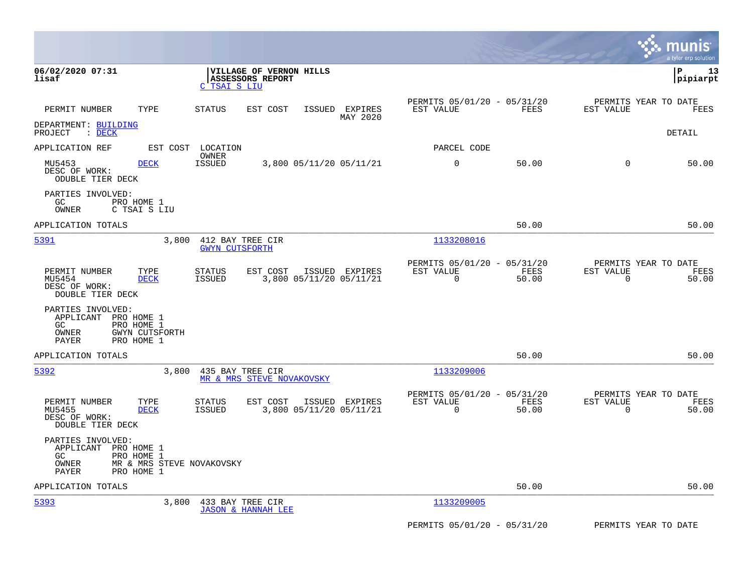**06/02/2020 07:31**
**lisaf**

**VILLAGE OF VERNON HILLS**
**ASSESSORS REPORT**
C TSAI S LIU

**P 13**
**pipiarpt**

| PERMIT NUMBER | TYPE | STATUS | EST COST | ISSUED | EXPIRES | PERMITS 05/01/20 - 05/31/20 EST VALUE | FEES | PERMITS YEAR TO DATE EST VALUE | FEES |
|---|---|---|---|---|---|---|---|---|---|
| | | | | | MAY 2020 | | | | |

DEPARTMENT: BUILDING
PROJECT : DECK

DETAIL

APPLICATION REF | EST COST | LOCATION / OWNER | PARCEL CODE

| PERMIT NUMBER | TYPE | STATUS | EST COST | ISSUED | EXPIRES | EST VALUE | FEES | EST VALUE | FEES |
|---|---|---|---|---|---|---|---|---|---|
| MU5453 | DECK | ISSUED | 3,800 | 05/11/20 | 05/11/21 | 0 | 50.00 | 0 | 50.00 |

DESC OF WORK:
ODUBLE TIER DECK

PARTIES INVOLVED:
GC PRO HOME 1
OWNER C TSAI S LIU

APPLICATION TOTALS 50.00 50.00

---

5391 3,800 412 BAY TREE CIR
GWYN CUTSFORTH
1133208016

| PERMIT NUMBER | TYPE | STATUS | EST COST | ISSUED | EXPIRES | PERMITS 05/01/20 - 05/31/20 EST VALUE | FEES | PERMITS YEAR TO DATE EST VALUE | FEES |
|---|---|---|---|---|---|---|---|---|---|
| MU5454 | DECK | ISSUED | 3,800 | 05/11/20 | 05/11/21 | 0 | 50.00 | 0 | 50.00 |

DESC OF WORK:
DOUBLE TIER DECK

PARTIES INVOLVED:
APPLICANT PRO HOME 1
GC PRO HOME 1
OWNER GWYN CUTSFORTH
PAYER PRO HOME 1

APPLICATION TOTALS 50.00 50.00

---

5392 3,800 435 BAY TREE CIR
MR & MRS STEVE NOVAKOVSKY
1133209006

| PERMIT NUMBER | TYPE | STATUS | EST COST | ISSUED | EXPIRES | PERMITS 05/01/20 - 05/31/20 EST VALUE | FEES | PERMITS YEAR TO DATE EST VALUE | FEES |
|---|---|---|---|---|---|---|---|---|---|
| MU5455 | DECK | ISSUED | 3,800 | 05/11/20 | 05/11/21 | 0 | 50.00 | 0 | 50.00 |

DESC OF WORK:
DOUBLE TIER DECK

PARTIES INVOLVED:
APPLICANT PRO HOME 1
GC PRO HOME 1
OWNER MR & MRS STEVE NOVAKOVSKY
PAYER PRO HOME 1

APPLICATION TOTALS 50.00 50.00

---

5393 3,800 433 BAY TREE CIR
JASON & HANNAH LEE
1133209005

PERMITS 05/01/20 - 05/31/20 PERMITS YEAR TO DATE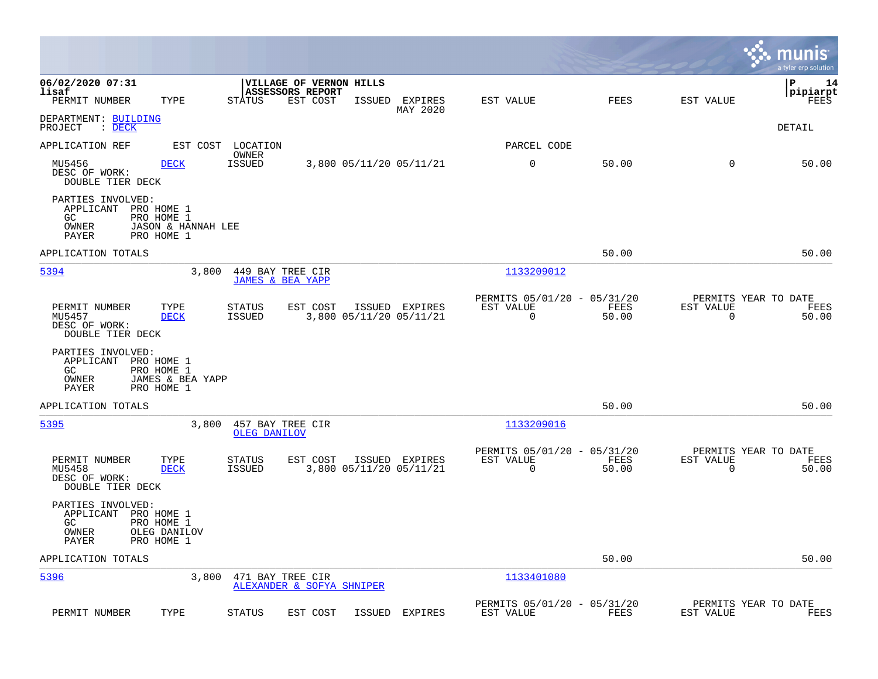06/02/2020 07:31 | VILLAGE OF VERNON HILLS | P 14
lisaf | ASSESSORS REPORT | pipiarpt

| PERMIT NUMBER | TYPE | STATUS | EST COST | ISSUED | EXPIRES | EST VALUE | FEES | EST VALUE | FEES |
|---|---|---|---|---|---|---|---|---|---|
| | | | | | MAY 2020 | | | | |

DEPARTMENT: BUILDING
PROJECT : DECK

DETAIL

APPLICATION REF | EST COST | LOCATION / OWNER | PARCEL CODE

| PERMIT NUMBER | TYPE | STATUS | EST COST | ISSUED | EXPIRES | EST VALUE | FEES | EST VALUE | FEES |
|---|---|---|---|---|---|---|---|---|---|
| MU5456 | DECK | ISSUED | 3,800 | 05/11/20 | 05/11/21 | 0 | 50.00 | 0 | 50.00 |

DESC OF WORK:
DOUBLE TIER DECK

PARTIES INVOLVED:
- APPLICANT PRO HOME 1
- GC PRO HOME 1
- OWNER JASON & HANNAH LEE
- PAYER PRO HOME 1

APPLICATION TOTALS 50.00 50.00

---

5394 | 3,800 | 449 BAY TREE CIR / JAMES & BEA YAPP | 1133209012

| PERMIT NUMBER | TYPE | STATUS | EST COST | ISSUED | EXPIRES | PERMITS 05/01/20 - 05/31/20 EST VALUE | FEES | PERMITS YEAR TO DATE EST VALUE | FEES |
|---|---|---|---|---|---|---|---|---|---|
| MU5457 | DECK | ISSUED | 3,800 | 05/11/20 | 05/11/21 | 0 | 50.00 | 0 | 50.00 |

DESC OF WORK:
DOUBLE TIER DECK

PARTIES INVOLVED:
- APPLICANT PRO HOME 1
- GC PRO HOME 1
- OWNER JAMES & BEA YAPP
- PAYER PRO HOME 1

APPLICATION TOTALS 50.00 50.00

---

5395 | 3,800 | 457 BAY TREE CIR / OLEG DANILOV | 1133209016

| PERMIT NUMBER | TYPE | STATUS | EST COST | ISSUED | EXPIRES | PERMITS 05/01/20 - 05/31/20 EST VALUE | FEES | PERMITS YEAR TO DATE EST VALUE | FEES |
|---|---|---|---|---|---|---|---|---|---|
| MU5458 | DECK | ISSUED | 3,800 | 05/11/20 | 05/11/21 | 0 | 50.00 | 0 | 50.00 |

DESC OF WORK:
DOUBLE TIER DECK

PARTIES INVOLVED:
- APPLICANT PRO HOME 1
- GC PRO HOME 1
- OWNER OLEG DANILOV
- PAYER PRO HOME 1

APPLICATION TOTALS 50.00 50.00

---

5396 | 3,800 | 471 BAY TREE CIR / ALEXANDER & SOFYA SHNIPER | 1133401080

| PERMIT NUMBER | TYPE | STATUS | EST COST | ISSUED | EXPIRES | PERMITS 05/01/20 - 05/31/20 EST VALUE | FEES | PERMITS YEAR TO DATE EST VALUE | FEES |
|---|---|---|---|---|---|---|---|---|---|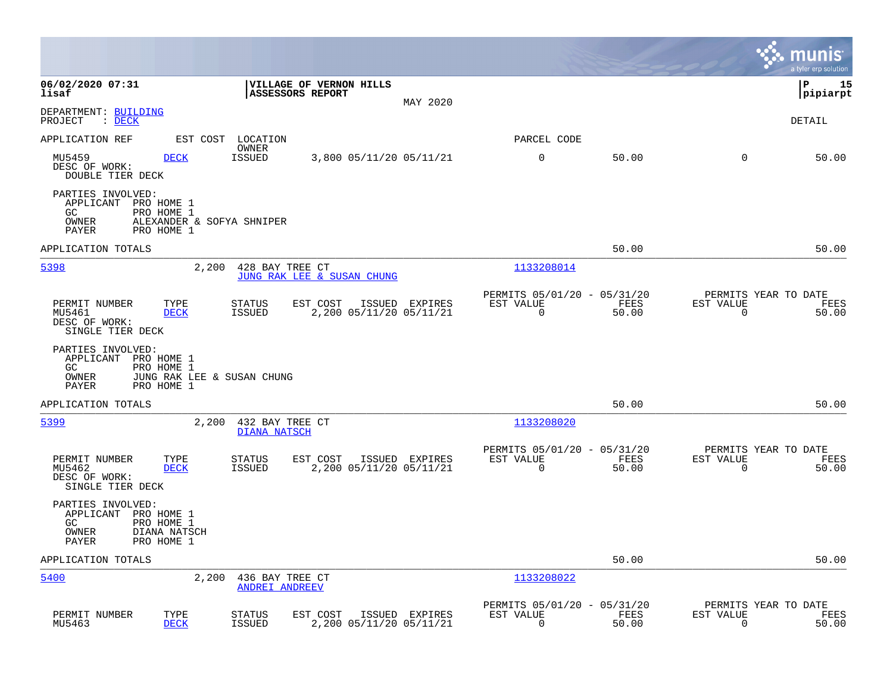**06/02/2020 07:31** | **VILLAGE OF VERNON HILLS**
**lisaf** | **ASSESSORS REPORT**
MAY 2020
**P 15**
**pipiarpt**

DEPARTMENT: BUILDING
PROJECT : DECK

DETAIL

APPLICATION REF | EST COST | LOCATION / OWNER | PARCEL CODE

| MU5459 | DECK | ISSUED | 3,800 05/11/20 05/11/21 | 0 | 50.00 | 0 | 50.00 |
|---|---|---|---|---|---|---|---|

DESC OF WORK:
DOUBLE TIER DECK

PARTIES INVOLVED:
- APPLICANT PRO HOME 1
- GC PRO HOME 1
- OWNER ALEXANDER & SOFYA SHNIPER
- PAYER PRO HOME 1

APPLICATION TOTALS | 50.00 | 50.00

---

**5398** | 2,200 | 428 BAY TREE CT | JUNG RAK LEE & SUSAN CHUNG | 1133208014

| PERMIT NUMBER | TYPE | STATUS | EST COST | ISSUED | EXPIRES | PERMITS 05/01/20 - 05/31/20 EST VALUE | FEES | PERMITS YEAR TO DATE EST VALUE | FEES |
|---|---|---|---|---|---|---|---|---|---|
| MU5461 | DECK | ISSUED | 2,200 | 05/11/20 | 05/11/21 | 0 | 50.00 | 0 | 50.00 |

DESC OF WORK:
SINGLE TIER DECK

PARTIES INVOLVED:
- APPLICANT PRO HOME 1
- GC PRO HOME 1
- OWNER JUNG RAK LEE & SUSAN CHUNG
- PAYER PRO HOME 1

APPLICATION TOTALS | 50.00 | 50.00

---

**5399** | 2,200 | 432 BAY TREE CT | DIANA NATSCH | 1133208020

| PERMIT NUMBER | TYPE | STATUS | EST COST | ISSUED | EXPIRES | PERMITS 05/01/20 - 05/31/20 EST VALUE | FEES | PERMITS YEAR TO DATE EST VALUE | FEES |
|---|---|---|---|---|---|---|---|---|---|
| MU5462 | DECK | ISSUED | 2,200 | 05/11/20 | 05/11/21 | 0 | 50.00 | 0 | 50.00 |

DESC OF WORK:
SINGLE TIER DECK

PARTIES INVOLVED:
- APPLICANT PRO HOME 1
- GC PRO HOME 1
- OWNER DIANA NATSCH
- PAYER PRO HOME 1

APPLICATION TOTALS | 50.00 | 50.00

---

**5400** | 2,200 | 436 BAY TREE CT | ANDREI ANDREEV | 1133208022

| PERMIT NUMBER | TYPE | STATUS | EST COST | ISSUED | EXPIRES | PERMITS 05/01/20 - 05/31/20 EST VALUE | FEES | PERMITS YEAR TO DATE EST VALUE | FEES |
|---|---|---|---|---|---|---|---|---|---|
| MU5463 | DECK | ISSUED | 2,200 | 05/11/20 | 05/11/21 | 0 | 50.00 | 0 | 50.00 |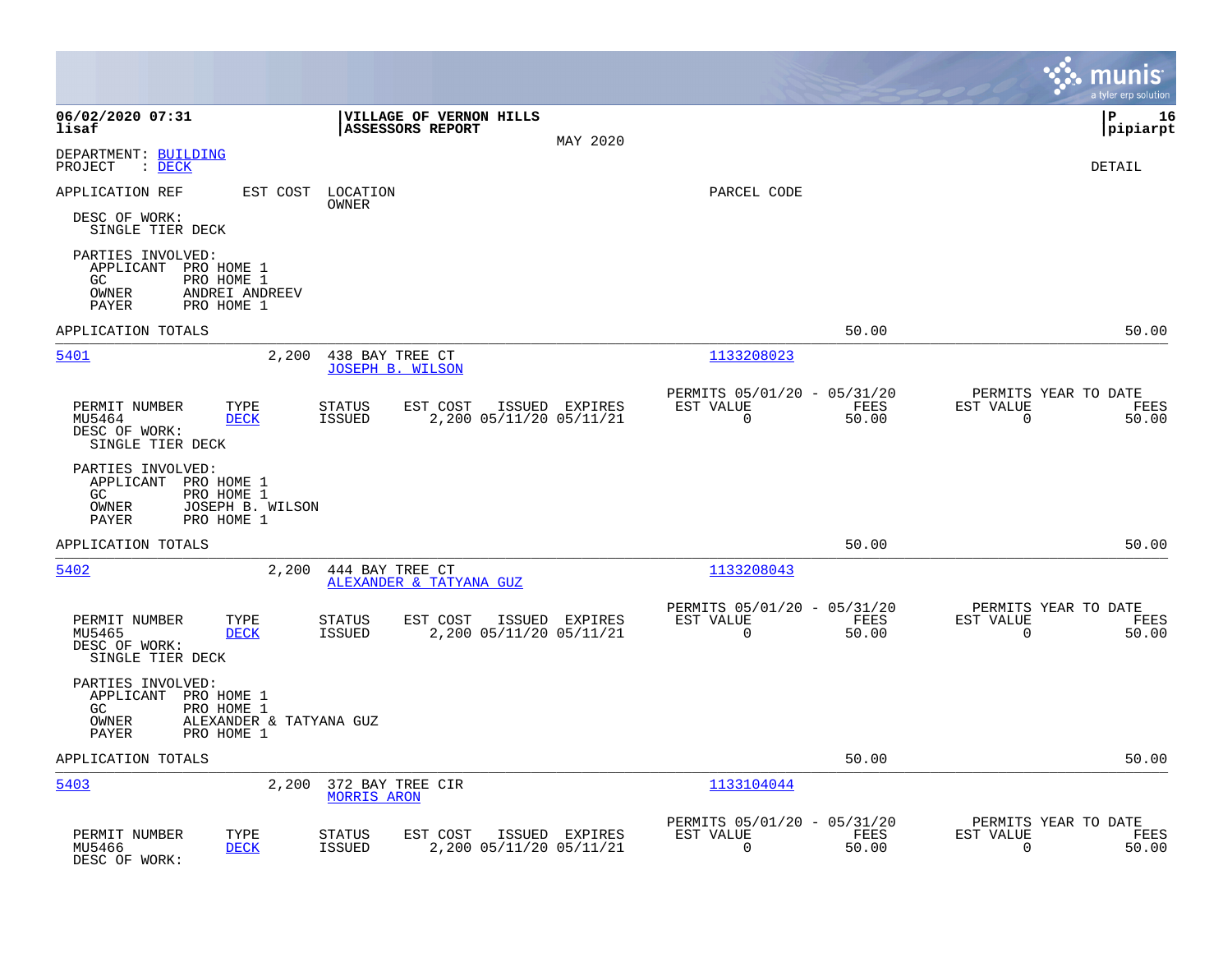**06/02/2020 07:31**
**lisaf**

**VILLAGE OF VERNON HILLS**
**ASSESSORS REPORT**
MAY 2020

**P 16**
**pipiarpt**

DEPARTMENT: BUILDING
PROJECT : DECK

DETAIL

APPLICATION REF | EST COST | LOCATION / OWNER | PARCEL CODE

DESC OF WORK:
SINGLE TIER DECK

PARTIES INVOLVED:
- APPLICANT PRO HOME 1
- GC PRO HOME 1
- OWNER ANDREI ANDREEV
- PAYER PRO HOME 1

APPLICATION TOTALS 50.00 50.00

---

**5401** 2,200 438 BAY TREE CT
JOSEPH B. WILSON
1133208023

| PERMIT NUMBER | TYPE | STATUS | EST COST | ISSUED | EXPIRES | PERMITS 05/01/20 - 05/31/20 EST VALUE | FEES | PERMITS YEAR TO DATE EST VALUE | FEES |
|---|---|---|---|---|---|---|---|---|---|
| MU5464 | DECK | ISSUED | 2,200 | 05/11/20 | 05/11/21 | 0 | 50.00 | 0 | 50.00 |

DESC OF WORK:
SINGLE TIER DECK

PARTIES INVOLVED:
- APPLICANT PRO HOME 1
- GC PRO HOME 1
- OWNER JOSEPH B. WILSON
- PAYER PRO HOME 1

APPLICATION TOTALS 50.00 50.00

---

**5402** 2,200 444 BAY TREE CT
ALEXANDER & TATYANA GUZ
1133208043

| PERMIT NUMBER | TYPE | STATUS | EST COST | ISSUED | EXPIRES | PERMITS 05/01/20 - 05/31/20 EST VALUE | FEES | PERMITS YEAR TO DATE EST VALUE | FEES |
|---|---|---|---|---|---|---|---|---|---|
| MU5465 | DECK | ISSUED | 2,200 | 05/11/20 | 05/11/21 | 0 | 50.00 | 0 | 50.00 |

DESC OF WORK:
SINGLE TIER DECK

PARTIES INVOLVED:
- APPLICANT PRO HOME 1
- GC PRO HOME 1
- OWNER ALEXANDER & TATYANA GUZ
- PAYER PRO HOME 1

APPLICATION TOTALS 50.00 50.00

---

**5403** 2,200 372 BAY TREE CIR
MORRIS ARON
1133104044

| PERMIT NUMBER | TYPE | STATUS | EST COST | ISSUED | EXPIRES | PERMITS 05/01/20 - 05/31/20 EST VALUE | FEES | PERMITS YEAR TO DATE EST VALUE | FEES |
|---|---|---|---|---|---|---|---|---|---|
| MU5466 | DECK | ISSUED | 2,200 | 05/11/20 | 05/11/21 | 0 | 50.00 | 0 | 50.00 |

DESC OF WORK: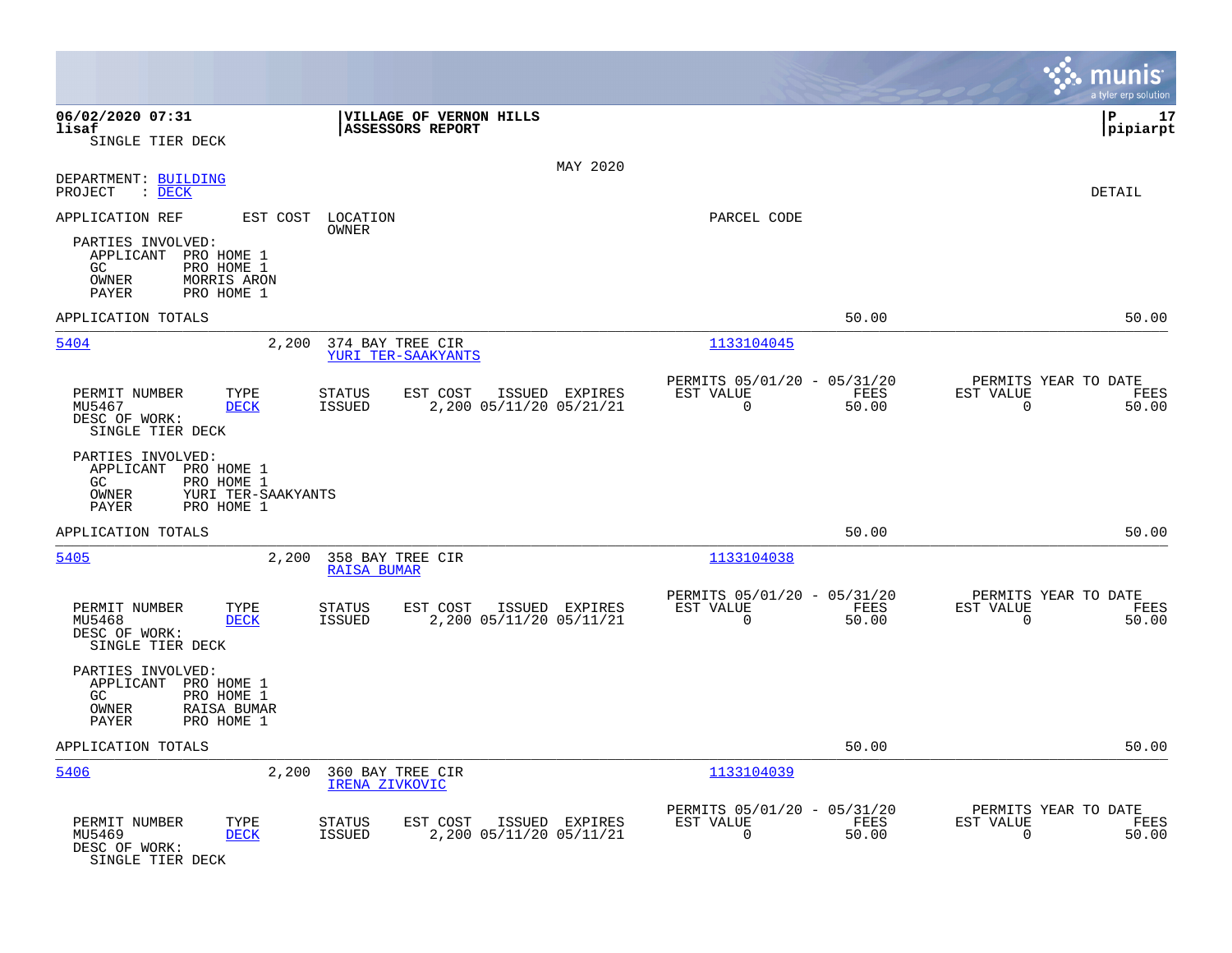**06/02/2020 07:31** **VILLAGE OF VERNON HILLS**
**lisaf** **ASSESSORS REPORT**
SINGLE TIER DECK

**pipiarpt**

MAY 2020

DEPARTMENT: BUILDING
PROJECT : DECK

DETAIL

APPLICATION REF EST COST LOCATION OWNER PARCEL CODE

PARTIES INVOLVED:
APPLICANT PRO HOME 1
GC PRO HOME 1
OWNER MORRIS ARON
PAYER PRO HOME 1

APPLICATION TOTALS 50.00 50.00

---

**5404** 2,200 374 BAY TREE CIR — YURI TER-SAAKYANTS — 1133104045

| PERMIT NUMBER | TYPE | STATUS | EST COST | ISSUED | EXPIRES | PERMITS 05/01/20 - 05/31/20 EST VALUE | FEES | PERMITS YEAR TO DATE EST VALUE | FEES |
|---|---|---|---|---|---|---|---|---|---|
| MU5467 | DECK | ISSUED | 2,200 | 05/11/20 | 05/21/21 | 0 | 50.00 | 0 | 50.00 |

DESC OF WORK:
SINGLE TIER DECK

PARTIES INVOLVED:
APPLICANT PRO HOME 1
GC PRO HOME 1
OWNER YURI TER-SAAKYANTS
PAYER PRO HOME 1

APPLICATION TOTALS 50.00 50.00

---

**5405** 2,200 358 BAY TREE CIR — RAISA BUMAR — 1133104038

| PERMIT NUMBER | TYPE | STATUS | EST COST | ISSUED | EXPIRES | PERMITS 05/01/20 - 05/31/20 EST VALUE | FEES | PERMITS YEAR TO DATE EST VALUE | FEES |
|---|---|---|---|---|---|---|---|---|---|
| MU5468 | DECK | ISSUED | 2,200 | 05/11/20 | 05/11/21 | 0 | 50.00 | 0 | 50.00 |

DESC OF WORK:
SINGLE TIER DECK

PARTIES INVOLVED:
APPLICANT PRO HOME 1
GC PRO HOME 1
OWNER RAISA BUMAR
PAYER PRO HOME 1

APPLICATION TOTALS 50.00 50.00

---

**5406** 2,200 360 BAY TREE CIR — IRENA ZIVKOVIC — 1133104039

| PERMIT NUMBER | TYPE | STATUS | EST COST | ISSUED | EXPIRES | PERMITS 05/01/20 - 05/31/20 EST VALUE | FEES | PERMITS YEAR TO DATE EST VALUE | FEES |
|---|---|---|---|---|---|---|---|---|---|
| MU5469 | DECK | ISSUED | 2,200 | 05/11/20 | 05/11/21 | 0 | 50.00 | 0 | 50.00 |

DESC OF WORK:
SINGLE TIER DECK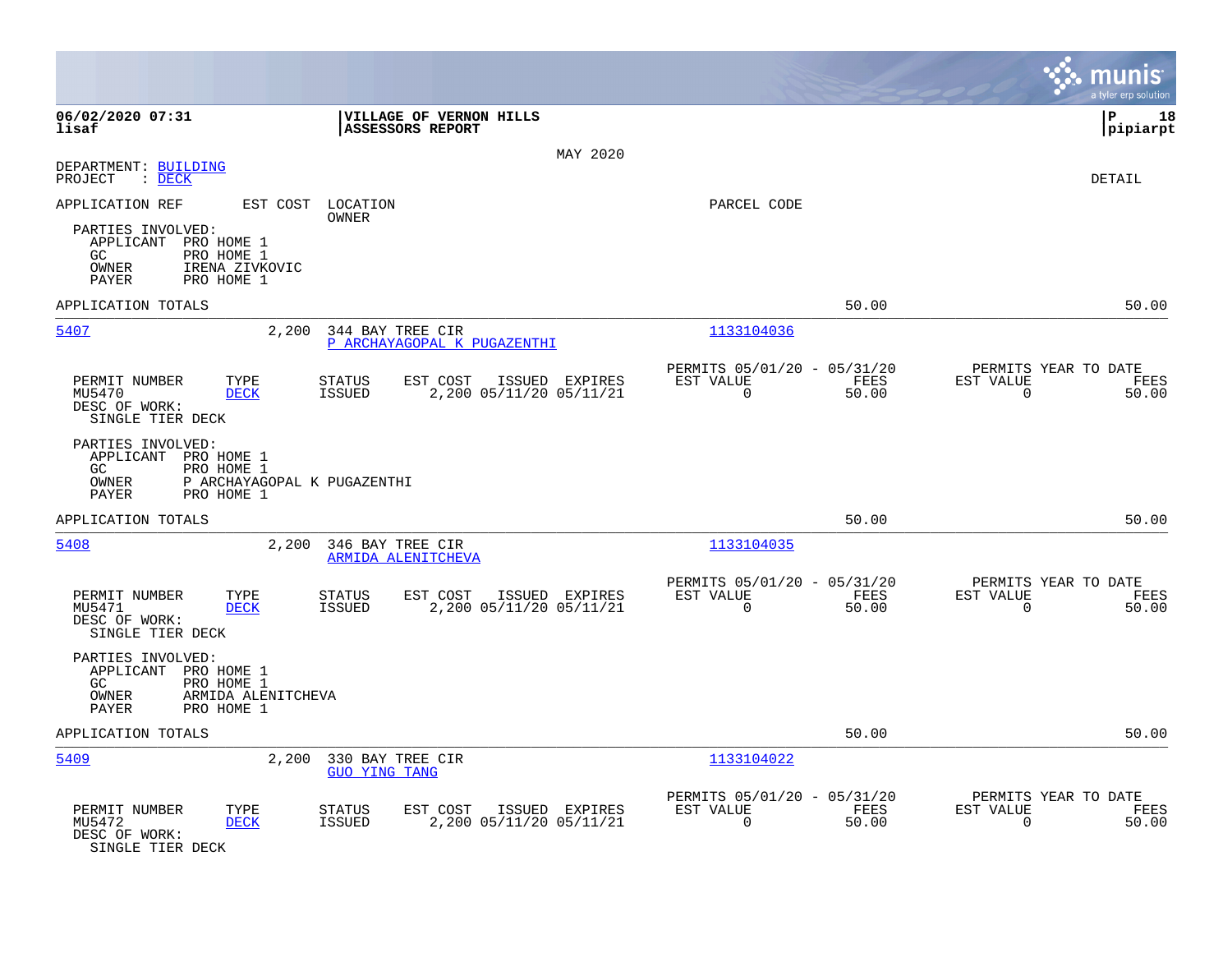**06/02/2020 07:31**
**lisaf**

**VILLAGE OF VERNON HILLS**
**ASSESSORS REPORT**

MAY 2020

DEPARTMENT: BUILDING
PROJECT : DECK

DETAIL

APPLICATION REF | EST COST | LOCATION / OWNER | PARCEL CODE

PARTIES INVOLVED:
- APPLICANT PRO HOME 1
- GC PRO HOME 1
- OWNER IRENA ZIVKOVIC
- PAYER PRO HOME 1

APPLICATION TOTALS 50.00 50.00

---

**5407** 2,200 344 BAY TREE CIR — P ARCHAYAGOPAL K PUGAZENTHI — 1133104036

| PERMIT NUMBER | TYPE | STATUS | EST COST | ISSUED | EXPIRES | PERMITS 05/01/20 - 05/31/20 EST VALUE | FEES | PERMITS YEAR TO DATE EST VALUE | FEES |
|---|---|---|---|---|---|---|---|---|---|
| MU5470 | DECK | ISSUED | 2,200 | 05/11/20 | 05/11/21 | 0 | 50.00 | 0 | 50.00 |

DESC OF WORK:
SINGLE TIER DECK

PARTIES INVOLVED:
- APPLICANT PRO HOME 1
- GC PRO HOME 1
- OWNER P ARCHAYAGOPAL K PUGAZENTHI
- PAYER PRO HOME 1

APPLICATION TOTALS 50.00 50.00

---

**5408** 2,200 346 BAY TREE CIR — ARMIDA ALENITCHEVA — 1133104035

| PERMIT NUMBER | TYPE | STATUS | EST COST | ISSUED | EXPIRES | PERMITS 05/01/20 - 05/31/20 EST VALUE | FEES | PERMITS YEAR TO DATE EST VALUE | FEES |
|---|---|---|---|---|---|---|---|---|---|
| MU5471 | DECK | ISSUED | 2,200 | 05/11/20 | 05/11/21 | 0 | 50.00 | 0 | 50.00 |

DESC OF WORK:
SINGLE TIER DECK

PARTIES INVOLVED:
- APPLICANT PRO HOME 1
- GC PRO HOME 1
- OWNER ARMIDA ALENITCHEVA
- PAYER PRO HOME 1

APPLICATION TOTALS 50.00 50.00

---

**5409** 2,200 330 BAY TREE CIR — GUO YING TANG — 1133104022

| PERMIT NUMBER | TYPE | STATUS | EST COST | ISSUED | EXPIRES | PERMITS 05/01/20 - 05/31/20 EST VALUE | FEES | PERMITS YEAR TO DATE EST VALUE | FEES |
|---|---|---|---|---|---|---|---|---|---|
| MU5472 | DECK | ISSUED | 2,200 | 05/11/20 | 05/11/21 | 0 | 50.00 | 0 | 50.00 |

DESC OF WORK:
SINGLE TIER DECK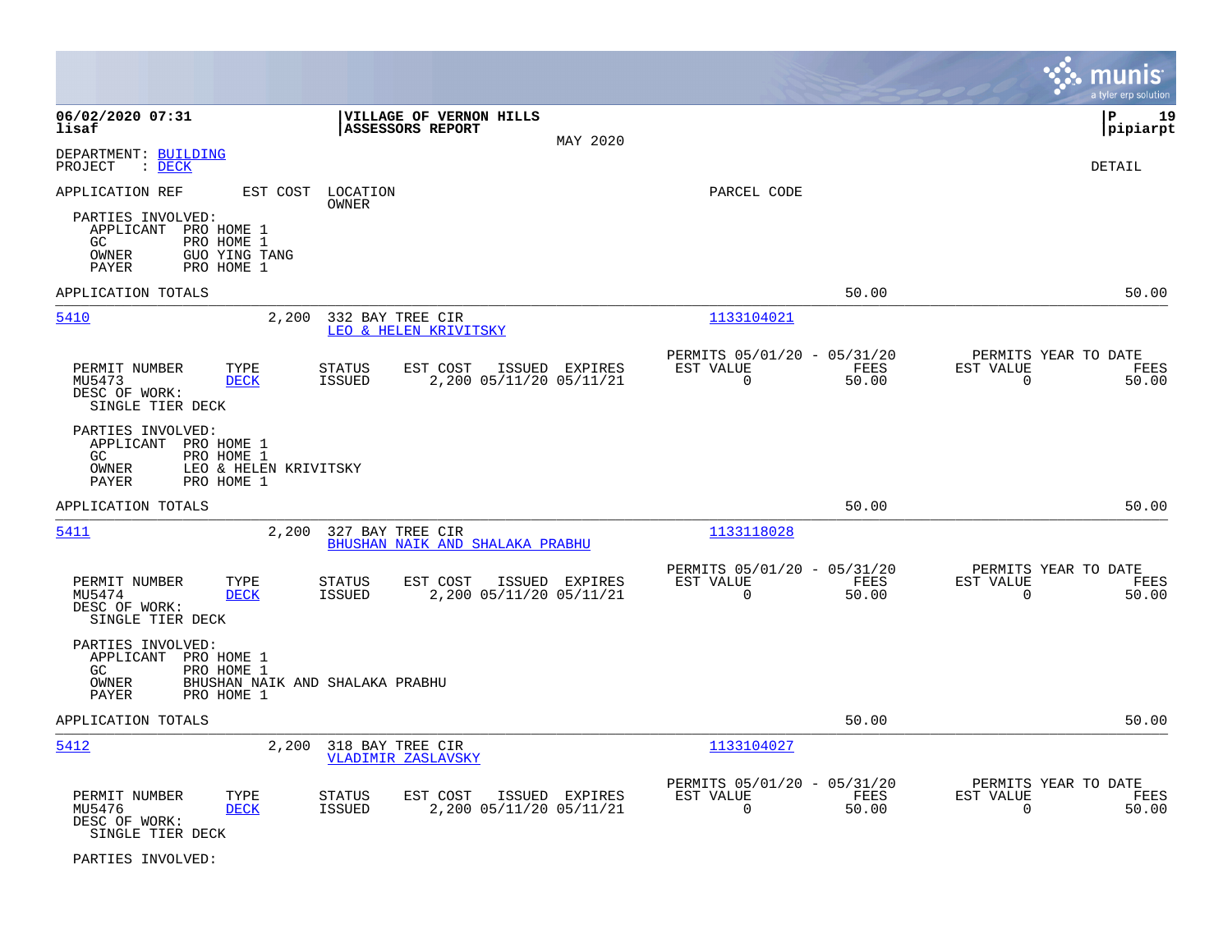DEPARTMENT: BUILDING
PROJECT : DECK

DETAIL

APPLICATION REF | EST COST | LOCATION / OWNER | PARCEL CODE

PARTIES INVOLVED:
- APPLICANT PRO HOME 1
- GC PRO HOME 1
- OWNER GUO YING TANG
- PAYER PRO HOME 1

APPLICATION TOTALS 50.00 50.00

---

**5410** 2,200 332 BAY TREE CIR
LEO & HELEN KRIVITSKY
1133104021

| PERMIT NUMBER | TYPE | STATUS | EST COST | ISSUED | EXPIRES | PERMITS 05/01/20 - 05/31/20 EST VALUE | FEES | PERMITS YEAR TO DATE EST VALUE | FEES |
|---|---|---|---|---|---|---|---|---|---|
| MU5473 | DECK | ISSUED | 2,200 | 05/11/20 | 05/11/21 | 0 | 50.00 | 0 | 50.00 |

DESC OF WORK:
SINGLE TIER DECK

PARTIES INVOLVED:
- APPLICANT PRO HOME 1
- GC PRO HOME 1
- OWNER LEO & HELEN KRIVITSKY
- PAYER PRO HOME 1

APPLICATION TOTALS 50.00 50.00

---

**5411** 2,200 327 BAY TREE CIR
BHUSHAN NAIK AND SHALAKA PRABHU
1133118028

| PERMIT NUMBER | TYPE | STATUS | EST COST | ISSUED | EXPIRES | PERMITS 05/01/20 - 05/31/20 EST VALUE | FEES | PERMITS YEAR TO DATE EST VALUE | FEES |
|---|---|---|---|---|---|---|---|---|---|
| MU5474 | DECK | ISSUED | 2,200 | 05/11/20 | 05/11/21 | 0 | 50.00 | 0 | 50.00 |

DESC OF WORK:
SINGLE TIER DECK

PARTIES INVOLVED:
- APPLICANT PRO HOME 1
- GC PRO HOME 1
- OWNER BHUSHAN NAIK AND SHALAKA PRABHU
- PAYER PRO HOME 1

APPLICATION TOTALS 50.00 50.00

---

**5412** 2,200 318 BAY TREE CIR
VLADIMIR ZASLAVSKY
1133104027

| PERMIT NUMBER | TYPE | STATUS | EST COST | ISSUED | EXPIRES | PERMITS 05/01/20 - 05/31/20 EST VALUE | FEES | PERMITS YEAR TO DATE EST VALUE | FEES |
|---|---|---|---|---|---|---|---|---|---|
| MU5476 | DECK | ISSUED | 2,200 | 05/11/20 | 05/11/21 | 0 | 50.00 | 0 | 50.00 |

DESC OF WORK:
SINGLE TIER DECK

PARTIES INVOLVED: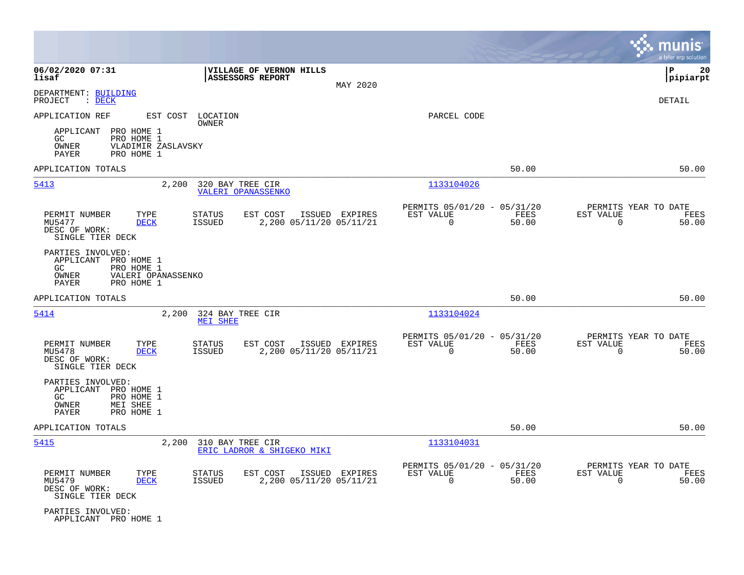**06/02/2020 07:31** | **VILLAGE OF VERNON HILLS** | **P 20**
**lisaf** | **ASSESSORS REPORT** | **pipiarpt**

MAY 2020

DEPARTMENT: BUILDING
PROJECT : DECK

DETAIL

APPLICATION REF | EST COST | LOCATION / OWNER | PARCEL CODE

APPLICANT PRO HOME 1
GC PRO HOME 1
OWNER VLADIMIR ZASLAVSKY
PAYER PRO HOME 1

APPLICATION TOTALS 50.00 50.00

---

**5413** 2,200 320 BAY TREE CIR — VALERI OPANASSENKO — 1133104026

| PERMIT NUMBER | TYPE | STATUS | EST COST | ISSUED | EXPIRES | PERMITS 05/01/20 - 05/31/20 EST VALUE | FEES | PERMITS YEAR TO DATE EST VALUE | FEES |
|---|---|---|---|---|---|---|---|---|---|
| MU5477 | DECK | ISSUED | 2,200 | 05/11/20 | 05/11/21 | 0 | 50.00 | 0 | 50.00 |

DESC OF WORK:
SINGLE TIER DECK

PARTIES INVOLVED:
APPLICANT PRO HOME 1
GC PRO HOME 1
OWNER VALERI OPANASSENKO
PAYER PRO HOME 1

APPLICATION TOTALS 50.00 50.00

---

**5414** 2,200 324 BAY TREE CIR — MEI SHEE — 1133104024

| PERMIT NUMBER | TYPE | STATUS | EST COST | ISSUED | EXPIRES | PERMITS 05/01/20 - 05/31/20 EST VALUE | FEES | PERMITS YEAR TO DATE EST VALUE | FEES |
|---|---|---|---|---|---|---|---|---|---|
| MU5478 | DECK | ISSUED | 2,200 | 05/11/20 | 05/11/21 | 0 | 50.00 | 0 | 50.00 |

DESC OF WORK:
SINGLE TIER DECK

PARTIES INVOLVED:
APPLICANT PRO HOME 1
GC PRO HOME 1
OWNER MEI SHEE
PAYER PRO HOME 1

APPLICATION TOTALS 50.00 50.00

---

**5415** 2,200 310 BAY TREE CIR — ERIC LADROR & SHIGEKO MIKI — 1133104031

| PERMIT NUMBER | TYPE | STATUS | EST COST | ISSUED | EXPIRES | PERMITS 05/01/20 - 05/31/20 EST VALUE | FEES | PERMITS YEAR TO DATE EST VALUE | FEES |
|---|---|---|---|---|---|---|---|---|---|
| MU5479 | DECK | ISSUED | 2,200 | 05/11/20 | 05/11/21 | 0 | 50.00 | 0 | 50.00 |

DESC OF WORK:
SINGLE TIER DECK

PARTIES INVOLVED:
APPLICANT PRO HOME 1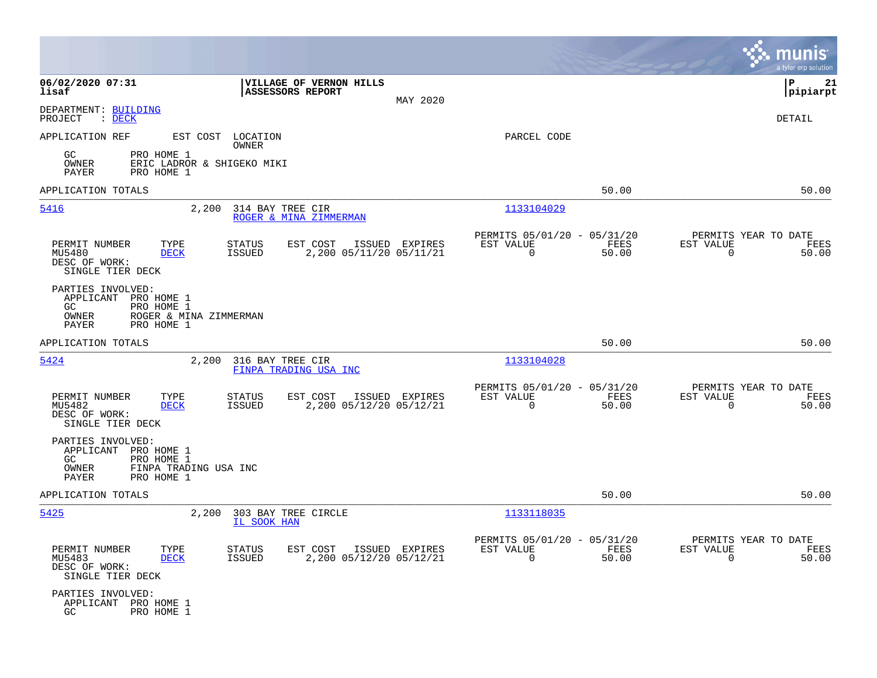**06/02/2020 07:31**
**lisaf**

**VILLAGE OF VERNON HILLS**
**ASSESSORS REPORT**

MAY 2020

**P 21**
**pipiarpt**

DEPARTMENT: BUILDING
PROJECT : DECK

DETAIL

APPLICATION REF | EST COST | LOCATION / OWNER | PARCEL CODE

GC PRO HOME 1
OWNER ERIC LADROR & SHIGEKO MIKI
PAYER PRO HOME 1

APPLICATION TOTALS 50.00 50.00

---

**5416** 2,200 314 BAY TREE CIR — ROGER & MINA ZIMMERMAN — 1133104029

| PERMIT NUMBER | TYPE | STATUS | EST COST | ISSUED | EXPIRES | PERMITS 05/01/20 - 05/31/20 EST VALUE | FEES | PERMITS YEAR TO DATE EST VALUE | FEES |
|---|---|---|---|---|---|---|---|---|---|
| MU5480 | DECK | ISSUED | 2,200 | 05/11/20 | 05/11/21 | 0 | 50.00 | 0 | 50.00 |

DESC OF WORK:
SINGLE TIER DECK

PARTIES INVOLVED:
APPLICANT PRO HOME 1
GC PRO HOME 1
OWNER ROGER & MINA ZIMMERMAN
PAYER PRO HOME 1

APPLICATION TOTALS 50.00 50.00

---

**5424** 2,200 316 BAY TREE CIR — FINPA TRADING USA INC — 1133104028

| PERMIT NUMBER | TYPE | STATUS | EST COST | ISSUED | EXPIRES | PERMITS 05/01/20 - 05/31/20 EST VALUE | FEES | PERMITS YEAR TO DATE EST VALUE | FEES |
|---|---|---|---|---|---|---|---|---|---|
| MU5482 | DECK | ISSUED | 2,200 | 05/12/20 | 05/12/21 | 0 | 50.00 | 0 | 50.00 |

DESC OF WORK:
SINGLE TIER DECK

PARTIES INVOLVED:
APPLICANT PRO HOME 1
GC PRO HOME 1
OWNER FINPA TRADING USA INC
PAYER PRO HOME 1

APPLICATION TOTALS 50.00 50.00

---

**5425** 2,200 303 BAY TREE CIRCLE — IL SOOK HAN — 1133118035

| PERMIT NUMBER | TYPE | STATUS | EST COST | ISSUED | EXPIRES | PERMITS 05/01/20 - 05/31/20 EST VALUE | FEES | PERMITS YEAR TO DATE EST VALUE | FEES |
|---|---|---|---|---|---|---|---|---|---|
| MU5483 | DECK | ISSUED | 2,200 | 05/12/20 | 05/12/21 | 0 | 50.00 | 0 | 50.00 |

DESC OF WORK:
SINGLE TIER DECK

PARTIES INVOLVED:
APPLICANT PRO HOME 1
GC PRO HOME 1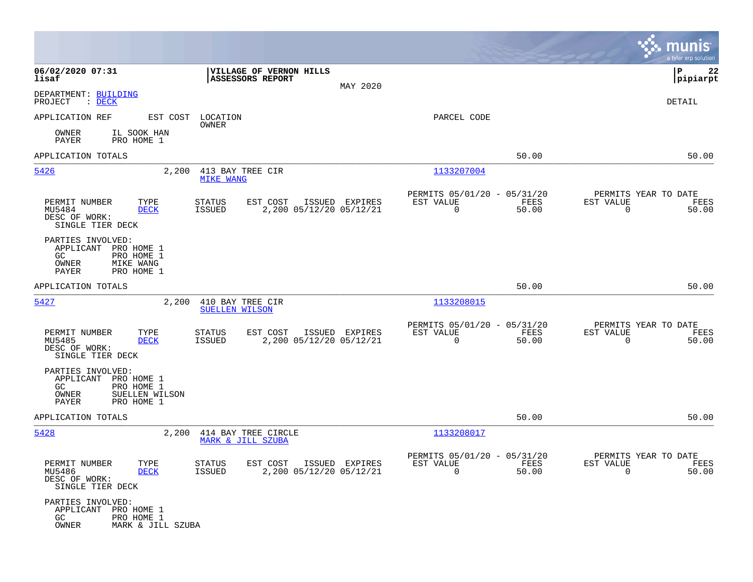DEPARTMENT: BUILDING
PROJECT : DECK

DETAIL

APPLICATION REF    EST COST    LOCATION / OWNER    PARCEL CODE

OWNER    IL SOOK HAN
PAYER    PRO HOME 1

APPLICATION TOTALS    50.00    50.00

---

**5426**    2,200    413 BAY TREE CIR    MIKE WANG    1133207004

| PERMIT NUMBER | TYPE | STATUS | EST COST | ISSUED | EXPIRES | PERMITS 05/01/20 - 05/31/20 EST VALUE | FEES | PERMITS YEAR TO DATE EST VALUE | FEES |
|---|---|---|---|---|---|---|---|---|---|
| MU5484 | DECK | ISSUED | 2,200 | 05/12/20 | 05/12/21 | 0 | 50.00 | 0 | 50.00 |

DESC OF WORK:
SINGLE TIER DECK

PARTIES INVOLVED:
APPLICANT    PRO HOME 1
GC    PRO HOME 1
OWNER    MIKE WANG
PAYER    PRO HOME 1

APPLICATION TOTALS    50.00    50.00

---

**5427**    2,200    410 BAY TREE CIR    SUELLEN WILSON    1133208015

| PERMIT NUMBER | TYPE | STATUS | EST COST | ISSUED | EXPIRES | PERMITS 05/01/20 - 05/31/20 EST VALUE | FEES | PERMITS YEAR TO DATE EST VALUE | FEES |
|---|---|---|---|---|---|---|---|---|---|
| MU5485 | DECK | ISSUED | 2,200 | 05/12/20 | 05/12/21 | 0 | 50.00 | 0 | 50.00 |

DESC OF WORK:
SINGLE TIER DECK

PARTIES INVOLVED:
APPLICANT    PRO HOME 1
GC    PRO HOME 1
OWNER    SUELLEN WILSON
PAYER    PRO HOME 1

APPLICATION TOTALS    50.00    50.00

---

**5428**    2,200    414 BAY TREE CIRCLE    MARK & JILL SZUBA    1133208017

| PERMIT NUMBER | TYPE | STATUS | EST COST | ISSUED | EXPIRES | PERMITS 05/01/20 - 05/31/20 EST VALUE | FEES | PERMITS YEAR TO DATE EST VALUE | FEES |
|---|---|---|---|---|---|---|---|---|---|
| MU5486 | DECK | ISSUED | 2,200 | 05/12/20 | 05/12/21 | 0 | 50.00 | 0 | 50.00 |

DESC OF WORK:
SINGLE TIER DECK

PARTIES INVOLVED:
APPLICANT    PRO HOME 1
GC    PRO HOME 1
OWNER    MARK & JILL SZUBA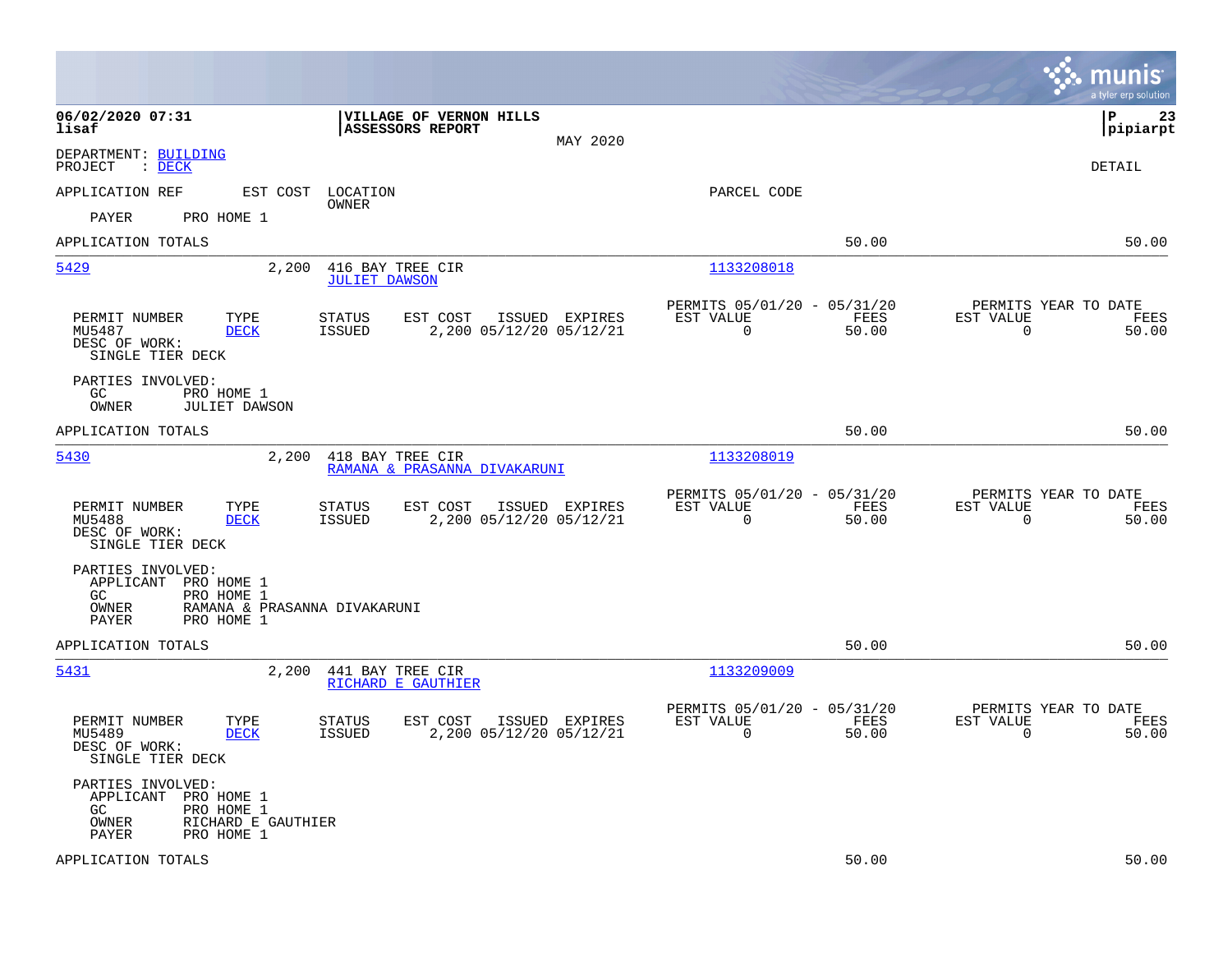**06/02/2020 07:31** — **VILLAGE OF VERNON HILLS** — **ASSESSORS REPORT** — MAY 2020 — **P 23**
**lisaf** — **pipiarpt**

DEPARTMENT: BUILDING
PROJECT : DECK

DETAIL

APPLICATION REF | EST COST | LOCATION / OWNER | PARCEL CODE

PAYER PRO HOME 1

APPLICATION TOTALS 50.00 50.00

---

**5429** | 2,200 | 416 BAY TREE CIR / JULIET DAWSON | 1133208018

| PERMIT NUMBER | TYPE | STATUS | EST COST | ISSUED | EXPIRES | PERMITS 05/01/20 - 05/31/20 EST VALUE | FEES | PERMITS YEAR TO DATE EST VALUE | FEES |
|---|---|---|---|---|---|---|---|---|---|
| MU5487 | DECK | ISSUED | 2,200 | 05/12/20 | 05/12/21 | 0 | 50.00 | 0 | 50.00 |

DESC OF WORK:
SINGLE TIER DECK

PARTIES INVOLVED:
GC PRO HOME 1
OWNER JULIET DAWSON

APPLICATION TOTALS 50.00 50.00

---

**5430** | 2,200 | 418 BAY TREE CIR / RAMANA & PRASANNA DIVAKARUNI | 1133208019

| PERMIT NUMBER | TYPE | STATUS | EST COST | ISSUED | EXPIRES | PERMITS 05/01/20 - 05/31/20 EST VALUE | FEES | PERMITS YEAR TO DATE EST VALUE | FEES |
|---|---|---|---|---|---|---|---|---|---|
| MU5488 | DECK | ISSUED | 2,200 | 05/12/20 | 05/12/21 | 0 | 50.00 | 0 | 50.00 |

DESC OF WORK:
SINGLE TIER DECK

PARTIES INVOLVED:
APPLICANT PRO HOME 1
GC PRO HOME 1
OWNER RAMANA & PRASANNA DIVAKARUNI
PAYER PRO HOME 1

APPLICATION TOTALS 50.00 50.00

---

**5431** | 2,200 | 441 BAY TREE CIR / RICHARD E GAUTHIER | 1133209009

| PERMIT NUMBER | TYPE | STATUS | EST COST | ISSUED | EXPIRES | PERMITS 05/01/20 - 05/31/20 EST VALUE | FEES | PERMITS YEAR TO DATE EST VALUE | FEES |
|---|---|---|---|---|---|---|---|---|---|
| MU5489 | DECK | ISSUED | 2,200 | 05/12/20 | 05/12/21 | 0 | 50.00 | 0 | 50.00 |

DESC OF WORK:
SINGLE TIER DECK

PARTIES INVOLVED:
APPLICANT PRO HOME 1
GC PRO HOME 1
OWNER RICHARD E GAUTHIER
PAYER PRO HOME 1

APPLICATION TOTALS 50.00 50.00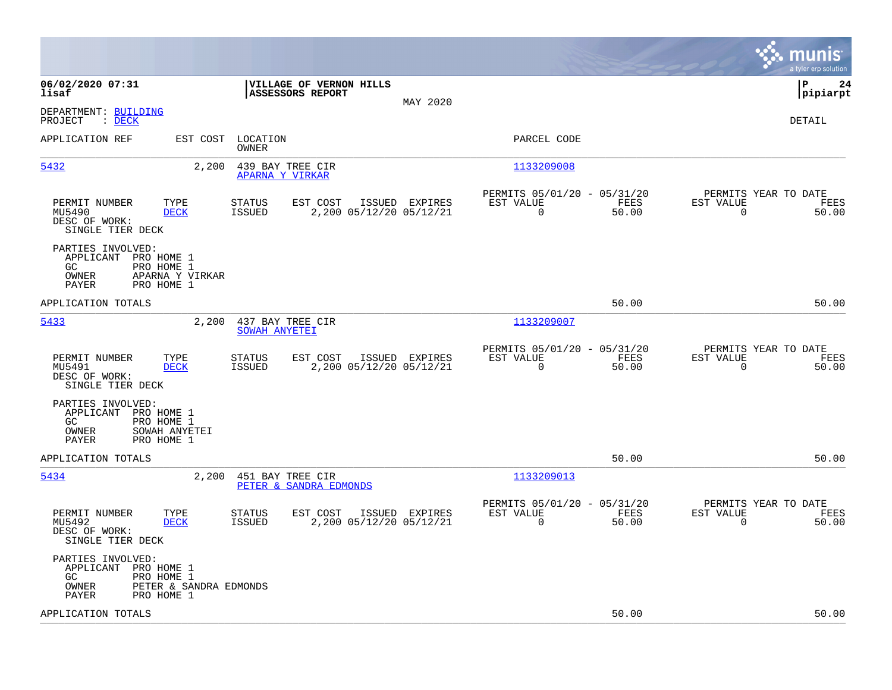**06/02/2020 07:31**
**lisaf**

**VILLAGE OF VERNON HILLS**
**ASSESSORS REPORT**

MAY 2020

**P 24**
**pipiarpt**

DEPARTMENT: BUILDING
PROJECT : DECK

DETAIL

| APPLICATION REF | EST COST | LOCATION / OWNER | PARCEL CODE |
|---|---|---|---|
| 5432 | 2,200 | 439 BAY TREE CIR / APARNA Y VIRKAR | 1133209008 |

| PERMIT NUMBER | TYPE | STATUS | EST COST | ISSUED | EXPIRES | PERMITS 05/01/20 - 05/31/20 EST VALUE | FEES | PERMITS YEAR TO DATE EST VALUE | FEES |
|---|---|---|---|---|---|---|---|---|---|
| MU5490 | DECK | ISSUED | 2,200 | 05/12/20 | 05/12/21 | 0 | 50.00 | 0 | 50.00 |

DESC OF WORK:
SINGLE TIER DECK

PARTIES INVOLVED:
- APPLICANT PRO HOME 1
- GC PRO HOME 1
- OWNER APARNA Y VIRKAR
- PAYER PRO HOME 1

APPLICATION TOTALS: 50.00 | 50.00

| APPLICATION REF | EST COST | LOCATION / OWNER | PARCEL CODE |
|---|---|---|---|
| 5433 | 2,200 | 437 BAY TREE CIR / SOWAH ANYETEI | 1133209007 |

| PERMIT NUMBER | TYPE | STATUS | EST COST | ISSUED | EXPIRES | PERMITS 05/01/20 - 05/31/20 EST VALUE | FEES | PERMITS YEAR TO DATE EST VALUE | FEES |
|---|---|---|---|---|---|---|---|---|---|
| MU5491 | DECK | ISSUED | 2,200 | 05/12/20 | 05/12/21 | 0 | 50.00 | 0 | 50.00 |

DESC OF WORK:
SINGLE TIER DECK

PARTIES INVOLVED:
- APPLICANT PRO HOME 1
- GC PRO HOME 1
- OWNER SOWAH ANYETEI
- PAYER PRO HOME 1

APPLICATION TOTALS: 50.00 | 50.00

| APPLICATION REF | EST COST | LOCATION / OWNER | PARCEL CODE |
|---|---|---|---|
| 5434 | 2,200 | 451 BAY TREE CIR / PETER & SANDRA EDMONDS | 1133209013 |

| PERMIT NUMBER | TYPE | STATUS | EST COST | ISSUED | EXPIRES | PERMITS 05/01/20 - 05/31/20 EST VALUE | FEES | PERMITS YEAR TO DATE EST VALUE | FEES |
|---|---|---|---|---|---|---|---|---|---|
| MU5492 | DECK | ISSUED | 2,200 | 05/12/20 | 05/12/21 | 0 | 50.00 | 0 | 50.00 |

DESC OF WORK:
SINGLE TIER DECK

PARTIES INVOLVED:
- APPLICANT PRO HOME 1
- GC PRO HOME 1
- OWNER PETER & SANDRA EDMONDS
- PAYER PRO HOME 1

APPLICATION TOTALS: 50.00 | 50.00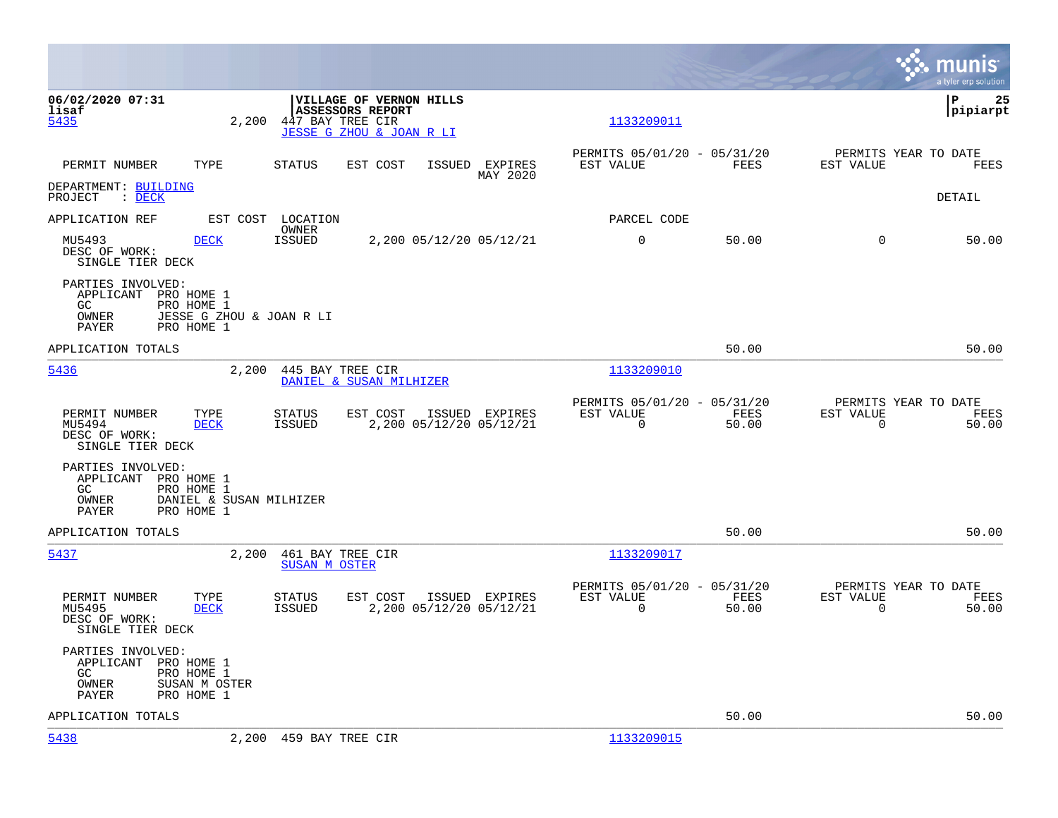**06/02/2020 07:31** — **VILLAGE OF VERNON HILLS** — **ASSESSORS REPORT**
**lisaf** — **pipiarpt**

5435 | 2,200 | 447 BAY TREE CIR | JESSE G ZHOU & JOAN R LI | 1133209011

| PERMIT NUMBER | TYPE | STATUS | EST COST | ISSUED | EXPIRES | PERMITS 05/01/20 - 05/31/20 EST VALUE | FEES | PERMITS YEAR TO DATE EST VALUE | FEES |
|---|---|---|---|---|---|---|---|---|---|
| | | | | | MAY 2020 | | | | |

DEPARTMENT: BUILDING
PROJECT : DECK

DETAIL

| APPLICATION REF | EST COST | LOCATION / OWNER | | | | PARCEL CODE | | | |
|---|---|---|---|---|---|---|---|---|---|
| MU5493 | DECK | ISSUED | 2,200 | 05/12/20 | 05/12/21 | 0 | 50.00 | 0 | 50.00 |

DESC OF WORK:
SINGLE TIER DECK

PARTIES INVOLVED:
- APPLICANT PRO HOME 1
- GC PRO HOME 1
- OWNER JESSE G ZHOU & JOAN R LI
- PAYER PRO HOME 1

APPLICATION TOTALS — 50.00 — 50.00

---

5436 | 2,200 | 445 BAY TREE CIR | DANIEL & SUSAN MILHIZER | 1133209010

| PERMIT NUMBER | TYPE | STATUS | EST COST | ISSUED | EXPIRES | PERMITS 05/01/20 - 05/31/20 EST VALUE | FEES | PERMITS YEAR TO DATE EST VALUE | FEES |
|---|---|---|---|---|---|---|---|---|---|
| MU5494 | DECK | ISSUED | 2,200 | 05/12/20 | 05/12/21 | 0 | 50.00 | 0 | 50.00 |

DESC OF WORK:
SINGLE TIER DECK

PARTIES INVOLVED:
- APPLICANT PRO HOME 1
- GC PRO HOME 1
- OWNER DANIEL & SUSAN MILHIZER
- PAYER PRO HOME 1

APPLICATION TOTALS — 50.00 — 50.00

---

5437 | 2,200 | 461 BAY TREE CIR | SUSAN M OSTER | 1133209017

| PERMIT NUMBER | TYPE | STATUS | EST COST | ISSUED | EXPIRES | PERMITS 05/01/20 - 05/31/20 EST VALUE | FEES | PERMITS YEAR TO DATE EST VALUE | FEES |
|---|---|---|---|---|---|---|---|---|---|
| MU5495 | DECK | ISSUED | 2,200 | 05/12/20 | 05/12/21 | 0 | 50.00 | 0 | 50.00 |

DESC OF WORK:
SINGLE TIER DECK

PARTIES INVOLVED:
- APPLICANT PRO HOME 1
- GC PRO HOME 1
- OWNER SUSAN M OSTER
- PAYER PRO HOME 1

APPLICATION TOTALS — 50.00 — 50.00

---

5438 | 2,200 | 459 BAY TREE CIR | 1133209015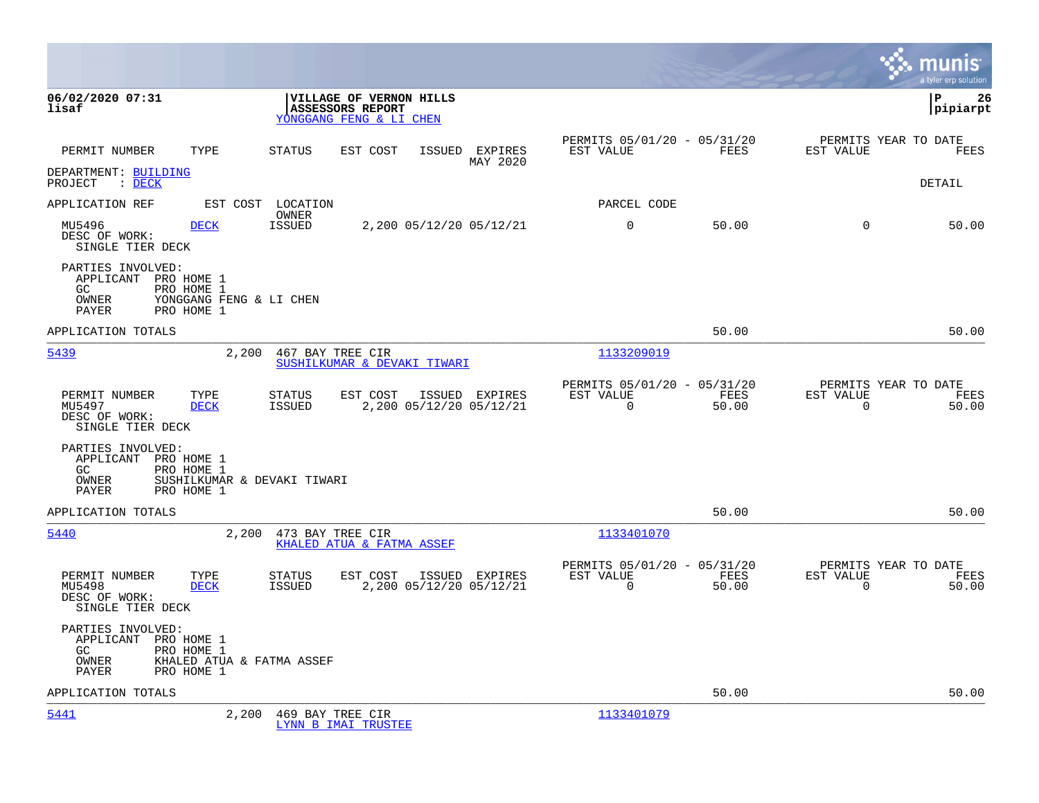**06/02/2020 07:31**
**lisaf**

**VILLAGE OF VERNON HILLS**
**ASSESSORS REPORT**
YONGGANG FENG & LI CHEN

**P 26**
**pipiarpt**

| PERMIT NUMBER | TYPE | STATUS | EST COST | ISSUED | EXPIRES | PERMITS 05/01/20 - 05/31/20 EST VALUE | FEES | PERMITS YEAR TO DATE EST VALUE | FEES |
|---|---|---|---|---|---|---|---|---|---|
| | | | | | MAY 2020 | | | | |

DEPARTMENT: BUILDING
PROJECT : DECK

DETAIL

| APPLICATION REF | EST COST | LOCATION / OWNER | | | | PARCEL CODE | | | |
|---|---|---|---|---|---|---|---|---|---|
| MU5496 | DECK | ISSUED | 2,200 | 05/12/20 | 05/12/21 | 0 | 50.00 | 0 | 50.00 |

DESC OF WORK:
SINGLE TIER DECK

PARTIES INVOLVED:
APPLICANT PRO HOME 1
GC PRO HOME 1
OWNER YONGGANG FENG & LI CHEN
PAYER PRO HOME 1

APPLICATION TOTALS 50.00 50.00

---

5439 2,200 467 BAY TREE CIR
SUSHILKUMAR & DEVAKI TIWARI
1133209019

| PERMIT NUMBER | TYPE | STATUS | EST COST | ISSUED | EXPIRES | PERMITS 05/01/20 - 05/31/20 EST VALUE | FEES | PERMITS YEAR TO DATE EST VALUE | FEES |
|---|---|---|---|---|---|---|---|---|---|
| MU5497 | DECK | ISSUED | 2,200 | 05/12/20 | 05/12/21 | 0 | 50.00 | 0 | 50.00 |

DESC OF WORK:
SINGLE TIER DECK

PARTIES INVOLVED:
APPLICANT PRO HOME 1
GC PRO HOME 1
OWNER SUSHILKUMAR & DEVAKI TIWARI
PAYER PRO HOME 1

APPLICATION TOTALS 50.00 50.00

---

5440 2,200 473 BAY TREE CIR
KHALED ATUA & FATMA ASSEF
1133401070

| PERMIT NUMBER | TYPE | STATUS | EST COST | ISSUED | EXPIRES | PERMITS 05/01/20 - 05/31/20 EST VALUE | FEES | PERMITS YEAR TO DATE EST VALUE | FEES |
|---|---|---|---|---|---|---|---|---|---|
| MU5498 | DECK | ISSUED | 2,200 | 05/12/20 | 05/12/21 | 0 | 50.00 | 0 | 50.00 |

DESC OF WORK:
SINGLE TIER DECK

PARTIES INVOLVED:
APPLICANT PRO HOME 1
GC PRO HOME 1
OWNER KHALED ATUA & FATMA ASSEF
PAYER PRO HOME 1

APPLICATION TOTALS 50.00 50.00

---

5441 2,200 469 BAY TREE CIR
LYNN B IMAI TRUSTEE
1133401079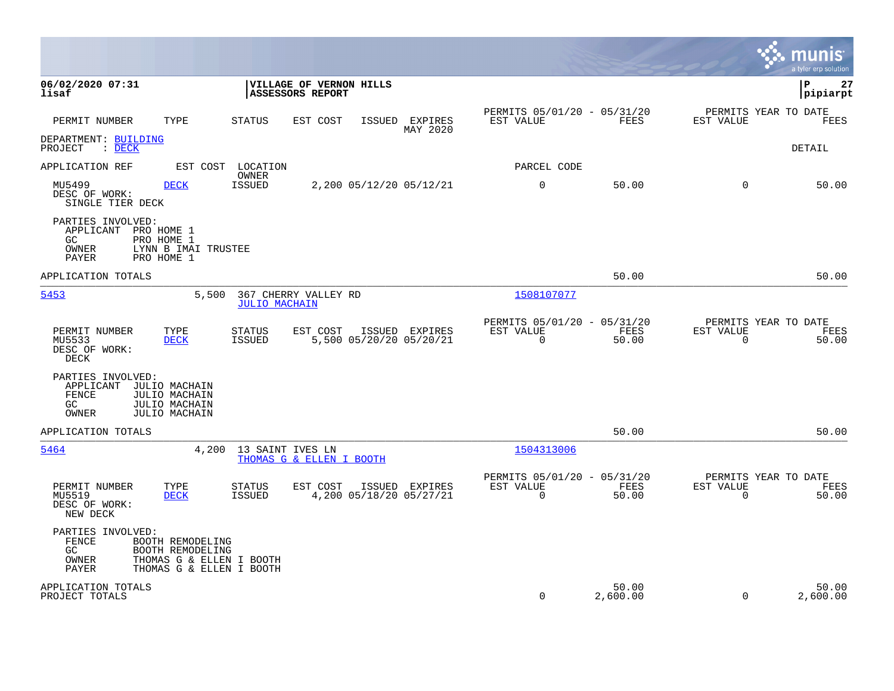**06/02/2020 07:31** **VILLAGE OF VERNON HILLS**
**lisaf** **ASSESSORS REPORT** **pipiarpt**

| PERMIT NUMBER | TYPE | STATUS | EST COST | ISSUED | EXPIRES | PERMITS 05/01/20 - 05/31/20 EST VALUE | FEES | PERMITS YEAR TO DATE EST VALUE | FEES |
|---|---|---|---|---|---|---|---|---|---|
| | | | | | MAY 2020 | | | | |

DEPARTMENT: BUILDING
PROJECT : DECK DETAIL

APPLICATION REF | EST COST | LOCATION / OWNER | PARCEL CODE

| PERMIT NUMBER | TYPE | STATUS | EST COST | ISSUED | EXPIRES | EST VALUE | FEES | EST VALUE | FEES |
|---|---|---|---|---|---|---|---|---|---|
| MU5499 | DECK | ISSUED | 2,200 | 05/12/20 | 05/12/21 | 0 | 50.00 | 0 | 50.00 |

DESC OF WORK:
SINGLE TIER DECK

PARTIES INVOLVED:
APPLICANT PRO HOME 1
GC PRO HOME 1
OWNER LYNN B IMAI TRUSTEE
PAYER PRO HOME 1

APPLICATION TOTALS 50.00 50.00

---

**5453** 5,500 367 CHERRY VALLEY RD — JULIO MACHAIN — 1508107077

| PERMIT NUMBER | TYPE | STATUS | EST COST | ISSUED | EXPIRES | PERMITS 05/01/20 - 05/31/20 EST VALUE | FEES | PERMITS YEAR TO DATE EST VALUE | FEES |
|---|---|---|---|---|---|---|---|---|---|
| MU5533 | DECK | ISSUED | 5,500 | 05/20/20 | 05/20/21 | 0 | 50.00 | 0 | 50.00 |

DESC OF WORK:
DECK

PARTIES INVOLVED:
APPLICANT JULIO MACHAIN
FENCE JULIO MACHAIN
GC JULIO MACHAIN
OWNER JULIO MACHAIN

APPLICATION TOTALS 50.00 50.00

---

**5464** 4,200 13 SAINT IVES LN — THOMAS G & ELLEN I BOOTH — 1504313006

| PERMIT NUMBER | TYPE | STATUS | EST COST | ISSUED | EXPIRES | PERMITS 05/01/20 - 05/31/20 EST VALUE | FEES | PERMITS YEAR TO DATE EST VALUE | FEES |
|---|---|---|---|---|---|---|---|---|---|
| MU5519 | DECK | ISSUED | 4,200 | 05/18/20 | 05/27/21 | 0 | 50.00 | 0 | 50.00 |

DESC OF WORK:
NEW DECK

PARTIES INVOLVED:
FENCE BOOTH REMODELING
GC BOOTH REMODELING
OWNER THOMAS G & ELLEN I BOOTH
PAYER THOMAS G & ELLEN I BOOTH

| | EST VALUE | FEES | EST VALUE | FEES |
|---|---|---|---|---|
| APPLICATION TOTALS | | 50.00 | | 50.00 |
| PROJECT TOTALS | 0 | 2,600.00 | 0 | 2,600.00 |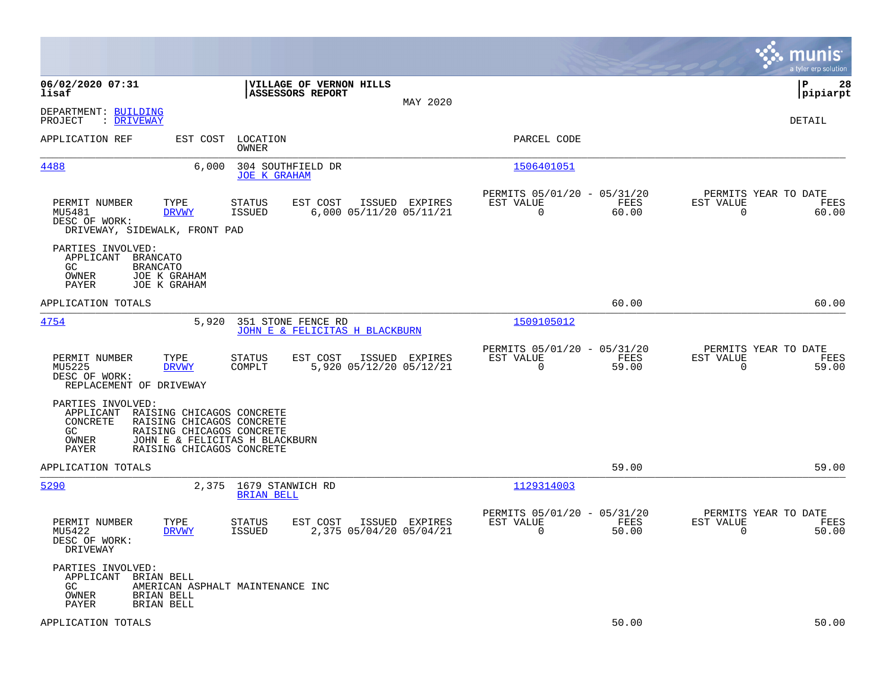**06/02/2020 07:31**
**lisaf**

**VILLAGE OF VERNON HILLS**
**ASSESSORS REPORT**

MAY 2020

**P 28**
**pipiarpt**

DEPARTMENT: BUILDING
PROJECT : DRIVEWAY

DETAIL

| APPLICATION REF | EST COST | LOCATION / OWNER | PARCEL CODE |
|---|---|---|---|
| 4488 | 6,000 | 304 SOUTHFIELD DR / JOE K GRAHAM | 1506401051 |

| PERMIT NUMBER | TYPE | STATUS | EST COST | ISSUED | EXPIRES | PERMITS 05/01/20 - 05/31/20 EST VALUE | FEES | PERMITS YEAR TO DATE EST VALUE | FEES |
|---|---|---|---|---|---|---|---|---|---|
| MU5481 | DRVWY | ISSUED | 6,000 | 05/11/20 | 05/11/21 | 0 | 60.00 | 0 | 60.00 |

DESC OF WORK:
DRIVEWAY, SIDEWALK, FRONT PAD

PARTIES INVOLVED:
- APPLICANT BRANCATO
- GC BRANCATO
- OWNER JOE K GRAHAM
- PAYER JOE K GRAHAM

APPLICATION TOTALS 60.00 60.00

| APPLICATION REF | EST COST | LOCATION / OWNER | PARCEL CODE |
|---|---|---|---|
| 4754 | 5,920 | 351 STONE FENCE RD / JOHN E & FELICITAS H BLACKBURN | 1509105012 |

| PERMIT NUMBER | TYPE | STATUS | EST COST | ISSUED | EXPIRES | PERMITS 05/01/20 - 05/31/20 EST VALUE | FEES | PERMITS YEAR TO DATE EST VALUE | FEES |
|---|---|---|---|---|---|---|---|---|---|
| MU5225 | DRVWY | COMPLT | 5,920 | 05/12/20 | 05/12/21 | 0 | 59.00 | 0 | 59.00 |

DESC OF WORK:
REPLACEMENT OF DRIVEWAY

PARTIES INVOLVED:
- APPLICANT RAISING CHICAGOS CONCRETE
- CONCRETE RAISING CHICAGOS CONCRETE
- GC RAISING CHICAGOS CONCRETE
- OWNER JOHN E & FELICITAS H BLACKBURN
- PAYER RAISING CHICAGOS CONCRETE

APPLICATION TOTALS 59.00 59.00

| APPLICATION REF | EST COST | LOCATION / OWNER | PARCEL CODE |
|---|---|---|---|
| 5290 | 2,375 | 1679 STANWICH RD / BRIAN BELL | 1129314003 |

| PERMIT NUMBER | TYPE | STATUS | EST COST | ISSUED | EXPIRES | PERMITS 05/01/20 - 05/31/20 EST VALUE | FEES | PERMITS YEAR TO DATE EST VALUE | FEES |
|---|---|---|---|---|---|---|---|---|---|
| MU5422 | DRVWY | ISSUED | 2,375 | 05/04/20 | 05/04/21 | 0 | 50.00 | 0 | 50.00 |

DESC OF WORK:
DRIVEWAY

PARTIES INVOLVED:
- APPLICANT BRIAN BELL
- GC AMERICAN ASPHALT MAINTENANCE INC
- OWNER BRIAN BELL
- PAYER BRIAN BELL

APPLICATION TOTALS 50.00 50.00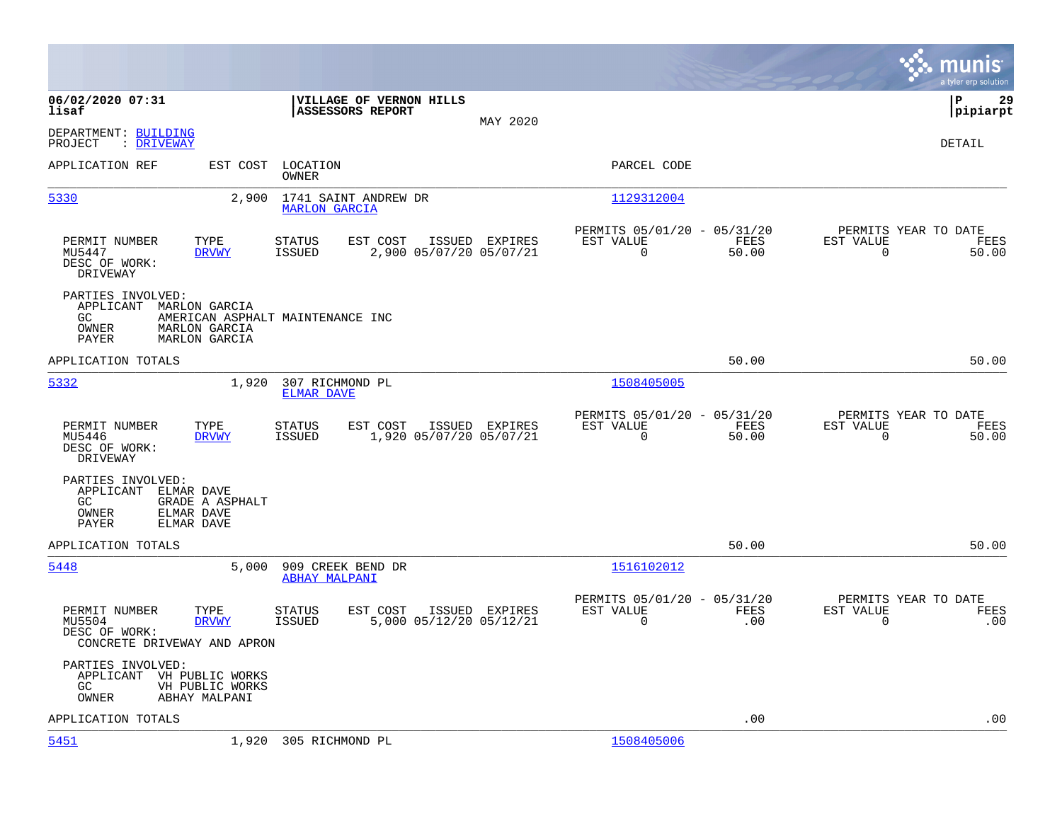**06/02/2020 07:31**
**lisaf**

**VILLAGE OF VERNON HILLS**
**ASSESSORS REPORT**

MAY 2020

**P 29**
**pipiarpt**

DEPARTMENT: BUILDING
PROJECT : DRIVEWAY

DETAIL

| APPLICATION REF | EST COST | LOCATION / OWNER | PARCEL CODE |
|---|---|---|---|
| 5330 | 2,900 | 1741 SAINT ANDREW DR / MARLON GARCIA | 1129312004 |

| PERMIT NUMBER | TYPE | STATUS | EST COST | ISSUED | EXPIRES | PERMITS 05/01/20 - 05/31/20 EST VALUE | FEES | PERMITS YEAR TO DATE EST VALUE | FEES |
|---|---|---|---|---|---|---|---|---|---|
| MU5447 | DRVWY | ISSUED | 2,900 | 05/07/20 | 05/07/21 | 0 | 50.00 | 0 | 50.00 |

DESC OF WORK:
DRIVEWAY

PARTIES INVOLVED:
APPLICANT MARLON GARCIA
GC AMERICAN ASPHALT MAINTENANCE INC
OWNER MARLON GARCIA
PAYER MARLON GARCIA

APPLICATION TOTALS 50.00 50.00

| APPLICATION REF | EST COST | LOCATION / OWNER | PARCEL CODE |
|---|---|---|---|
| 5332 | 1,920 | 307 RICHMOND PL / ELMAR DAVE | 1508405005 |

| PERMIT NUMBER | TYPE | STATUS | EST COST | ISSUED | EXPIRES | PERMITS 05/01/20 - 05/31/20 EST VALUE | FEES | PERMITS YEAR TO DATE EST VALUE | FEES |
|---|---|---|---|---|---|---|---|---|---|
| MU5446 | DRVWY | ISSUED | 1,920 | 05/07/20 | 05/07/21 | 0 | 50.00 | 0 | 50.00 |

DESC OF WORK:
DRIVEWAY

PARTIES INVOLVED:
APPLICANT ELMAR DAVE
GC GRADE A ASPHALT
OWNER ELMAR DAVE
PAYER ELMAR DAVE

APPLICATION TOTALS 50.00 50.00

| APPLICATION REF | EST COST | LOCATION / OWNER | PARCEL CODE |
|---|---|---|---|
| 5448 | 5,000 | 909 CREEK BEND DR / ABHAY MALPANI | 1516102012 |

| PERMIT NUMBER | TYPE | STATUS | EST COST | ISSUED | EXPIRES | PERMITS 05/01/20 - 05/31/20 EST VALUE | FEES | PERMITS YEAR TO DATE EST VALUE | FEES |
|---|---|---|---|---|---|---|---|---|---|
| MU5504 | DRVWY | ISSUED | 5,000 | 05/12/20 | 05/12/21 | 0 | .00 | 0 | .00 |

DESC OF WORK:
CONCRETE DRIVEWAY AND APRON

PARTIES INVOLVED:
APPLICANT VH PUBLIC WORKS
GC VH PUBLIC WORKS
OWNER ABHAY MALPANI

APPLICATION TOTALS .00 .00

| APPLICATION REF | EST COST | LOCATION / OWNER | PARCEL CODE |
|---|---|---|---|
| 5451 | 1,920 | 305 RICHMOND PL | 1508405006 |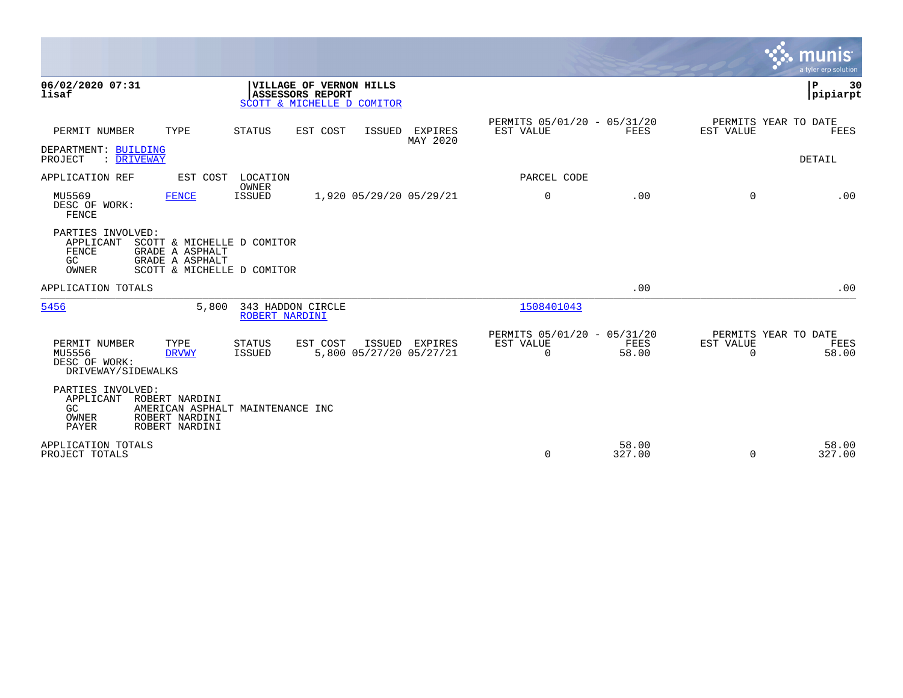**06/02/2020 07:31**
**lisaf**

**VILLAGE OF VERNON HILLS**
**ASSESSORS REPORT**
SCOTT & MICHELLE D COMITOR

**P 30**
**pipiarpt**

| PERMIT NUMBER | TYPE | STATUS | EST COST | ISSUED | EXPIRES | PERMITS 05/01/20 - 05/31/20 EST VALUE | FEES | PERMITS YEAR TO DATE EST VALUE | FEES |
|---|---|---|---|---|---|---|---|---|---|
| | | | | | MAY 2020 | | | | |

DEPARTMENT: BUILDING
PROJECT : DRIVEWAY

DETAIL

APPLICATION REF    EST COST    LOCATION / OWNER    PARCEL CODE

| PERMIT NUMBER | TYPE | STATUS | EST COST | ISSUED | EXPIRES | EST VALUE | FEES | EST VALUE | FEES |
|---|---|---|---|---|---|---|---|---|---|
| MU5569 | FENCE | ISSUED | 1,920 | 05/29/20 | 05/29/21 | 0 | .00 | 0 | .00 |

DESC OF WORK:
FENCE

PARTIES INVOLVED:
APPLICANT SCOTT & MICHELLE D COMITOR
FENCE GRADE A ASPHALT
GC GRADE A ASPHALT
OWNER SCOTT & MICHELLE D COMITOR

APPLICATION TOTALS .00 .00

---

| APPLICATION REF | EST COST | LOCATION / OWNER | PARCEL CODE |
|---|---|---|---|
| 5456 | 5,800 | 343 HADDON CIRCLE / ROBERT NARDINI | 1508401043 |

| PERMIT NUMBER | TYPE | STATUS | EST COST | ISSUED | EXPIRES | PERMITS 05/01/20 - 05/31/20 EST VALUE | FEES | PERMITS YEAR TO DATE EST VALUE | FEES |
|---|---|---|---|---|---|---|---|---|---|
| MU5556 | DRVWY | ISSUED | 5,800 | 05/27/20 | 05/27/21 | 0 | 58.00 | 0 | 58.00 |

DESC OF WORK:
DRIVEWAY/SIDEWALKS

PARTIES INVOLVED:
APPLICANT ROBERT NARDINI
GC AMERICAN ASPHALT MAINTENANCE INC
OWNER ROBERT NARDINI
PAYER ROBERT NARDINI

| | EST VALUE | FEES | EST VALUE | FEES |
|---|---|---|---|---|
| APPLICATION TOTALS | | 58.00 | | 58.00 |
| PROJECT TOTALS | 0 | 327.00 | 0 | 327.00 |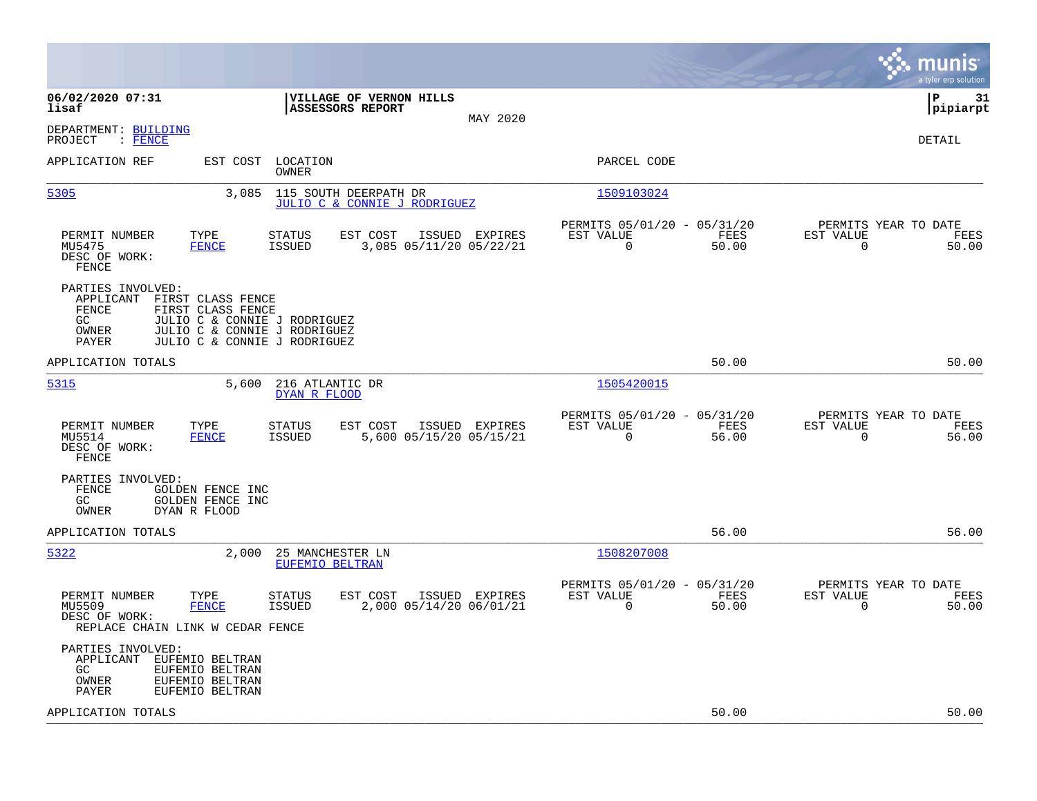06/02/2020 07:31
lisaf

**VILLAGE OF VERNON HILLS**
**ASSESSORS REPORT**

MAY 2020

P 31
pipiarpt

DEPARTMENT: BUILDING
PROJECT : FENCE

DETAIL

| APPLICATION REF | EST COST | LOCATION / OWNER | PARCEL CODE |
|---|---|---|---|
| 5305 | 3,085 | 115 SOUTH DEERPATH DR / JULIO C & CONNIE J RODRIGUEZ | 1509103024 |

| PERMIT NUMBER | TYPE | STATUS | EST COST | ISSUED | EXPIRES | PERMITS 05/01/20 - 05/31/20 EST VALUE | FEES | PERMITS YEAR TO DATE EST VALUE | FEES |
|---|---|---|---|---|---|---|---|---|---|
| MU5475 | FENCE | ISSUED | 3,085 | 05/11/20 | 05/22/21 | 0 | 50.00 | 0 | 50.00 |

DESC OF WORK:
FENCE

PARTIES INVOLVED:
- APPLICANT FIRST CLASS FENCE
- FENCE FIRST CLASS FENCE
- GC JULIO C & CONNIE J RODRIGUEZ
- OWNER JULIO C & CONNIE J RODRIGUEZ
- PAYER JULIO C & CONNIE J RODRIGUEZ

APPLICATION TOTALS: 50.00 | 50.00

| APPLICATION REF | EST COST | LOCATION / OWNER | PARCEL CODE |
|---|---|---|---|
| 5315 | 5,600 | 216 ATLANTIC DR / DYAN R FLOOD | 1505420015 |

| PERMIT NUMBER | TYPE | STATUS | EST COST | ISSUED | EXPIRES | PERMITS 05/01/20 - 05/31/20 EST VALUE | FEES | PERMITS YEAR TO DATE EST VALUE | FEES |
|---|---|---|---|---|---|---|---|---|---|
| MU5514 | FENCE | ISSUED | 5,600 | 05/15/20 | 05/15/21 | 0 | 56.00 | 0 | 56.00 |

DESC OF WORK:
FENCE

PARTIES INVOLVED:
- FENCE GOLDEN FENCE INC
- GC GOLDEN FENCE INC
- OWNER DYAN R FLOOD

APPLICATION TOTALS: 56.00 | 56.00

| APPLICATION REF | EST COST | LOCATION / OWNER | PARCEL CODE |
|---|---|---|---|
| 5322 | 2,000 | 25 MANCHESTER LN / EUFEMIO BELTRAN | 1508207008 |

| PERMIT NUMBER | TYPE | STATUS | EST COST | ISSUED | EXPIRES | PERMITS 05/01/20 - 05/31/20 EST VALUE | FEES | PERMITS YEAR TO DATE EST VALUE | FEES |
|---|---|---|---|---|---|---|---|---|---|
| MU5509 | FENCE | ISSUED | 2,000 | 05/14/20 | 06/01/21 | 0 | 50.00 | 0 | 50.00 |

DESC OF WORK:
REPLACE CHAIN LINK W CEDAR FENCE

PARTIES INVOLVED:
- APPLICANT EUFEMIO BELTRAN
- GC EUFEMIO BELTRAN
- OWNER EUFEMIO BELTRAN
- PAYER EUFEMIO BELTRAN

APPLICATION TOTALS: 50.00 | 50.00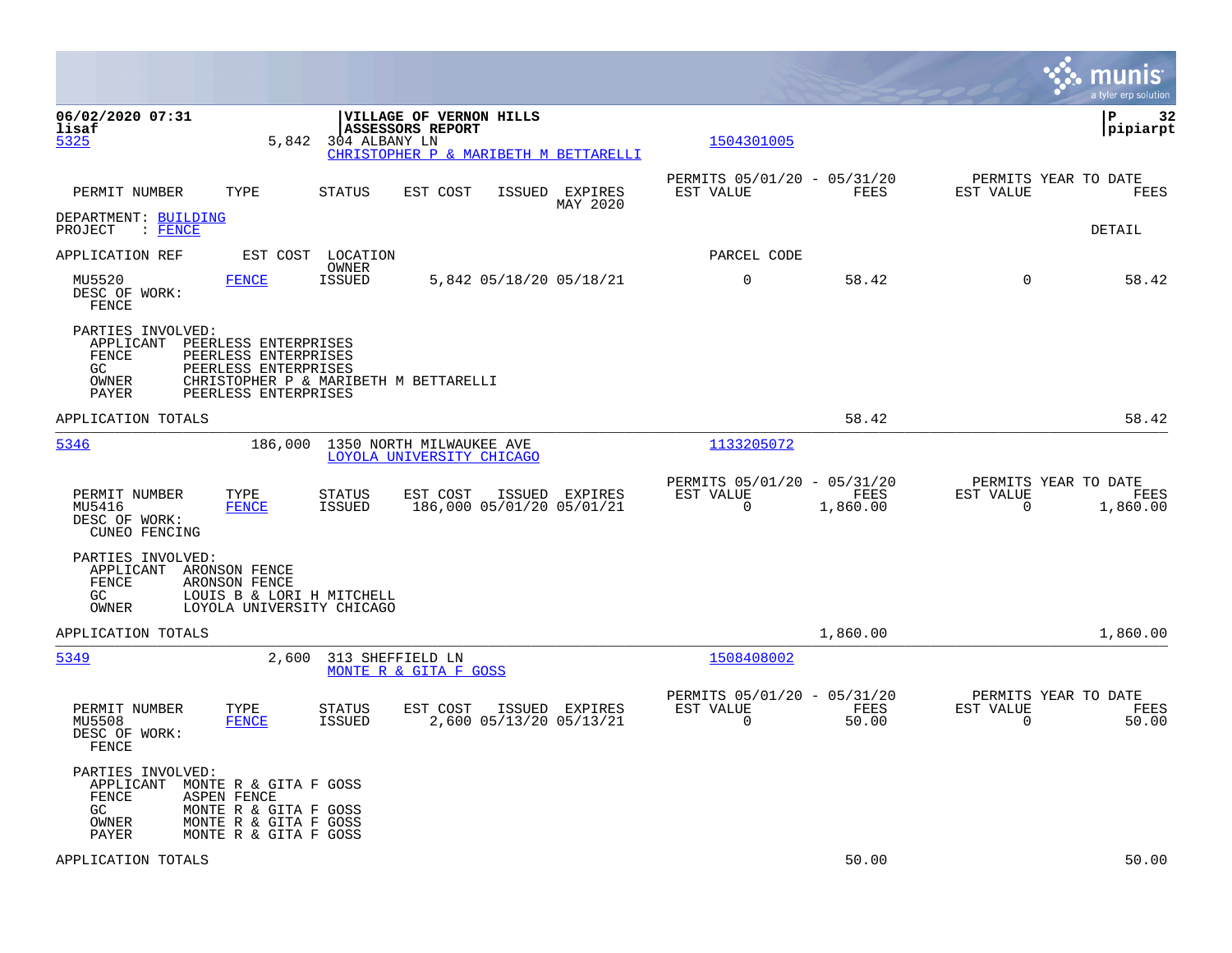06/02/2020 07:31
lisaf

**VILLAGE OF VERNON HILLS**
**ASSESSORS REPORT**

P 32
pipiarpt

5325 5,842 304 ALBANY LN 1504301005
CHRISTOPHER P & MARIBETH M BETTARELLI

| PERMIT NUMBER | TYPE | STATUS | EST COST | ISSUED | EXPIRES | PERMITS 05/01/20 - 05/31/20 EST VALUE | FEES | PERMITS YEAR TO DATE EST VALUE | FEES |
|---|---|---|---|---|---|---|---|---|---|
| | | | | | MAY 2020 | | | | |

DEPARTMENT: BUILDING
PROJECT : FENCE

DETAIL

| APPLICATION REF | EST COST | LOCATION OWNER | | | | PARCEL CODE | | | |
|---|---|---|---|---|---|---|---|---|---|
| MU5520 | FENCE | ISSUED | 5,842 | 05/18/20 | 05/18/21 | 0 | 58.42 | 0 | 58.42 |

DESC OF WORK:
FENCE

PARTIES INVOLVED:
- APPLICANT PEERLESS ENTERPRISES
- FENCE PEERLESS ENTERPRISES
- GC PEERLESS ENTERPRISES
- OWNER CHRISTOPHER P & MARIBETH M BETTARELLI
- PAYER PEERLESS ENTERPRISES

APPLICATION TOTALS 58.42 58.42

---

5346 186,000 1350 NORTH MILWAUKEE AVE 1133205072
LOYOLA UNIVERSITY CHICAGO

| PERMIT NUMBER | TYPE | STATUS | EST COST | ISSUED | EXPIRES | PERMITS 05/01/20 - 05/31/20 EST VALUE | FEES | PERMITS YEAR TO DATE EST VALUE | FEES |
|---|---|---|---|---|---|---|---|---|---|
| MU5416 | FENCE | ISSUED | 186,000 | 05/01/20 | 05/01/21 | 0 | 1,860.00 | 0 | 1,860.00 |

DESC OF WORK:
CUNEO FENCING

PARTIES INVOLVED:
- APPLICANT ARONSON FENCE
- FENCE ARONSON FENCE
- GC LOUIS B & LORI H MITCHELL
- OWNER LOYOLA UNIVERSITY CHICAGO

APPLICATION TOTALS 1,860.00 1,860.00

---

5349 2,600 313 SHEFFIELD LN 1508408002
MONTE R & GITA F GOSS

| PERMIT NUMBER | TYPE | STATUS | EST COST | ISSUED | EXPIRES | PERMITS 05/01/20 - 05/31/20 EST VALUE | FEES | PERMITS YEAR TO DATE EST VALUE | FEES |
|---|---|---|---|---|---|---|---|---|---|
| MU5508 | FENCE | ISSUED | 2,600 | 05/13/20 | 05/13/21 | 0 | 50.00 | 0 | 50.00 |

DESC OF WORK:
FENCE

PARTIES INVOLVED:
- APPLICANT MONTE R & GITA F GOSS
- FENCE ASPEN FENCE
- GC MONTE R & GITA F GOSS
- OWNER MONTE R & GITA F GOSS
- PAYER MONTE R & GITA F GOSS

APPLICATION TOTALS 50.00 50.00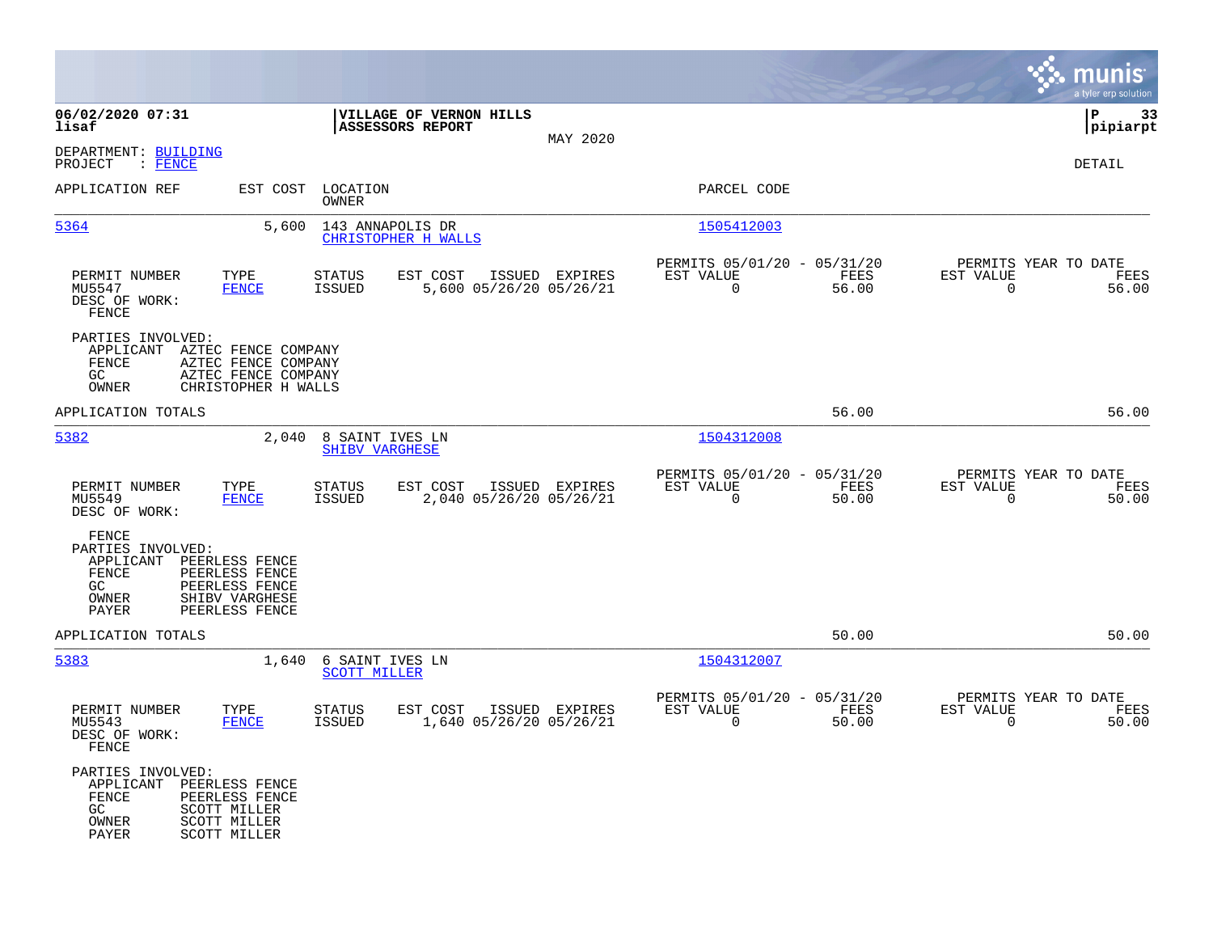**06/02/2020 07:31**
**lisaf**

**VILLAGE OF VERNON HILLS**
**ASSESSORS REPORT**

MAY 2020

**P** **33**
**pipiarpt**

DEPARTMENT: BUILDING
PROJECT : FENCE

DETAIL

| APPLICATION REF | EST COST | LOCATION / OWNER | PARCEL CODE |
|---|---|---|---|
| 5364 | 5,600 | 143 ANNAPOLIS DR / CHRISTOPHER H WALLS | 1505412003 |

| PERMIT NUMBER | TYPE | STATUS | EST COST | ISSUED | EXPIRES | PERMITS 05/01/20 - 05/31/20 EST VALUE | FEES | PERMITS YEAR TO DATE EST VALUE | FEES |
|---|---|---|---|---|---|---|---|---|---|
| MU5547 | FENCE | ISSUED | 5,600 | 05/26/20 | 05/26/21 | 0 | 56.00 | 0 | 56.00 |

DESC OF WORK:
FENCE

PARTIES INVOLVED:
- APPLICANT AZTEC FENCE COMPANY
- FENCE AZTEC FENCE COMPANY
- GC AZTEC FENCE COMPANY
- OWNER CHRISTOPHER H WALLS

APPLICATION TOTALS 56.00 56.00

| APPLICATION REF | EST COST | LOCATION / OWNER | PARCEL CODE |
|---|---|---|---|
| 5382 | 2,040 | 8 SAINT IVES LN / SHIBV VARGHESE | 1504312008 |

| PERMIT NUMBER | TYPE | STATUS | EST COST | ISSUED | EXPIRES | PERMITS 05/01/20 - 05/31/20 EST VALUE | FEES | PERMITS YEAR TO DATE EST VALUE | FEES |
|---|---|---|---|---|---|---|---|---|---|
| MU5549 | FENCE | ISSUED | 2,040 | 05/26/20 | 05/26/21 | 0 | 50.00 | 0 | 50.00 |

DESC OF WORK:
FENCE

PARTIES INVOLVED:
- APPLICANT PEERLESS FENCE
- FENCE PEERLESS FENCE
- GC PEERLESS FENCE
- OWNER SHIBV VARGHESE
- PAYER PEERLESS FENCE

APPLICATION TOTALS 50.00 50.00

| APPLICATION REF | EST COST | LOCATION / OWNER | PARCEL CODE |
|---|---|---|---|
| 5383 | 1,640 | 6 SAINT IVES LN / SCOTT MILLER | 1504312007 |

| PERMIT NUMBER | TYPE | STATUS | EST COST | ISSUED | EXPIRES | PERMITS 05/01/20 - 05/31/20 EST VALUE | FEES | PERMITS YEAR TO DATE EST VALUE | FEES |
|---|---|---|---|---|---|---|---|---|---|
| MU5543 | FENCE | ISSUED | 1,640 | 05/26/20 | 05/26/21 | 0 | 50.00 | 0 | 50.00 |

DESC OF WORK:
FENCE

PARTIES INVOLVED:
- APPLICANT PEERLESS FENCE
- FENCE PEERLESS FENCE
- GC SCOTT MILLER
- OWNER SCOTT MILLER
- PAYER SCOTT MILLER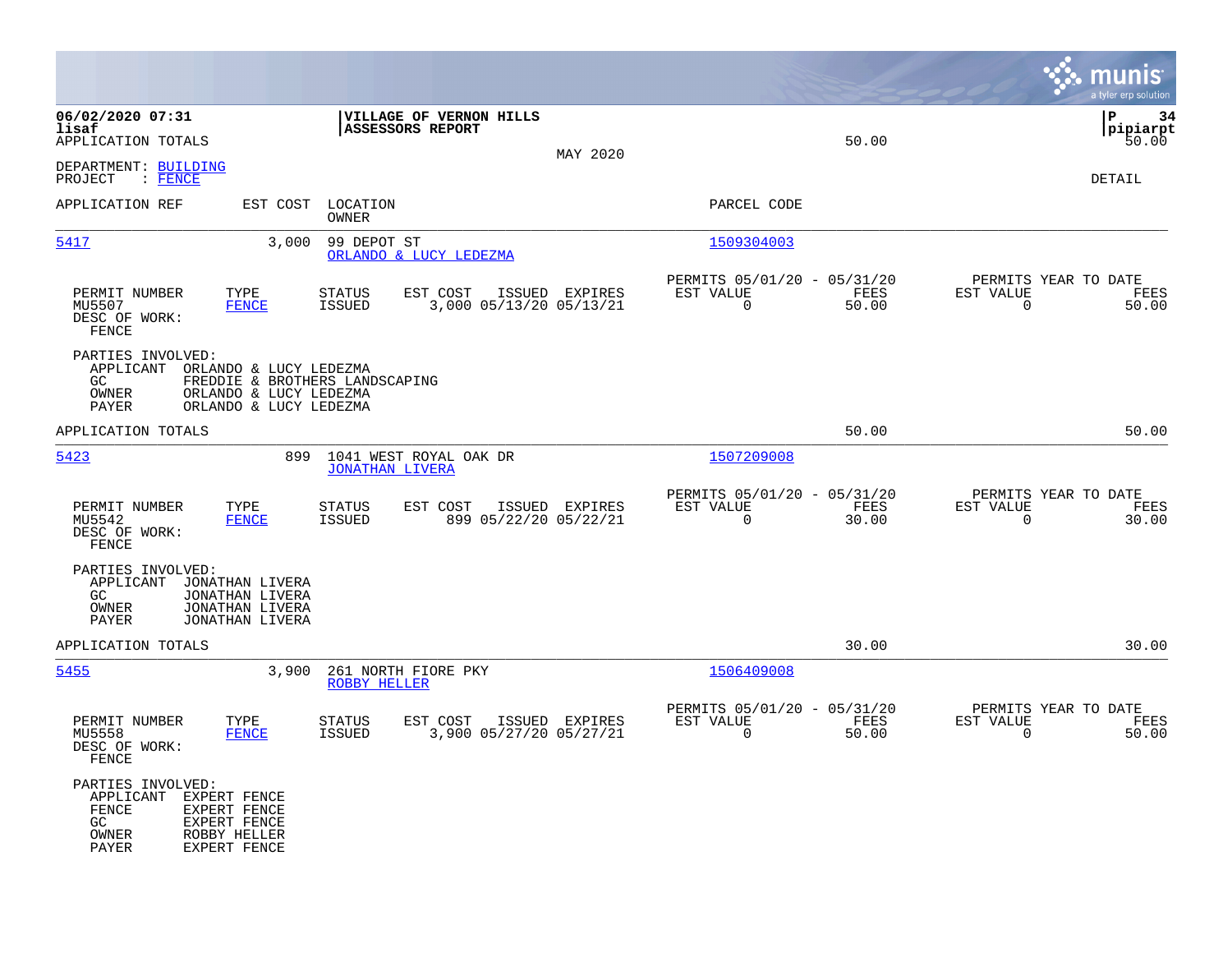06/02/2020 07:31
lisaf
APPLICATION TOTALS

**VILLAGE OF VERNON HILLS**
**ASSESSORS REPORT**

MAY 2020

50.00

P 34
pipiarpt
50.00

DEPARTMENT: BUILDING
PROJECT : FENCE

DETAIL

| APPLICATION REF | EST COST | LOCATION / OWNER | PARCEL CODE |
|---|---|---|---|
| 5417 | 3,000 | 99 DEPOT ST / ORLANDO & LUCY LEDEZMA | 1509304003 |

| PERMIT NUMBER | TYPE | STATUS | EST COST | ISSUED | EXPIRES | PERMITS 05/01/20 - 05/31/20 EST VALUE | FEES | PERMITS YEAR TO DATE EST VALUE | FEES |
|---|---|---|---|---|---|---|---|---|---|
| MU5507 | FENCE | ISSUED | 3,000 | 05/13/20 | 05/13/21 | 0 | 50.00 | 0 | 50.00 |

DESC OF WORK:
FENCE

PARTIES INVOLVED:
APPLICANT ORLANDO & LUCY LEDEZMA
GC FREDDIE & BROTHERS LANDSCAPING
OWNER ORLANDO & LUCY LEDEZMA
PAYER ORLANDO & LUCY LEDEZMA

APPLICATION TOTALS 50.00 50.00

| APPLICATION REF | EST COST | LOCATION / OWNER | PARCEL CODE |
|---|---|---|---|
| 5423 | 899 | 1041 WEST ROYAL OAK DR / JONATHAN LIVERA | 1507209008 |

| PERMIT NUMBER | TYPE | STATUS | EST COST | ISSUED | EXPIRES | PERMITS 05/01/20 - 05/31/20 EST VALUE | FEES | PERMITS YEAR TO DATE EST VALUE | FEES |
|---|---|---|---|---|---|---|---|---|---|
| MU5542 | FENCE | ISSUED | 899 | 05/22/20 | 05/22/21 | 0 | 30.00 | 0 | 30.00 |

DESC OF WORK:
FENCE

PARTIES INVOLVED:
APPLICANT JONATHAN LIVERA
GC JONATHAN LIVERA
OWNER JONATHAN LIVERA
PAYER JONATHAN LIVERA

APPLICATION TOTALS 30.00 30.00

| APPLICATION REF | EST COST | LOCATION / OWNER | PARCEL CODE |
|---|---|---|---|
| 5455 | 3,900 | 261 NORTH FIORE PKY / ROBBY HELLER | 1506409008 |

| PERMIT NUMBER | TYPE | STATUS | EST COST | ISSUED | EXPIRES | PERMITS 05/01/20 - 05/31/20 EST VALUE | FEES | PERMITS YEAR TO DATE EST VALUE | FEES |
|---|---|---|---|---|---|---|---|---|---|
| MU5558 | FENCE | ISSUED | 3,900 | 05/27/20 | 05/27/21 | 0 | 50.00 | 0 | 50.00 |

DESC OF WORK:
FENCE

PARTIES INVOLVED:
APPLICANT EXPERT FENCE
FENCE EXPERT FENCE
GC EXPERT FENCE
OWNER ROBBY HELLER
PAYER EXPERT FENCE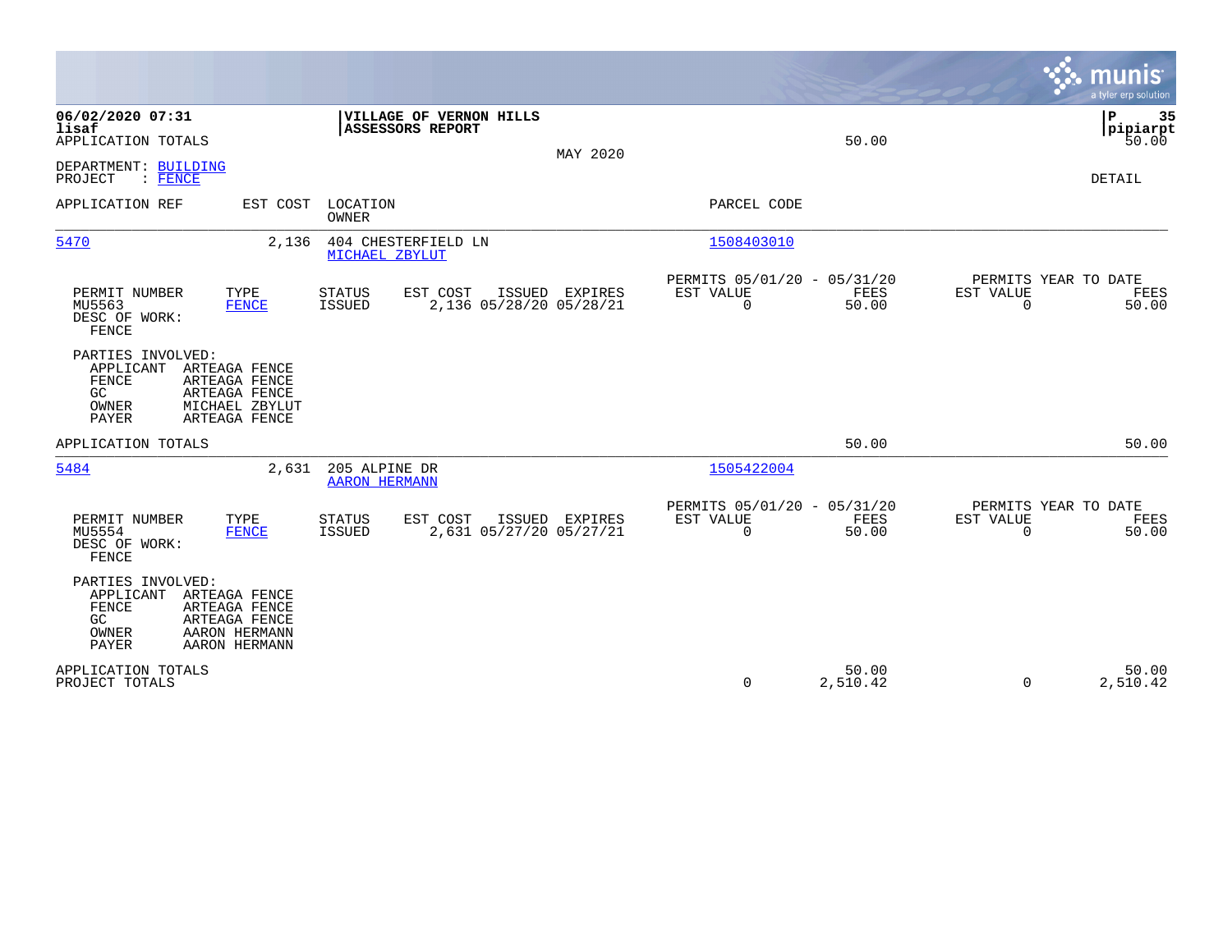06/02/2020 07:31
lisaf
APPLICATION TOTALS

**VILLAGE OF VERNON HILLS**
**ASSESSORS REPORT**

MAY 2020

50.00

P 35
pipiarpt
50.00

DEPARTMENT: BUILDING
PROJECT : FENCE

DETAIL

| APPLICATION REF | EST COST | LOCATION / OWNER | PARCEL CODE |
|---|---|---|---|
| 5470 | 2,136 | 404 CHESTERFIELD LN / MICHAEL ZBYLUT | 1508403010 |

| PERMIT NUMBER | TYPE | STATUS | EST COST | ISSUED | EXPIRES | PERMITS 05/01/20 - 05/31/20 EST VALUE | FEES | PERMITS YEAR TO DATE EST VALUE | FEES |
|---|---|---|---|---|---|---|---|---|---|
| MU5563 | FENCE | ISSUED | 2,136 | 05/28/20 | 05/28/21 | 0 | 50.00 | 0 | 50.00 |

DESC OF WORK:
FENCE

PARTIES INVOLVED:
APPLICANT ARTEAGA FENCE
FENCE ARTEAGA FENCE
GC ARTEAGA FENCE
OWNER MICHAEL ZBYLUT
PAYER ARTEAGA FENCE

APPLICATION TOTALS 50.00 50.00

| APPLICATION REF | EST COST | LOCATION / OWNER | PARCEL CODE |
|---|---|---|---|
| 5484 | 2,631 | 205 ALPINE DR / AARON HERMANN | 1505422004 |

| PERMIT NUMBER | TYPE | STATUS | EST COST | ISSUED | EXPIRES | PERMITS 05/01/20 - 05/31/20 EST VALUE | FEES | PERMITS YEAR TO DATE EST VALUE | FEES |
|---|---|---|---|---|---|---|---|---|---|
| MU5554 | FENCE | ISSUED | 2,631 | 05/27/20 | 05/27/21 | 0 | 50.00 | 0 | 50.00 |

DESC OF WORK:
FENCE

PARTIES INVOLVED:
APPLICANT ARTEAGA FENCE
FENCE ARTEAGA FENCE
GC ARTEAGA FENCE
OWNER AARON HERMANN
PAYER AARON HERMANN

| | EST VALUE | FEES | EST VALUE | FEES |
|---|---|---|---|---|
| APPLICATION TOTALS | | 50.00 | | 50.00 |
| PROJECT TOTALS | 0 | 2,510.42 | 0 | 2,510.42 |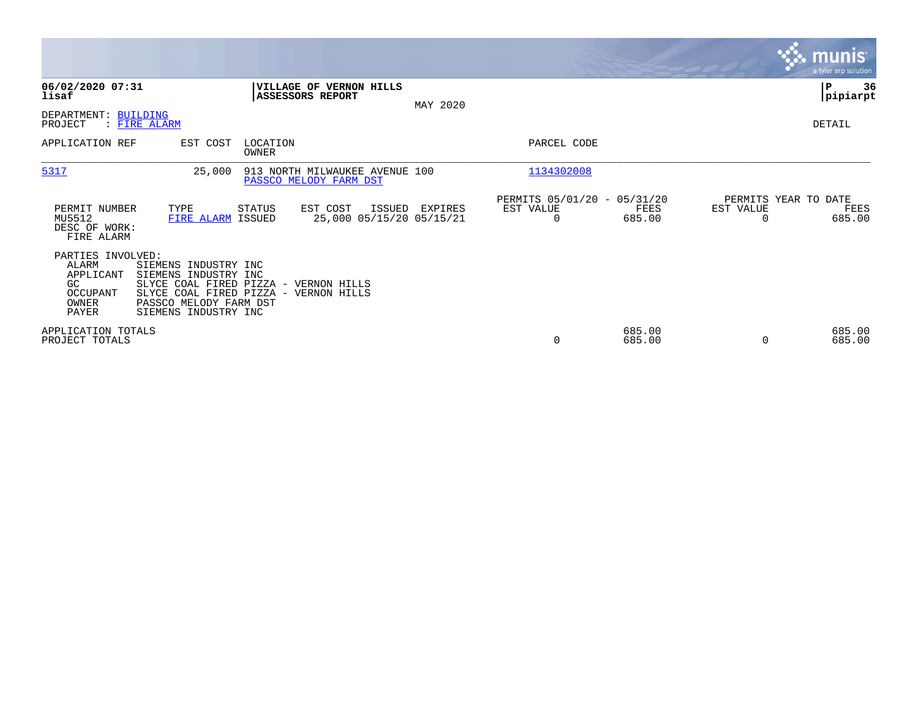**06/02/2020 07:31**
**lisaf**

**VILLAGE OF VERNON HILLS**
**ASSESSORS REPORT**

MAY 2020

**P 36**
**pipiarpt**

DEPARTMENT: BUILDING
PROJECT : FIRE ALARM

DETAIL

| APPLICATION REF | EST COST | LOCATION / OWNER | PARCEL CODE |
|---|---|---|---|
| 5317 | 25,000 | 913 NORTH MILWAUKEE AVENUE 100 / PASSCO MELODY FARM DST | 1134302008 |

| PERMIT NUMBER | TYPE | STATUS | EST COST | ISSUED | EXPIRES | PERMITS 05/01/20 - 05/31/20 EST VALUE | FEES | PERMITS YEAR TO DATE EST VALUE | FEES |
|---|---|---|---|---|---|---|---|---|---|
| MU5512 | FIRE ALARM | ISSUED | 25,000 | 05/15/20 | 05/15/21 | 0 | 685.00 | 0 | 685.00 |

DESC OF WORK:
FIRE ALARM

PARTIES INVOLVED:

| Role | Name |
|---|---|
| ALARM | SIEMENS INDUSTRY INC |
| APPLICANT | SIEMENS INDUSTRY INC |
| GC | SLYCE COAL FIRED PIZZA - VERNON HILLS |
| OCCUPANT | SLYCE COAL FIRED PIZZA - VERNON HILLS |
| OWNER | PASSCO MELODY FARM DST |
| PAYER | SIEMENS INDUSTRY INC |

| | EST VALUE | FEES | YTD EST VALUE | YTD FEES |
|---|---|---|---|---|
| APPLICATION TOTALS | | 685.00 | | 685.00 |
| PROJECT TOTALS | 0 | 685.00 | 0 | 685.00 |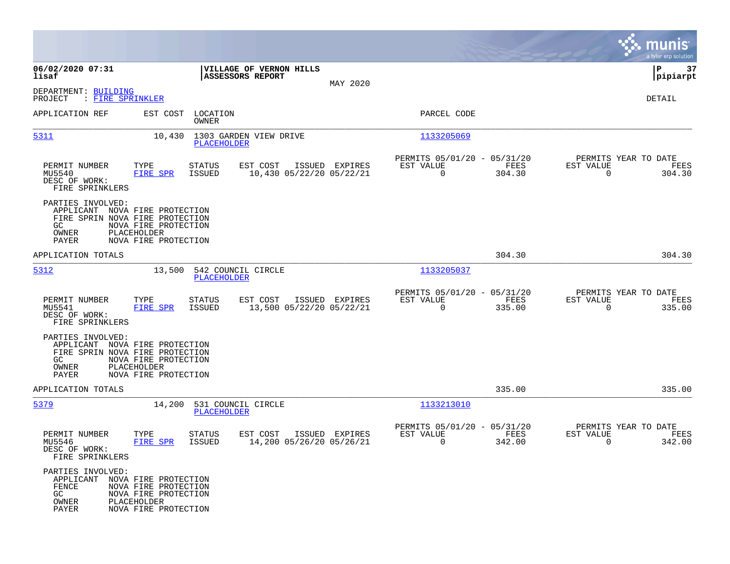**06/02/2020 07:31**
**lisaf**

**VILLAGE OF VERNON HILLS**
**ASSESSORS REPORT**

MAY 2020

**P 37**
**pipiarpt**

DEPARTMENT: BUILDING
PROJECT : FIRE SPRINKLER

DETAIL

| APPLICATION REF | EST COST | LOCATION / OWNER | PARCEL CODE |
|---|---|---|---|
| 5311 | 10,430 | 1303 GARDEN VIEW DRIVE / PLACEHOLDER | 1133205069 |

| PERMIT NUMBER | TYPE | STATUS | EST COST | ISSUED | EXPIRES | PERMITS 05/01/20 - 05/31/20 EST VALUE | FEES | PERMITS YEAR TO DATE EST VALUE | FEES |
|---|---|---|---|---|---|---|---|---|---|
| MU5540 | FIRE SPR | ISSUED | 10,430 | 05/22/20 | 05/22/21 | 0 | 304.30 | 0 | 304.30 |

DESC OF WORK:
FIRE SPRINKLERS

PARTIES INVOLVED:
APPLICANT NOVA FIRE PROTECTION
FIRE SPRIN NOVA FIRE PROTECTION
GC NOVA FIRE PROTECTION
OWNER PLACEHOLDER
PAYER NOVA FIRE PROTECTION

APPLICATION TOTALS 304.30 304.30

| APPLICATION REF | EST COST | LOCATION / OWNER | PARCEL CODE |
|---|---|---|---|
| 5312 | 13,500 | 542 COUNCIL CIRCLE / PLACEHOLDER | 1133205037 |

| PERMIT NUMBER | TYPE | STATUS | EST COST | ISSUED | EXPIRES | PERMITS 05/01/20 - 05/31/20 EST VALUE | FEES | PERMITS YEAR TO DATE EST VALUE | FEES |
|---|---|---|---|---|---|---|---|---|---|
| MU5541 | FIRE SPR | ISSUED | 13,500 | 05/22/20 | 05/22/21 | 0 | 335.00 | 0 | 335.00 |

DESC OF WORK:
FIRE SPRINKLERS

PARTIES INVOLVED:
APPLICANT NOVA FIRE PROTECTION
FIRE SPRIN NOVA FIRE PROTECTION
GC NOVA FIRE PROTECTION
OWNER PLACEHOLDER
PAYER NOVA FIRE PROTECTION

APPLICATION TOTALS 335.00 335.00

| APPLICATION REF | EST COST | LOCATION / OWNER | PARCEL CODE |
|---|---|---|---|
| 5379 | 14,200 | 531 COUNCIL CIRCLE / PLACEHOLDER | 1133213010 |

| PERMIT NUMBER | TYPE | STATUS | EST COST | ISSUED | EXPIRES | PERMITS 05/01/20 - 05/31/20 EST VALUE | FEES | PERMITS YEAR TO DATE EST VALUE | FEES |
|---|---|---|---|---|---|---|---|---|---|
| MU5546 | FIRE SPR | ISSUED | 14,200 | 05/26/20 | 05/26/21 | 0 | 342.00 | 0 | 342.00 |

DESC OF WORK:
FIRE SPRINKLERS

PARTIES INVOLVED:
APPLICANT NOVA FIRE PROTECTION
FENCE NOVA FIRE PROTECTION
GC NOVA FIRE PROTECTION
OWNER PLACEHOLDER
PAYER NOVA FIRE PROTECTION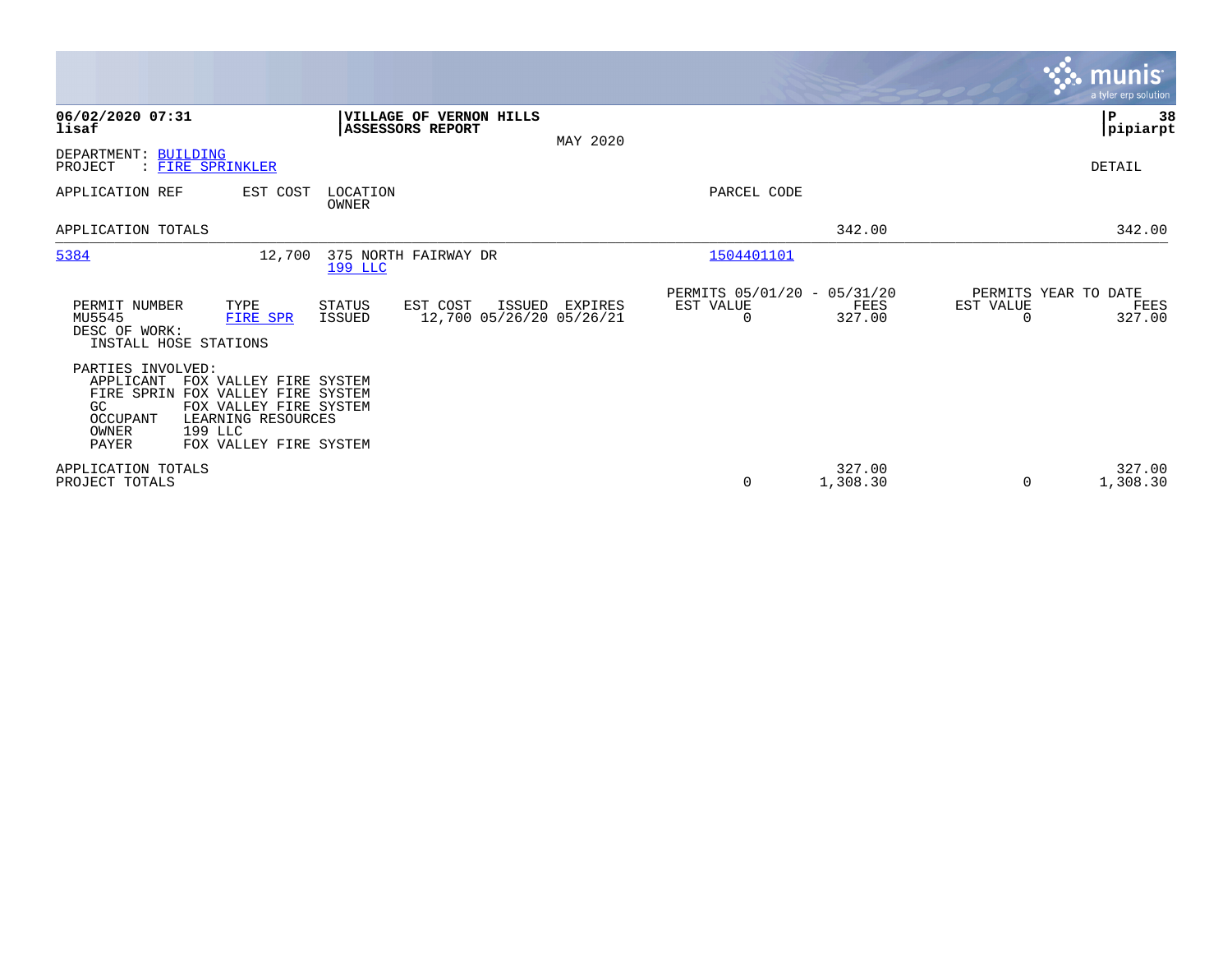**06/02/2020 07:31**
**lisaf**

**VILLAGE OF VERNON HILLS**
**ASSESSORS REPORT**

MAY 2020

**P 38**
**pipiarpt**

DEPARTMENT: BUILDING
PROJECT : FIRE SPRINKLER

DETAIL

| APPLICATION REF | EST COST | LOCATION / OWNER | PARCEL CODE | | |
|---|---|---|---|---|---|
| APPLICATION TOTALS | | | | 342.00 | 342.00 |
| 5384 | 12,700 | 375 NORTH FAIRWAY DR / 199 LLC | 1504401101 | | |

| PERMIT NUMBER | TYPE | STATUS | EST COST | ISSUED | EXPIRES | PERMITS 05/01/20 - 05/31/20 EST VALUE | FEES | PERMITS YEAR TO DATE EST VALUE | FEES |
|---|---|---|---|---|---|---|---|---|---|
| MU5545 | FIRE SPR | ISSUED | 12,700 | 05/26/20 | 05/26/21 | 0 | 327.00 | 0 | 327.00 |

DESC OF WORK:
INSTALL HOSE STATIONS

PARTIES INVOLVED:

| | |
|---|---|
| APPLICANT | FOX VALLEY FIRE SYSTEM |
| FIRE SPRIN | FOX VALLEY FIRE SYSTEM |
| GC | FOX VALLEY FIRE SYSTEM |
| OCCUPANT | LEARNING RESOURCES |
| OWNER | 199 LLC |
| PAYER | FOX VALLEY FIRE SYSTEM |

| | EST VALUE | FEES | EST VALUE | FEES |
|---|---|---|---|---|
| APPLICATION TOTALS | | 327.00 | | 327.00 |
| PROJECT TOTALS | 0 | 1,308.30 | 0 | 1,308.30 |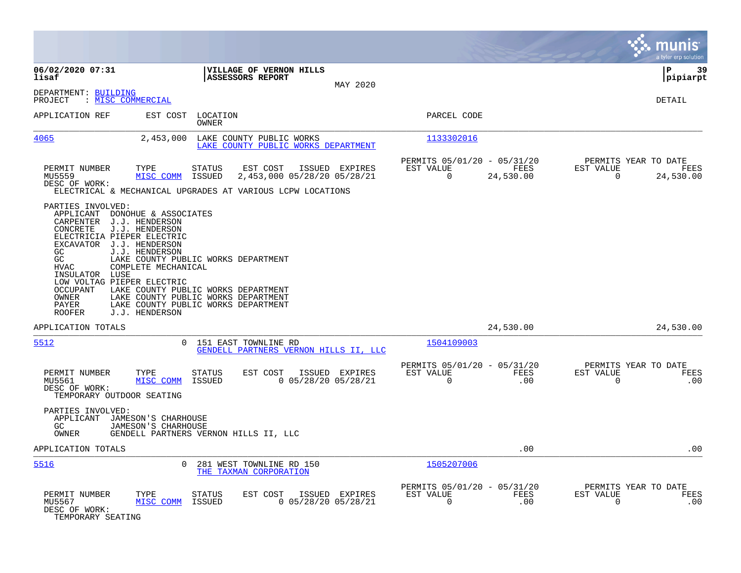**VILLAGE OF VERNON HILLS**
**ASSESSORS REPORT**

MAY 2020

06/02/2020 07:31
lisaf

pipiarpt

DEPARTMENT: BUILDING
PROJECT : MISC COMMERCIAL

DETAIL

| APPLICATION REF | EST COST | LOCATION / OWNER | PARCEL CODE |
|---|---|---|---|
| 4065 | 2,453,000 | LAKE COUNTY PUBLIC WORKS / LAKE COUNTY PUBLIC WORKS DEPARTMENT | 1133302016 |

| PERMIT NUMBER | TYPE | STATUS | EST COST | ISSUED | EXPIRES | PERMITS 05/01/20 - 05/31/20 EST VALUE | FEES | PERMITS YEAR TO DATE EST VALUE | FEES |
|---|---|---|---|---|---|---|---|---|---|
| MU5559 | MISC COMM | ISSUED | 2,453,000 | 05/28/20 | 05/28/21 | 0 | 24,530.00 | 0 | 24,530.00 |

DESC OF WORK:
ELECTRICAL & MECHANICAL UPGRADES AT VARIOUS LCPW LOCATIONS

PARTIES INVOLVED:
- APPLICANT DONOHUE & ASSOCIATES
- CARPENTER J.J. HENDERSON
- CONCRETE J.J. HENDERSON
- ELECTRICIA PIEPER ELECTRIC
- EXCAVATOR J.J. HENDERSON
- GC J.J. HENDERSON
- GC LAKE COUNTY PUBLIC WORKS DEPARTMENT
- HVAC COMPLETE MECHANICAL
- INSULATOR LUSE
- LOW VOLTAG PIEPER ELECTRIC
- OCCUPANT LAKE COUNTY PUBLIC WORKS DEPARTMENT
- OWNER LAKE COUNTY PUBLIC WORKS DEPARTMENT
- PAYER LAKE COUNTY PUBLIC WORKS DEPARTMENT
- ROOFER J.J. HENDERSON

APPLICATION TOTALS: 24,530.00 | 24,530.00

---

| APPLICATION REF | EST COST | LOCATION / OWNER | PARCEL CODE |
|---|---|---|---|
| 5512 | 0 | 151 EAST TOWNLINE RD / GENDELL PARTNERS VERNON HILLS II, LLC | 1504109003 |

| PERMIT NUMBER | TYPE | STATUS | EST COST | ISSUED | EXPIRES | PERMITS 05/01/20 - 05/31/20 EST VALUE | FEES | PERMITS YEAR TO DATE EST VALUE | FEES |
|---|---|---|---|---|---|---|---|---|---|
| MU5561 | MISC COMM | ISSUED | 0 | 05/28/20 | 05/28/21 | 0 | .00 | 0 | .00 |

DESC OF WORK:
TEMPORARY OUTDOOR SEATING

PARTIES INVOLVED:
- APPLICANT JAMESON'S CHARHOUSE
- GC JAMESON'S CHARHOUSE
- OWNER GENDELL PARTNERS VERNON HILLS II, LLC

APPLICATION TOTALS: .00 | .00

---

| APPLICATION REF | EST COST | LOCATION / OWNER | PARCEL CODE |
|---|---|---|---|
| 5516 | 0 | 281 WEST TOWNLINE RD 150 / THE TAXMAN CORPORATION | 1505207006 |

| PERMIT NUMBER | TYPE | STATUS | EST COST | ISSUED | EXPIRES | PERMITS 05/01/20 - 05/31/20 EST VALUE | FEES | PERMITS YEAR TO DATE EST VALUE | FEES |
|---|---|---|---|---|---|---|---|---|---|
| MU5567 | MISC COMM | ISSUED | 0 | 05/28/20 | 05/28/21 | 0 | .00 | 0 | .00 |

DESC OF WORK:
TEMPORARY SEATING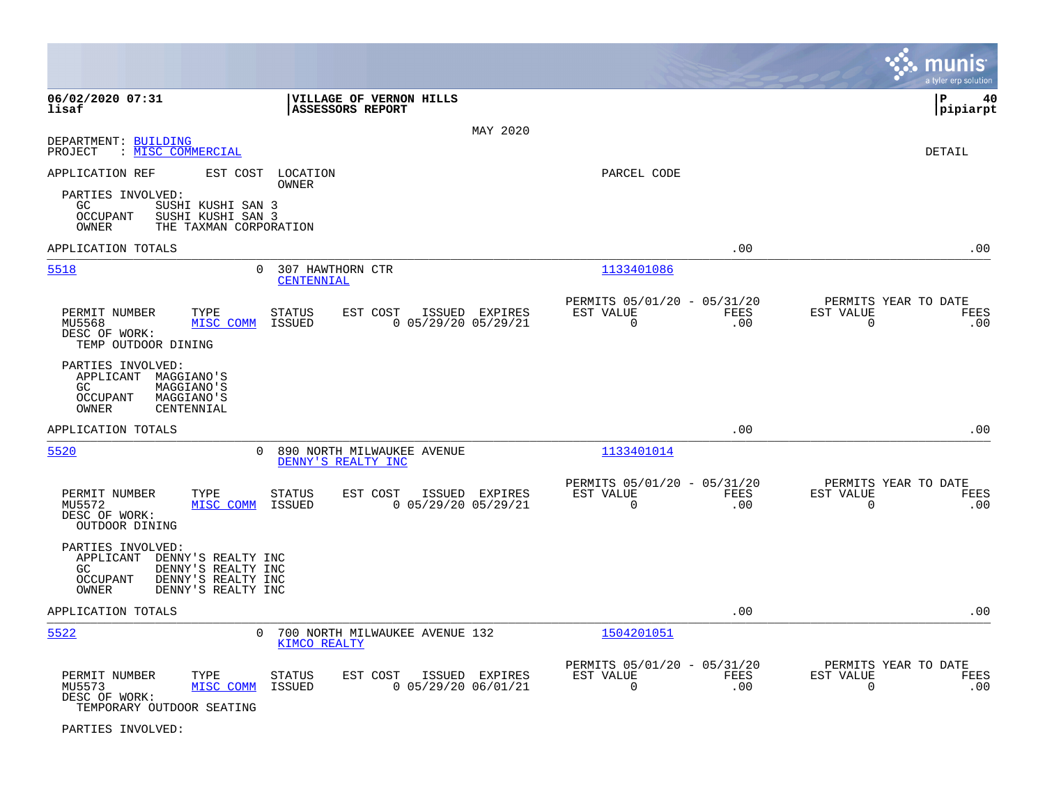**06/02/2020 07:31**
**lisaf**

**VILLAGE OF VERNON HILLS**
**ASSESSORS REPORT**

MAY 2020

**P 40**
**pipiarpt**

DEPARTMENT: BUILDING
PROJECT : MISC COMMERCIAL

DETAIL

| APPLICATION REF | EST COST | LOCATION / OWNER | PARCEL CODE |
|---|---|---|---|

PARTIES INVOLVED:
- GC: SUSHI KUSHI SAN 3
- OCCUPANT: SUSHI KUSHI SAN 3
- OWNER: THE TAXMAN CORPORATION

APPLICATION TOTALS .00 .00

---

**5518** — EST COST: 0 — 307 HAWTHORN CTR — CENTENNIAL — PARCEL CODE: 1133401086

| PERMIT NUMBER | TYPE | STATUS | EST COST | ISSUED | EXPIRES | PERMITS 05/01/20 - 05/31/20 EST VALUE | FEES | PERMITS YEAR TO DATE EST VALUE | FEES |
|---|---|---|---|---|---|---|---|---|---|
| MU5568 | MISC COMM | ISSUED | 0 | 05/29/20 | 05/29/21 | 0 | .00 | 0 | .00 |

DESC OF WORK:
TEMP OUTDOOR DINING

PARTIES INVOLVED:
- APPLICANT: MAGGIANO'S
- GC: MAGGIANO'S
- OCCUPANT: MAGGIANO'S
- OWNER: CENTENNIAL

APPLICATION TOTALS .00 .00

---

**5520** — EST COST: 0 — 890 NORTH MILWAUKEE AVENUE — DENNY'S REALTY INC — PARCEL CODE: 1133401014

| PERMIT NUMBER | TYPE | STATUS | EST COST | ISSUED | EXPIRES | PERMITS 05/01/20 - 05/31/20 EST VALUE | FEES | PERMITS YEAR TO DATE EST VALUE | FEES |
|---|---|---|---|---|---|---|---|---|---|
| MU5572 | MISC COMM | ISSUED | 0 | 05/29/20 | 05/29/21 | 0 | .00 | 0 | .00 |

DESC OF WORK:
OUTDOOR DINING

PARTIES INVOLVED:
- APPLICANT: DENNY'S REALTY INC
- GC: DENNY'S REALTY INC
- OCCUPANT: DENNY'S REALTY INC
- OWNER: DENNY'S REALTY INC

APPLICATION TOTALS .00 .00

---

**5522** — EST COST: 0 — 700 NORTH MILWAUKEE AVENUE 132 — KIMCO REALTY — PARCEL CODE: 1504201051

| PERMIT NUMBER | TYPE | STATUS | EST COST | ISSUED | EXPIRES | PERMITS 05/01/20 - 05/31/20 EST VALUE | FEES | PERMITS YEAR TO DATE EST VALUE | FEES |
|---|---|---|---|---|---|---|---|---|---|
| MU5573 | MISC COMM | ISSUED | 0 | 05/29/20 | 06/01/21 | 0 | .00 | 0 | .00 |

DESC OF WORK:
TEMPORARY OUTDOOR SEATING

PARTIES INVOLVED: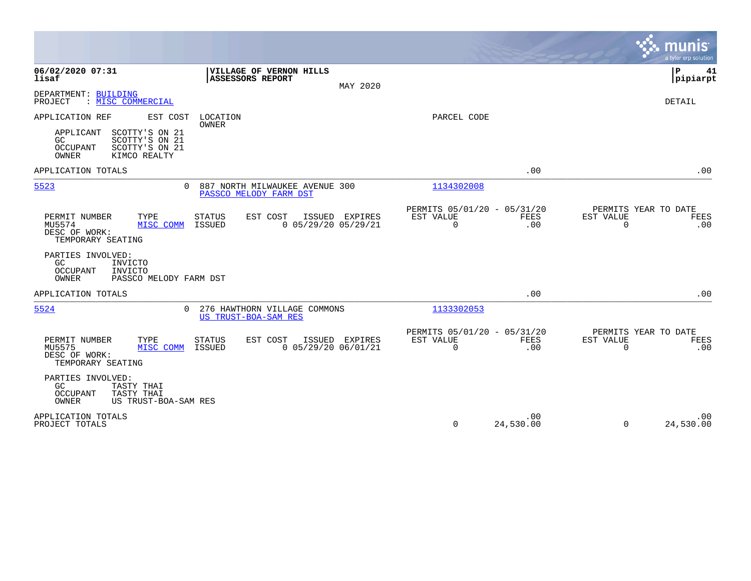06/02/2020 07:31 **VILLAGE OF VERNON HILLS**
lisaf **ASSESSORS REPORT**
MAY 2020

P 41
pipiarpt

DEPARTMENT: BUILDING
PROJECT : MISC COMMERCIAL

DETAIL

APPLICATION REF | EST COST | LOCATION / OWNER | PARCEL CODE

APPLICANT SCOTTY'S ON 21
GC SCOTTY'S ON 21
OCCUPANT SCOTTY'S ON 21
OWNER KIMCO REALTY

APPLICATION TOTALS .00 .00

---

**5523** | 0 | 887 NORTH MILWAUKEE AVENUE 300 / PASSCO MELODY FARM DST | 1134302008

| PERMIT NUMBER | TYPE | STATUS | EST COST | ISSUED | EXPIRES | PERMITS 05/01/20 - 05/31/20 EST VALUE | FEES | PERMITS YEAR TO DATE EST VALUE | FEES |
|---|---|---|---|---|---|---|---|---|---|
| MU5574 | MISC COMM | ISSUED | 0 | 05/29/20 | 05/29/21 | 0 | .00 | 0 | .00 |

DESC OF WORK:
TEMPORARY SEATING

PARTIES INVOLVED:
GC INVICTO
OCCUPANT INVICTO
OWNER PASSCO MELODY FARM DST

APPLICATION TOTALS .00 .00

---

**5524** | 0 | 276 HAWTHORN VILLAGE COMMONS / US TRUST-BOA-SAM RES | 1133302053

| PERMIT NUMBER | TYPE | STATUS | EST COST | ISSUED | EXPIRES | PERMITS 05/01/20 - 05/31/20 EST VALUE | FEES | PERMITS YEAR TO DATE EST VALUE | FEES |
|---|---|---|---|---|---|---|---|---|---|
| MU5575 | MISC COMM | ISSUED | 0 | 05/29/20 | 06/01/21 | 0 | .00 | 0 | .00 |

DESC OF WORK:
TEMPORARY SEATING

PARTIES INVOLVED:
GC TASTY THAI
OCCUPANT TASTY THAI
OWNER US TRUST-BOA-SAM RES

| | EST VALUE | FEES | YTD EST VALUE | YTD FEES |
|---|---|---|---|---|
| APPLICATION TOTALS | | .00 | | .00 |
| PROJECT TOTALS | 0 | 24,530.00 | 0 | 24,530.00 |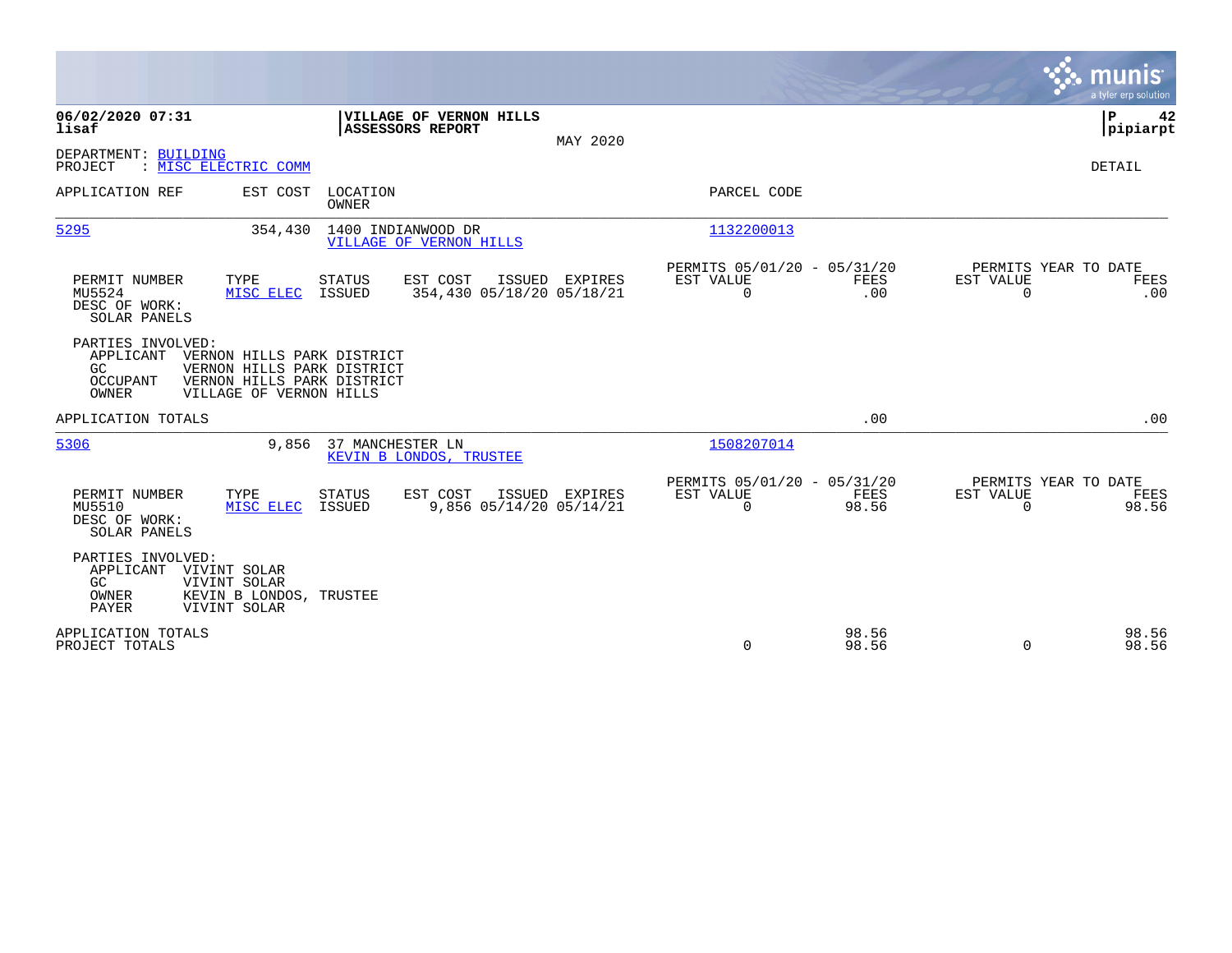**06/02/2020 07:31**
**lisaf**

**VILLAGE OF VERNON HILLS**
**ASSESSORS REPORT**

MAY 2020

**P 42**
**pipiarpt**

DEPARTMENT: BUILDING
PROJECT : MISC ELECTRIC COMM

DETAIL

| APPLICATION REF | EST COST | LOCATION / OWNER | PARCEL CODE |
|---|---|---|---|
| 5295 | 354,430 | 1400 INDIANWOOD DR / VILLAGE OF VERNON HILLS | 1132200013 |

| PERMIT NUMBER | TYPE | STATUS | EST COST | ISSUED | EXPIRES | PERMITS 05/01/20 - 05/31/20 EST VALUE | FEES | PERMITS YEAR TO DATE EST VALUE | FEES |
|---|---|---|---|---|---|---|---|---|---|
| MU5524 | MISC ELEC | ISSUED | 354,430 | 05/18/20 | 05/18/21 | 0 | .00 | 0 | .00 |

DESC OF WORK:
SOLAR PANELS

PARTIES INVOLVED:
- APPLICANT VERNON HILLS PARK DISTRICT
- GC VERNON HILLS PARK DISTRICT
- OCCUPANT VERNON HILLS PARK DISTRICT
- OWNER VILLAGE OF VERNON HILLS

APPLICATION TOTALS .00 .00

| APPLICATION REF | EST COST | LOCATION / OWNER | PARCEL CODE |
|---|---|---|---|
| 5306 | 9,856 | 37 MANCHESTER LN / KEVIN B LONDOS, TRUSTEE | 1508207014 |

| PERMIT NUMBER | TYPE | STATUS | EST COST | ISSUED | EXPIRES | PERMITS 05/01/20 - 05/31/20 EST VALUE | FEES | PERMITS YEAR TO DATE EST VALUE | FEES |
|---|---|---|---|---|---|---|---|---|---|
| MU5510 | MISC ELEC | ISSUED | 9,856 | 05/14/20 | 05/14/21 | 0 | 98.56 | 0 | 98.56 |

DESC OF WORK:
SOLAR PANELS

PARTIES INVOLVED:
- APPLICANT VIVINT SOLAR
- GC VIVINT SOLAR
- OWNER KEVIN B LONDOS, TRUSTEE
- PAYER VIVINT SOLAR

| | EST VALUE | FEES | EST VALUE | FEES |
|---|---|---|---|---|
| APPLICATION TOTALS | | 98.56 | | 98.56 |
| PROJECT TOTALS | 0 | 98.56 | 0 | 98.56 |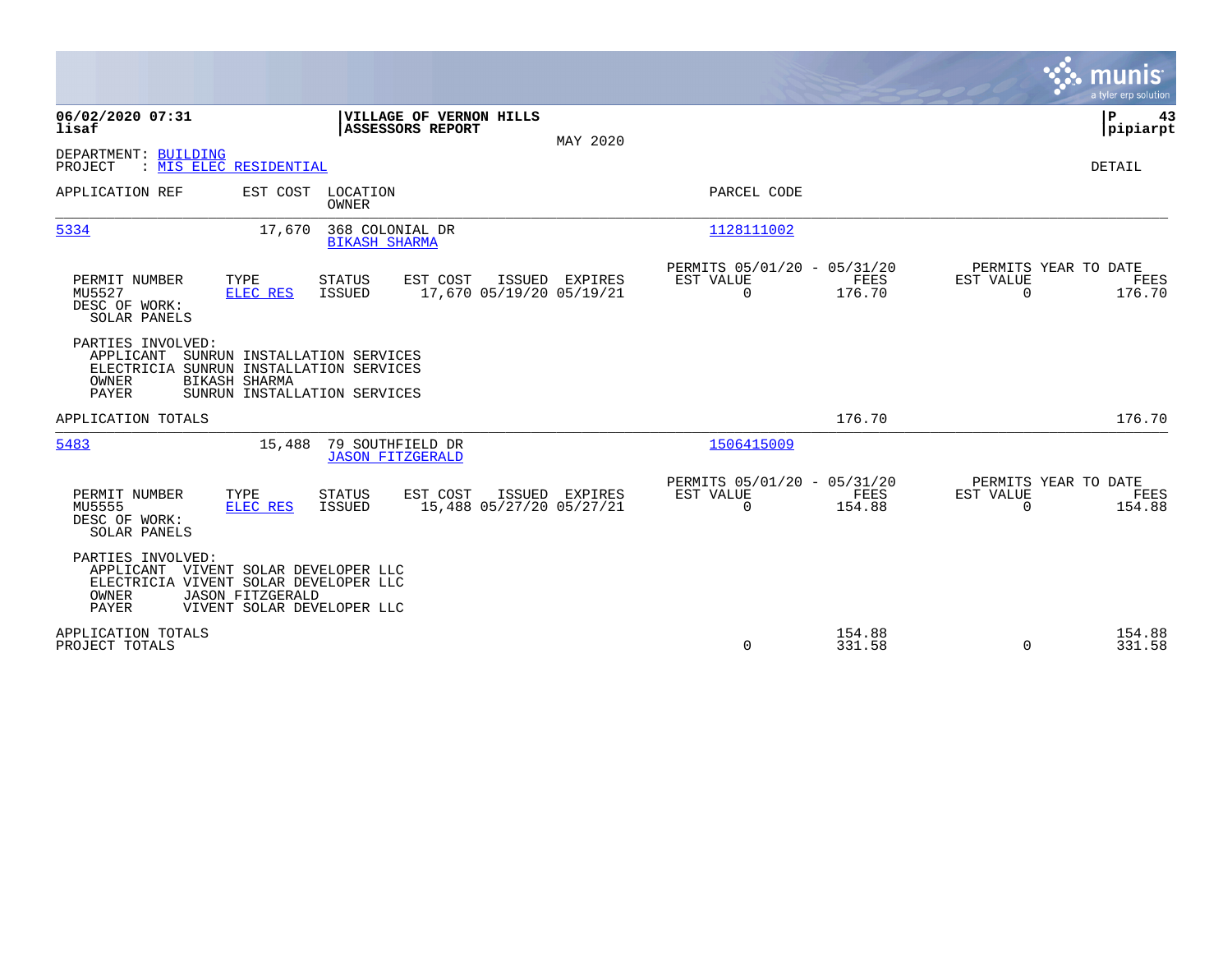**06/02/2020 07:31**
**lisaf**

**VILLAGE OF VERNON HILLS**
**ASSESSORS REPORT**

MAY 2020

**P 43**
**pipiarpt**

DEPARTMENT: BUILDING
PROJECT : MIS ELEC RESIDENTIAL

DETAIL

| APPLICATION REF | EST COST | LOCATION / OWNER | PARCEL CODE |
|---|---|---|---|
| 5334 | 17,670 | 368 COLONIAL DR / BIKASH SHARMA | 1128111002 |

| PERMIT NUMBER | TYPE | STATUS | EST COST | ISSUED | EXPIRES | PERMITS 05/01/20 - 05/31/20 EST VALUE | FEES | PERMITS YEAR TO DATE EST VALUE | FEES |
|---|---|---|---|---|---|---|---|---|---|
| MU5527 | ELEC RES | ISSUED | 17,670 | 05/19/20 | 05/19/21 | 0 | 176.70 | 0 | 176.70 |

DESC OF WORK:
SOLAR PANELS

PARTIES INVOLVED:
APPLICANT SUNRUN INSTALLATION SERVICES
ELECTRICIA SUNRUN INSTALLATION SERVICES
OWNER BIKASH SHARMA
PAYER SUNRUN INSTALLATION SERVICES

APPLICATION TOTALS: 176.70 | 176.70

| APPLICATION REF | EST COST | LOCATION / OWNER | PARCEL CODE |
|---|---|---|---|
| 5483 | 15,488 | 79 SOUTHFIELD DR / JASON FITZGERALD | 1506415009 |

| PERMIT NUMBER | TYPE | STATUS | EST COST | ISSUED | EXPIRES | PERMITS 05/01/20 - 05/31/20 EST VALUE | FEES | PERMITS YEAR TO DATE EST VALUE | FEES |
|---|---|---|---|---|---|---|---|---|---|
| MU5555 | ELEC RES | ISSUED | 15,488 | 05/27/20 | 05/27/21 | 0 | 154.88 | 0 | 154.88 |

DESC OF WORK:
SOLAR PANELS

PARTIES INVOLVED:
APPLICANT VIVENT SOLAR DEVELOPER LLC
ELECTRICIA VIVENT SOLAR DEVELOPER LLC
OWNER JASON FITZGERALD
PAYER VIVENT SOLAR DEVELOPER LLC

| | EST VALUE | FEES | YTD EST VALUE | YTD FEES |
|---|---|---|---|---|
| APPLICATION TOTALS | | 154.88 | | 154.88 |
| PROJECT TOTALS | 0 | 331.58 | 0 | 331.58 |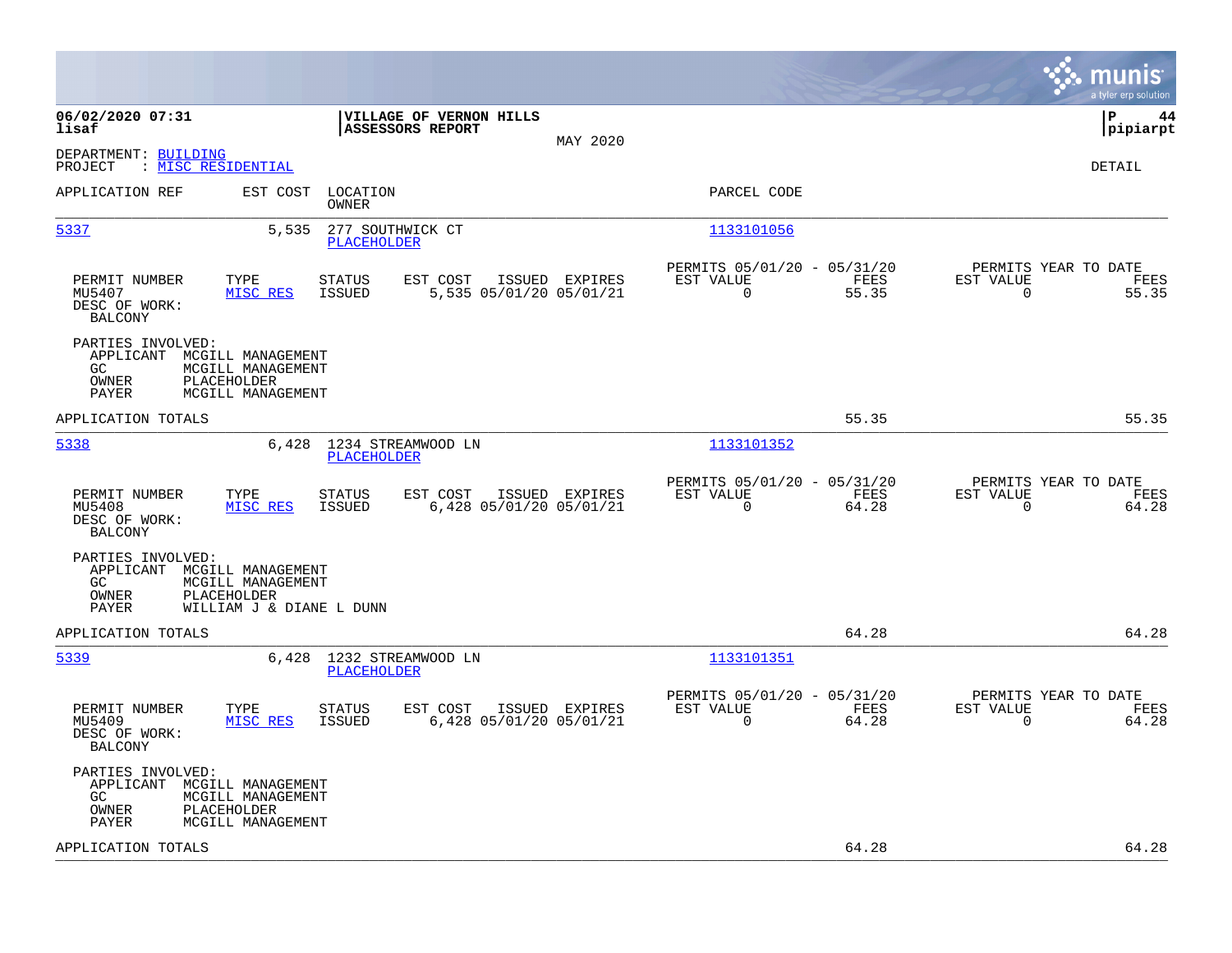**06/02/2020 07:31**
**lisaf**

**VILLAGE OF VERNON HILLS**
**ASSESSORS REPORT**

MAY 2020

**P 44**
**pipiarpt**

DEPARTMENT: BUILDING
PROJECT : MISC RESIDENTIAL

DETAIL

| APPLICATION REF | EST COST | LOCATION / OWNER | PARCEL CODE |
|---|---|---|---|
| 5337 | 5,535 | 277 SOUTHWICK CT / PLACEHOLDER | 1133101056 |

| PERMIT NUMBER | TYPE | STATUS | EST COST | ISSUED | EXPIRES | PERMITS 05/01/20 - 05/31/20 EST VALUE | FEES | PERMITS YEAR TO DATE EST VALUE | FEES |
|---|---|---|---|---|---|---|---|---|---|
| MU5407 | MISC RES | ISSUED | 5,535 | 05/01/20 | 05/01/21 | 0 | 55.35 | 0 | 55.35 |

DESC OF WORK:
BALCONY

PARTIES INVOLVED:
APPLICANT MCGILL MANAGEMENT
GC MCGILL MANAGEMENT
OWNER PLACEHOLDER
PAYER MCGILL MANAGEMENT

APPLICATION TOTALS 55.35 55.35

| APPLICATION REF | EST COST | LOCATION / OWNER | PARCEL CODE |
|---|---|---|---|
| 5338 | 6,428 | 1234 STREAMWOOD LN / PLACEHOLDER | 1133101352 |

| PERMIT NUMBER | TYPE | STATUS | EST COST | ISSUED | EXPIRES | PERMITS 05/01/20 - 05/31/20 EST VALUE | FEES | PERMITS YEAR TO DATE EST VALUE | FEES |
|---|---|---|---|---|---|---|---|---|---|
| MU5408 | MISC RES | ISSUED | 6,428 | 05/01/20 | 05/01/21 | 0 | 64.28 | 0 | 64.28 |

DESC OF WORK:
BALCONY

PARTIES INVOLVED:
APPLICANT MCGILL MANAGEMENT
GC MCGILL MANAGEMENT
OWNER PLACEHOLDER
PAYER WILLIAM J & DIANE L DUNN

APPLICATION TOTALS 64.28 64.28

| APPLICATION REF | EST COST | LOCATION / OWNER | PARCEL CODE |
|---|---|---|---|
| 5339 | 6,428 | 1232 STREAMWOOD LN / PLACEHOLDER | 1133101351 |

| PERMIT NUMBER | TYPE | STATUS | EST COST | ISSUED | EXPIRES | PERMITS 05/01/20 - 05/31/20 EST VALUE | FEES | PERMITS YEAR TO DATE EST VALUE | FEES |
|---|---|---|---|---|---|---|---|---|---|
| MU5409 | MISC RES | ISSUED | 6,428 | 05/01/20 | 05/01/21 | 0 | 64.28 | 0 | 64.28 |

DESC OF WORK:
BALCONY

PARTIES INVOLVED:
APPLICANT MCGILL MANAGEMENT
GC MCGILL MANAGEMENT
OWNER PLACEHOLDER
PAYER MCGILL MANAGEMENT

APPLICATION TOTALS 64.28 64.28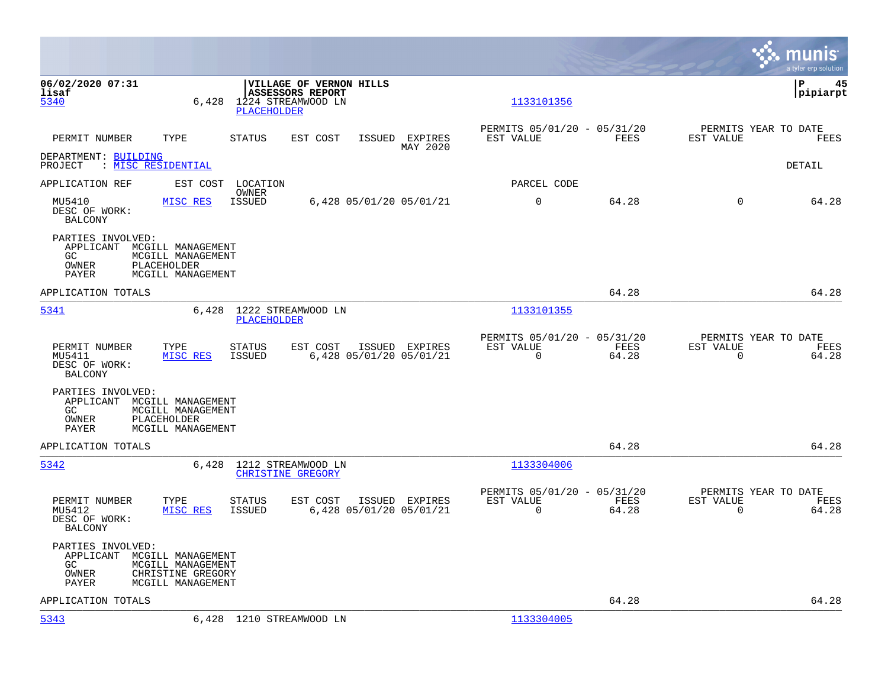06/02/2020 07:31
lisaf

**VILLAGE OF VERNON HILLS**
**ASSESSORS REPORT**

pipiarpt

5340 6,428 1224 STREAMWOOD LN
PLACEHOLDER
1133101356

| PERMIT NUMBER | TYPE | STATUS | EST COST | ISSUED | EXPIRES MAY 2020 | PERMITS 05/01/20 - 05/31/20 EST VALUE | FEES | PERMITS YEAR TO DATE EST VALUE | FEES |
|---|---|---|---|---|---|---|---|---|---|

DEPARTMENT: BUILDING
PROJECT : MISC RESIDENTIAL

DETAIL

APPLICATION REF EST COST LOCATION OWNER PARCEL CODE

| MU5410 | MISC RES | ISSUED | 6,428 | 05/01/20 | 05/01/21 | 0 | 64.28 | 0 | 64.28 |
|---|---|---|---|---|---|---|---|---|---|

DESC OF WORK:
BALCONY

PARTIES INVOLVED:
APPLICANT MCGILL MANAGEMENT
GC MCGILL MANAGEMENT
OWNER PLACEHOLDER
PAYER MCGILL MANAGEMENT

APPLICATION TOTALS 64.28 64.28

---

5341 6,428 1222 STREAMWOOD LN
PLACEHOLDER
1133101355

| PERMIT NUMBER | TYPE | STATUS | EST COST | ISSUED | EXPIRES | PERMITS 05/01/20 - 05/31/20 EST VALUE | FEES | PERMITS YEAR TO DATE EST VALUE | FEES |
|---|---|---|---|---|---|---|---|---|---|
| MU5411 | MISC RES | ISSUED | 6,428 | 05/01/20 | 05/01/21 | 0 | 64.28 | 0 | 64.28 |

DESC OF WORK:
BALCONY

PARTIES INVOLVED:
APPLICANT MCGILL MANAGEMENT
GC MCGILL MANAGEMENT
OWNER PLACEHOLDER
PAYER MCGILL MANAGEMENT

APPLICATION TOTALS 64.28 64.28

---

5342 6,428 1212 STREAMWOOD LN
CHRISTINE GREGORY
1133304006

| PERMIT NUMBER | TYPE | STATUS | EST COST | ISSUED | EXPIRES | PERMITS 05/01/20 - 05/31/20 EST VALUE | FEES | PERMITS YEAR TO DATE EST VALUE | FEES |
|---|---|---|---|---|---|---|---|---|---|
| MU5412 | MISC RES | ISSUED | 6,428 | 05/01/20 | 05/01/21 | 0 | 64.28 | 0 | 64.28 |

DESC OF WORK:
BALCONY

PARTIES INVOLVED:
APPLICANT MCGILL MANAGEMENT
GC MCGILL MANAGEMENT
OWNER CHRISTINE GREGORY
PAYER MCGILL MANAGEMENT

APPLICATION TOTALS 64.28 64.28

---

5343 6,428 1210 STREAMWOOD LN
1133304005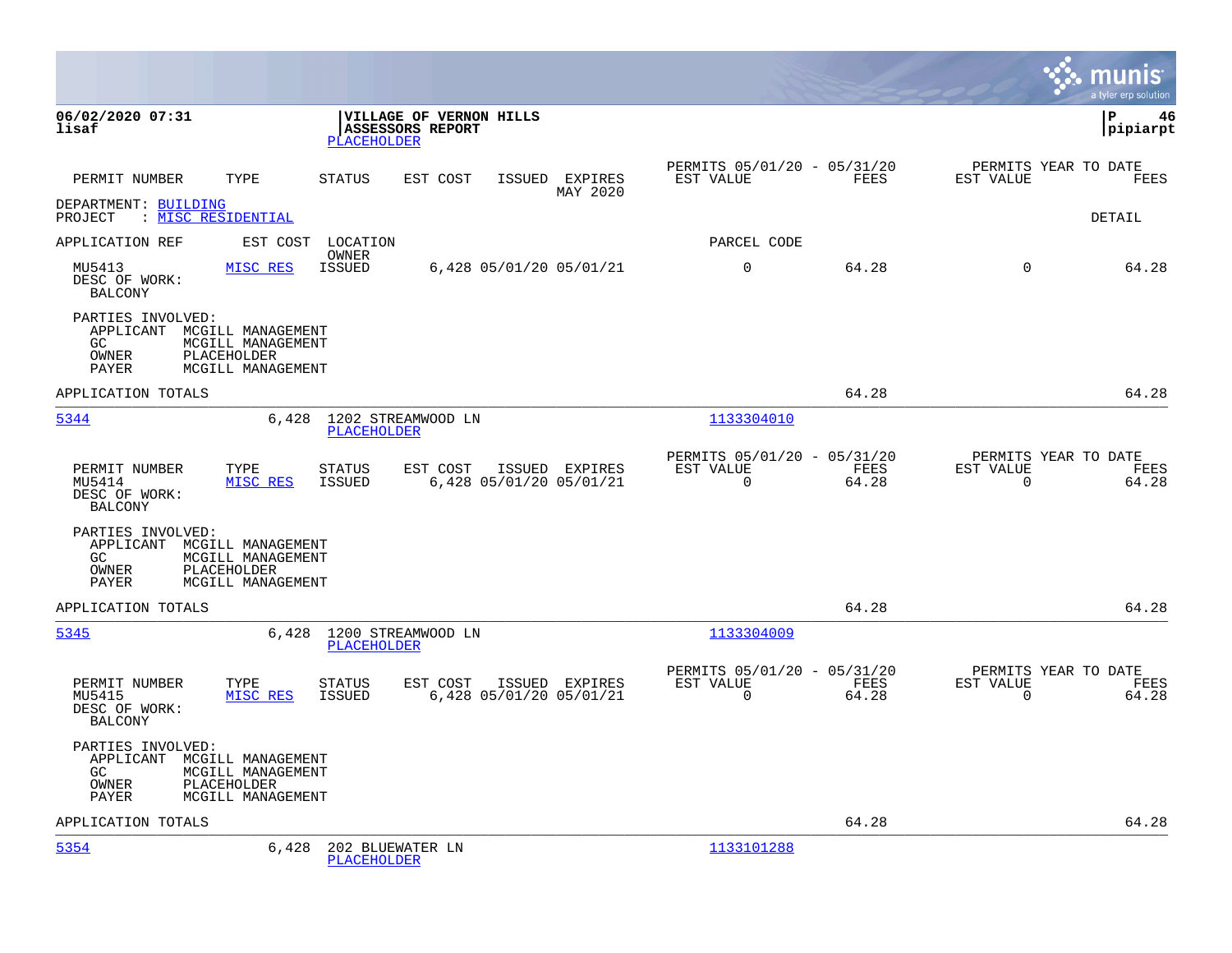**06/02/2020 07:31**
**lisaf**

**VILLAGE OF VERNON HILLS**
**ASSESSORS REPORT**
PLACEHOLDER

**P 46**
**pipiarpt**

| PERMIT NUMBER | TYPE | STATUS | EST COST | ISSUED | EXPIRES | PERMITS 05/01/20 - 05/31/20 EST VALUE | FEES | PERMITS YEAR TO DATE EST VALUE | FEES |
|---|---|---|---|---|---|---|---|---|---|
| | | | | | MAY 2020 | | | | |

DEPARTMENT: BUILDING
PROJECT : MISC RESIDENTIAL

DETAIL

APPLICATION REF | EST COST | LOCATION / OWNER | PARCEL CODE

| PERMIT NUMBER | TYPE | STATUS | EST COST | ISSUED | EXPIRES | EST VALUE | FEES | EST VALUE | FEES |
|---|---|---|---|---|---|---|---|---|---|
| MU5413 | MISC RES | ISSUED | 6,428 | 05/01/20 | 05/01/21 | 0 | 64.28 | 0 | 64.28 |

DESC OF WORK:
BALCONY

PARTIES INVOLVED:
APPLICANT MCGILL MANAGEMENT
GC MCGILL MANAGEMENT
OWNER PLACEHOLDER
PAYER MCGILL MANAGEMENT

APPLICATION TOTALS 64.28 64.28

---

5344 | 6,428 | 1202 STREAMWOOD LN | PLACEHOLDER | 1133304010

| PERMIT NUMBER | TYPE | STATUS | EST COST | ISSUED | EXPIRES | PERMITS 05/01/20 - 05/31/20 EST VALUE | FEES | PERMITS YEAR TO DATE EST VALUE | FEES |
|---|---|---|---|---|---|---|---|---|---|
| MU5414 | MISC RES | ISSUED | 6,428 | 05/01/20 | 05/01/21 | 0 | 64.28 | 0 | 64.28 |

DESC OF WORK:
BALCONY

PARTIES INVOLVED:
APPLICANT MCGILL MANAGEMENT
GC MCGILL MANAGEMENT
OWNER PLACEHOLDER
PAYER MCGILL MANAGEMENT

APPLICATION TOTALS 64.28 64.28

---

5345 | 6,428 | 1200 STREAMWOOD LN | PLACEHOLDER | 1133304009

| PERMIT NUMBER | TYPE | STATUS | EST COST | ISSUED | EXPIRES | PERMITS 05/01/20 - 05/31/20 EST VALUE | FEES | PERMITS YEAR TO DATE EST VALUE | FEES |
|---|---|---|---|---|---|---|---|---|---|
| MU5415 | MISC RES | ISSUED | 6,428 | 05/01/20 | 05/01/21 | 0 | 64.28 | 0 | 64.28 |

DESC OF WORK:
BALCONY

PARTIES INVOLVED:
APPLICANT MCGILL MANAGEMENT
GC MCGILL MANAGEMENT
OWNER PLACEHOLDER
PAYER MCGILL MANAGEMENT

APPLICATION TOTALS 64.28 64.28

---

5354 | 6,428 | 202 BLUEWATER LN | PLACEHOLDER | 1133101288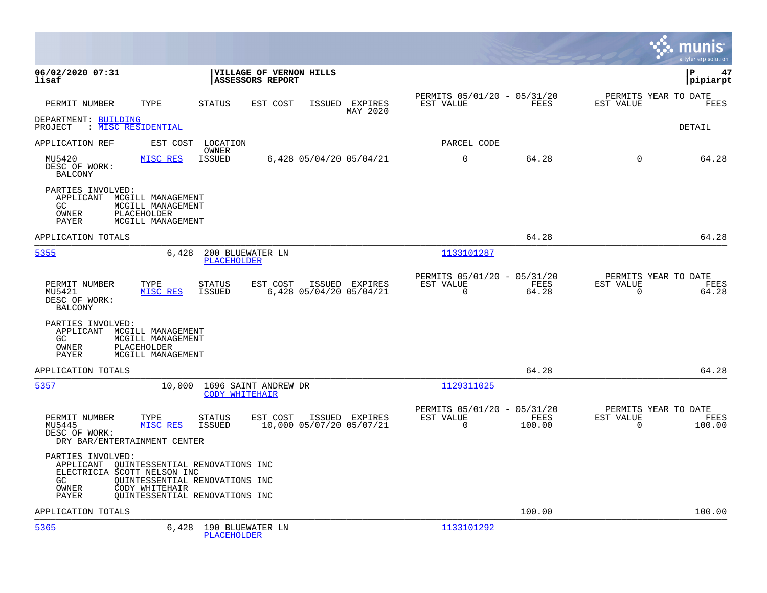**06/02/2020 07:31**
**lisaf**

**VILLAGE OF VERNON HILLS**
**ASSESSORS REPORT**

**P 47**
**pipiarpt**

| PERMIT NUMBER | TYPE | STATUS | EST COST | ISSUED | EXPIRES | PERMITS 05/01/20 - 05/31/20 EST VALUE | FEES | PERMITS YEAR TO DATE EST VALUE | FEES |
|---|---|---|---|---|---|---|---|---|---|
| | | | | | MAY 2020 | | | | |

DEPARTMENT: BUILDING
PROJECT : MISC RESIDENTIAL

DETAIL

| APPLICATION REF | EST COST | LOCATION / OWNER | PARCEL CODE |
|---|---|---|---|

| PERMIT NUMBER | TYPE | STATUS | EST COST | ISSUED | EXPIRES | EST VALUE | FEES | EST VALUE | FEES |
|---|---|---|---|---|---|---|---|---|---|
| MU5420 | MISC RES | ISSUED | 6,428 | 05/04/20 | 05/04/21 | 0 | 64.28 | 0 | 64.28 |

DESC OF WORK:
BALCONY

PARTIES INVOLVED:
- APPLICANT MCGILL MANAGEMENT
- GC MCGILL MANAGEMENT
- OWNER PLACEHOLDER
- PAYER MCGILL MANAGEMENT

APPLICATION TOTALS — 64.28 — 64.28

---

**5355** — 6,428 — 200 BLUEWATER LN — PLACEHOLDER — 1133101287

| PERMIT NUMBER | TYPE | STATUS | EST COST | ISSUED | EXPIRES | PERMITS 05/01/20 - 05/31/20 EST VALUE | FEES | PERMITS YEAR TO DATE EST VALUE | FEES |
|---|---|---|---|---|---|---|---|---|---|
| MU5421 | MISC RES | ISSUED | 6,428 | 05/04/20 | 05/04/21 | 0 | 64.28 | 0 | 64.28 |

DESC OF WORK:
BALCONY

PARTIES INVOLVED:
- APPLICANT MCGILL MANAGEMENT
- GC MCGILL MANAGEMENT
- OWNER PLACEHOLDER
- PAYER MCGILL MANAGEMENT

APPLICATION TOTALS — 64.28 — 64.28

---

**5357** — 10,000 — 1696 SAINT ANDREW DR — CODY WHITEHAIR — 1129311025

| PERMIT NUMBER | TYPE | STATUS | EST COST | ISSUED | EXPIRES | PERMITS 05/01/20 - 05/31/20 EST VALUE | FEES | PERMITS YEAR TO DATE EST VALUE | FEES |
|---|---|---|---|---|---|---|---|---|---|
| MU5445 | MISC RES | ISSUED | 10,000 | 05/07/20 | 05/07/21 | 0 | 100.00 | 0 | 100.00 |

DESC OF WORK:
DRY BAR/ENTERTAINMENT CENTER

PARTIES INVOLVED:
- APPLICANT QUINTESSENTIAL RENOVATIONS INC
- ELECTRICIA SCOTT NELSON INC
- GC QUINTESSENTIAL RENOVATIONS INC
- OWNER CODY WHITEHAIR
- PAYER QUINTESSENTIAL RENOVATIONS INC

APPLICATION TOTALS — 100.00 — 100.00

---

**5365** — 6,428 — 190 BLUEWATER LN — PLACEHOLDER — 1133101292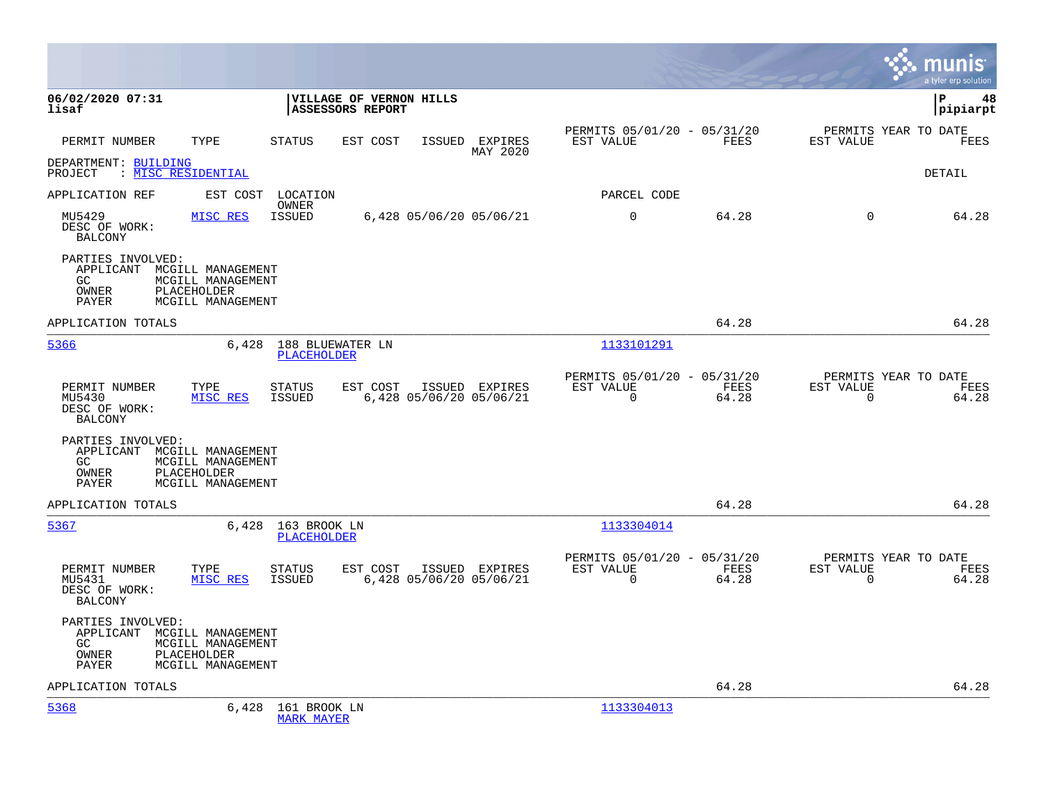**06/02/2020 07:31** **VILLAGE OF VERNON HILLS**
**lisaf** **ASSESSORS REPORT**

| PERMIT NUMBER | TYPE | STATUS | EST COST | ISSUED | EXPIRES | PERMITS 05/01/20 - 05/31/20 EST VALUE | FEES | PERMITS YEAR TO DATE EST VALUE | FEES |
|---|---|---|---|---|---|---|---|---|---|
| | | | | | MAY 2020 | | | | |

DEPARTMENT: BUILDING
PROJECT : MISC RESIDENTIAL

DETAIL

| APPLICATION REF | EST COST | LOCATION / OWNER | | | | PARCEL CODE | | | |
|---|---|---|---|---|---|---|---|---|---|
| MU5429 | MISC RES | ISSUED | 6,428 | 05/06/20 | 05/06/21 | 0 | 64.28 | 0 | 64.28 |

DESC OF WORK:
BALCONY

PARTIES INVOLVED:
APPLICANT MCGILL MANAGEMENT
GC MCGILL MANAGEMENT
OWNER PLACEHOLDER
PAYER MCGILL MANAGEMENT

APPLICATION TOTALS 64.28 64.28

| APPLICATION REF | EST COST | LOCATION | OWNER | PARCEL CODE |
|---|---|---|---|---|
| 5366 | 6,428 | 188 BLUEWATER LN | PLACEHOLDER | 1133101291 |

| PERMIT NUMBER | TYPE | STATUS | EST COST | ISSUED | EXPIRES | PERMITS 05/01/20 - 05/31/20 EST VALUE | FEES | PERMITS YEAR TO DATE EST VALUE | FEES |
|---|---|---|---|---|---|---|---|---|---|
| MU5430 | MISC RES | ISSUED | 6,428 | 05/06/20 | 05/06/21 | 0 | 64.28 | 0 | 64.28 |

DESC OF WORK:
BALCONY

PARTIES INVOLVED:
APPLICANT MCGILL MANAGEMENT
GC MCGILL MANAGEMENT
OWNER PLACEHOLDER
PAYER MCGILL MANAGEMENT

APPLICATION TOTALS 64.28 64.28

| APPLICATION REF | EST COST | LOCATION | OWNER | PARCEL CODE |
|---|---|---|---|---|
| 5367 | 6,428 | 163 BROOK LN | PLACEHOLDER | 1133304014 |

| PERMIT NUMBER | TYPE | STATUS | EST COST | ISSUED | EXPIRES | PERMITS 05/01/20 - 05/31/20 EST VALUE | FEES | PERMITS YEAR TO DATE EST VALUE | FEES |
|---|---|---|---|---|---|---|---|---|---|
| MU5431 | MISC RES | ISSUED | 6,428 | 05/06/20 | 05/06/21 | 0 | 64.28 | 0 | 64.28 |

DESC OF WORK:
BALCONY

PARTIES INVOLVED:
APPLICANT MCGILL MANAGEMENT
GC MCGILL MANAGEMENT
OWNER PLACEHOLDER
PAYER MCGILL MANAGEMENT

APPLICATION TOTALS 64.28 64.28

| APPLICATION REF | EST COST | LOCATION | OWNER | PARCEL CODE |
|---|---|---|---|---|
| 5368 | 6,428 | 161 BROOK LN | MARK MAYER | 1133304013 |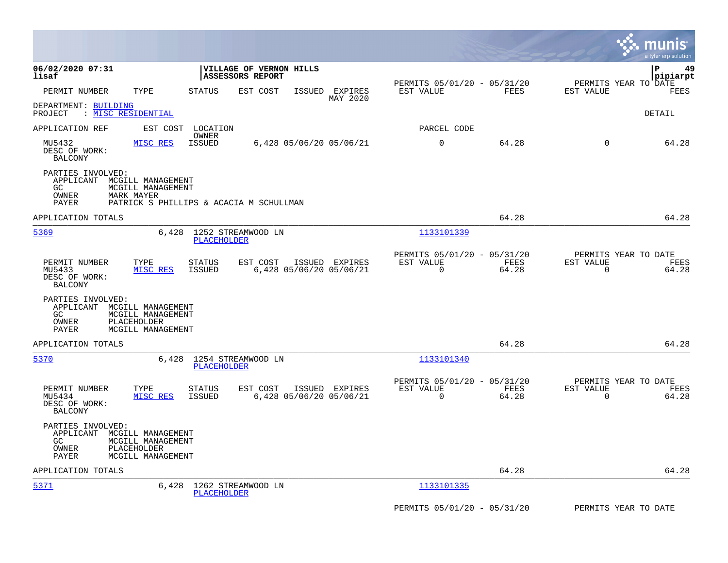**06/02/2020 07:31** | **VILLAGE OF VERNON HILLS** | **P 49**
**lisaf** | **ASSESSORS REPORT** | **pipiarpt**

| PERMIT NUMBER | TYPE | STATUS | EST COST | ISSUED | EXPIRES | PERMITS 05/01/20 - 05/31/20 EST VALUE | FEES | PERMITS YEAR TO DATE EST VALUE | FEES |
|---|---|---|---|---|---|---|---|---|---|

MAY 2020

DEPARTMENT: BUILDING
PROJECT : MISC RESIDENTIAL

DETAIL

APPLICATION REF | EST COST | LOCATION / OWNER | PARCEL CODE

| PERMIT NUMBER | TYPE | STATUS | EST COST | ISSUED | EXPIRES | EST VALUE | FEES | EST VALUE | FEES |
|---|---|---|---|---|---|---|---|---|---|
| MU5432 | MISC RES | ISSUED | 6,428 | 05/06/20 | 05/06/21 | 0 | 64.28 | 0 | 64.28 |

DESC OF WORK:
BALCONY

PARTIES INVOLVED:
APPLICANT MCGILL MANAGEMENT
GC MCGILL MANAGEMENT
OWNER MARK MAYER
PAYER PATRICK S PHILLIPS & ACACIA M SCHULLMAN

APPLICATION TOTALS 64.28 64.28

5369 | 6,428 | 1252 STREAMWOOD LN / PLACEHOLDER | 1133101339

| PERMIT NUMBER | TYPE | STATUS | EST COST | ISSUED | EXPIRES | EST VALUE | FEES | EST VALUE | FEES |
|---|---|---|---|---|---|---|---|---|---|
| MU5433 | MISC RES | ISSUED | 6,428 | 05/06/20 | 05/06/21 | 0 | 64.28 | 0 | 64.28 |

DESC OF WORK:
BALCONY

PARTIES INVOLVED:
APPLICANT MCGILL MANAGEMENT
GC MCGILL MANAGEMENT
OWNER PLACEHOLDER
PAYER MCGILL MANAGEMENT

APPLICATION TOTALS 64.28 64.28

5370 | 6,428 | 1254 STREAMWOOD LN / PLACEHOLDER | 1133101340

| PERMIT NUMBER | TYPE | STATUS | EST COST | ISSUED | EXPIRES | EST VALUE | FEES | EST VALUE | FEES |
|---|---|---|---|---|---|---|---|---|---|
| MU5434 | MISC RES | ISSUED | 6,428 | 05/06/20 | 05/06/21 | 0 | 64.28 | 0 | 64.28 |

DESC OF WORK:
BALCONY

PARTIES INVOLVED:
APPLICANT MCGILL MANAGEMENT
GC MCGILL MANAGEMENT
OWNER PLACEHOLDER
PAYER MCGILL MANAGEMENT

APPLICATION TOTALS 64.28 64.28

5371 | 6,428 | 1262 STREAMWOOD LN / PLACEHOLDER | 1133101335

PERMITS 05/01/20 - 05/31/20 | PERMITS YEAR TO DATE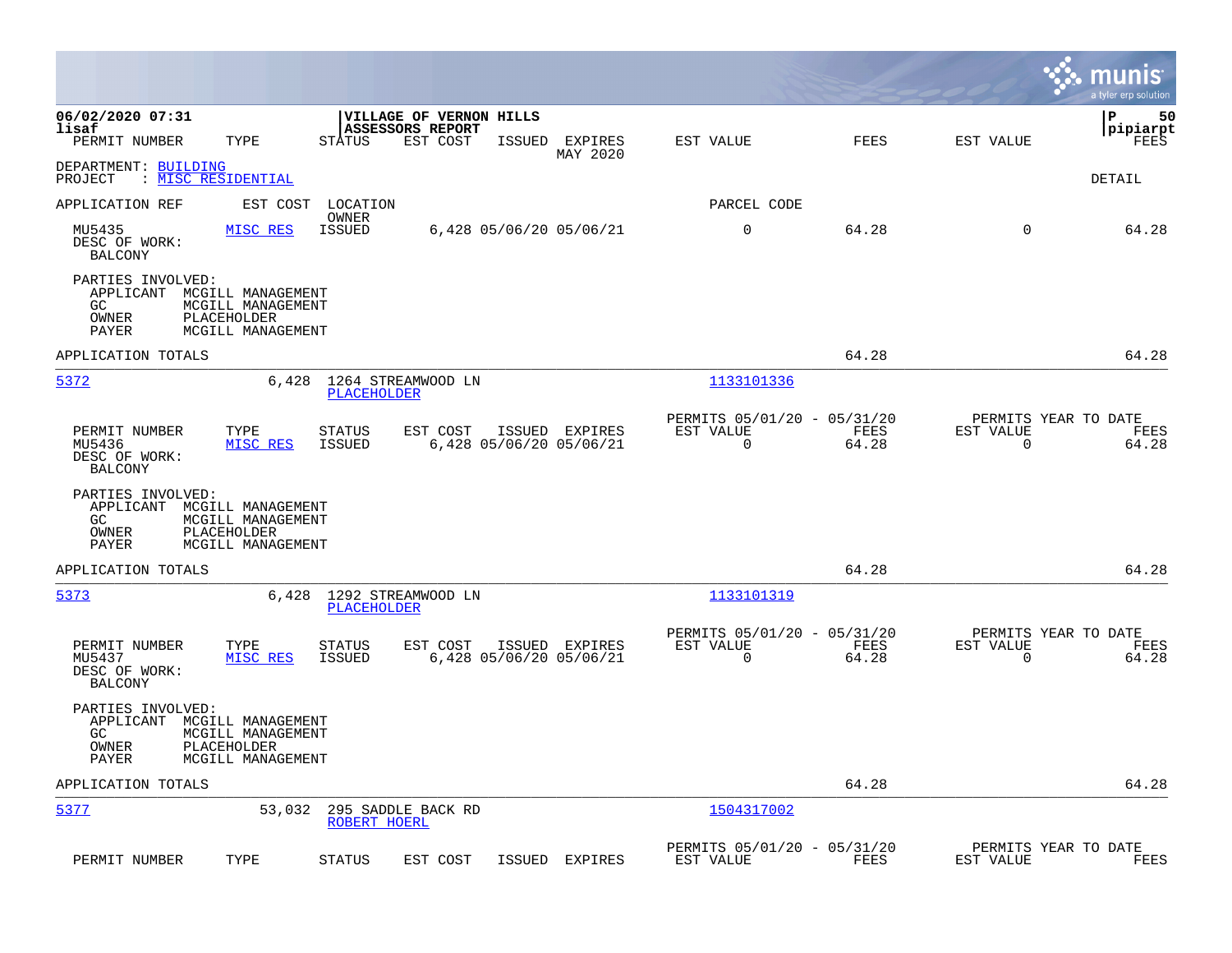06/02/2020 07:31
lisaf

**VILLAGE OF VERNON HILLS**
**ASSESSORS REPORT**
MAY 2020

P 50
pipiarpt

| PERMIT NUMBER | TYPE | STATUS | EST COST | ISSUED | EXPIRES | EST VALUE | FEES | EST VALUE | FEES |
|---|---|---|---|---|---|---|---|---|---|

DEPARTMENT: BUILDING
PROJECT : MISC RESIDENTIAL

DETAIL

| APPLICATION REF | EST COST | LOCATION / OWNER | | | | PARCEL CODE | | | |
|---|---|---|---|---|---|---|---|---|---|
| MU5435 | MISC RES | ISSUED | 6,428 | 05/06/20 | 05/06/21 | 0 | 64.28 | 0 | 64.28 |

DESC OF WORK:
BALCONY

PARTIES INVOLVED:
APPLICANT MCGILL MANAGEMENT
GC MCGILL MANAGEMENT
OWNER PLACEHOLDER
PAYER MCGILL MANAGEMENT

APPLICATION TOTALS 64.28 64.28

---

**5372** 6,428 1264 STREAMWOOD LN
PLACEHOLDER
Parcel: 1133101336

| PERMIT NUMBER | TYPE | STATUS | EST COST | ISSUED | EXPIRES | PERMITS 05/01/20 - 05/31/20 EST VALUE | FEES | PERMITS YEAR TO DATE EST VALUE | FEES |
|---|---|---|---|---|---|---|---|---|---|
| MU5436 | MISC RES | ISSUED | 6,428 | 05/06/20 | 05/06/21 | 0 | 64.28 | 0 | 64.28 |

DESC OF WORK:
BALCONY

PARTIES INVOLVED:
APPLICANT MCGILL MANAGEMENT
GC MCGILL MANAGEMENT
OWNER PLACEHOLDER
PAYER MCGILL MANAGEMENT

APPLICATION TOTALS 64.28 64.28

---

**5373** 6,428 1292 STREAMWOOD LN
PLACEHOLDER
Parcel: 1133101319

| PERMIT NUMBER | TYPE | STATUS | EST COST | ISSUED | EXPIRES | PERMITS 05/01/20 - 05/31/20 EST VALUE | FEES | PERMITS YEAR TO DATE EST VALUE | FEES |
|---|---|---|---|---|---|---|---|---|---|
| MU5437 | MISC RES | ISSUED | 6,428 | 05/06/20 | 05/06/21 | 0 | 64.28 | 0 | 64.28 |

DESC OF WORK:
BALCONY

PARTIES INVOLVED:
APPLICANT MCGILL MANAGEMENT
GC MCGILL MANAGEMENT
OWNER PLACEHOLDER
PAYER MCGILL MANAGEMENT

APPLICATION TOTALS 64.28 64.28

---

**5377** 53,032 295 SADDLE BACK RD
ROBERT HOERL
Parcel: 1504317002

| PERMIT NUMBER | TYPE | STATUS | EST COST | ISSUED | EXPIRES | PERMITS 05/01/20 - 05/31/20 EST VALUE | FEES | PERMITS YEAR TO DATE EST VALUE | FEES |
|---|---|---|---|---|---|---|---|---|---|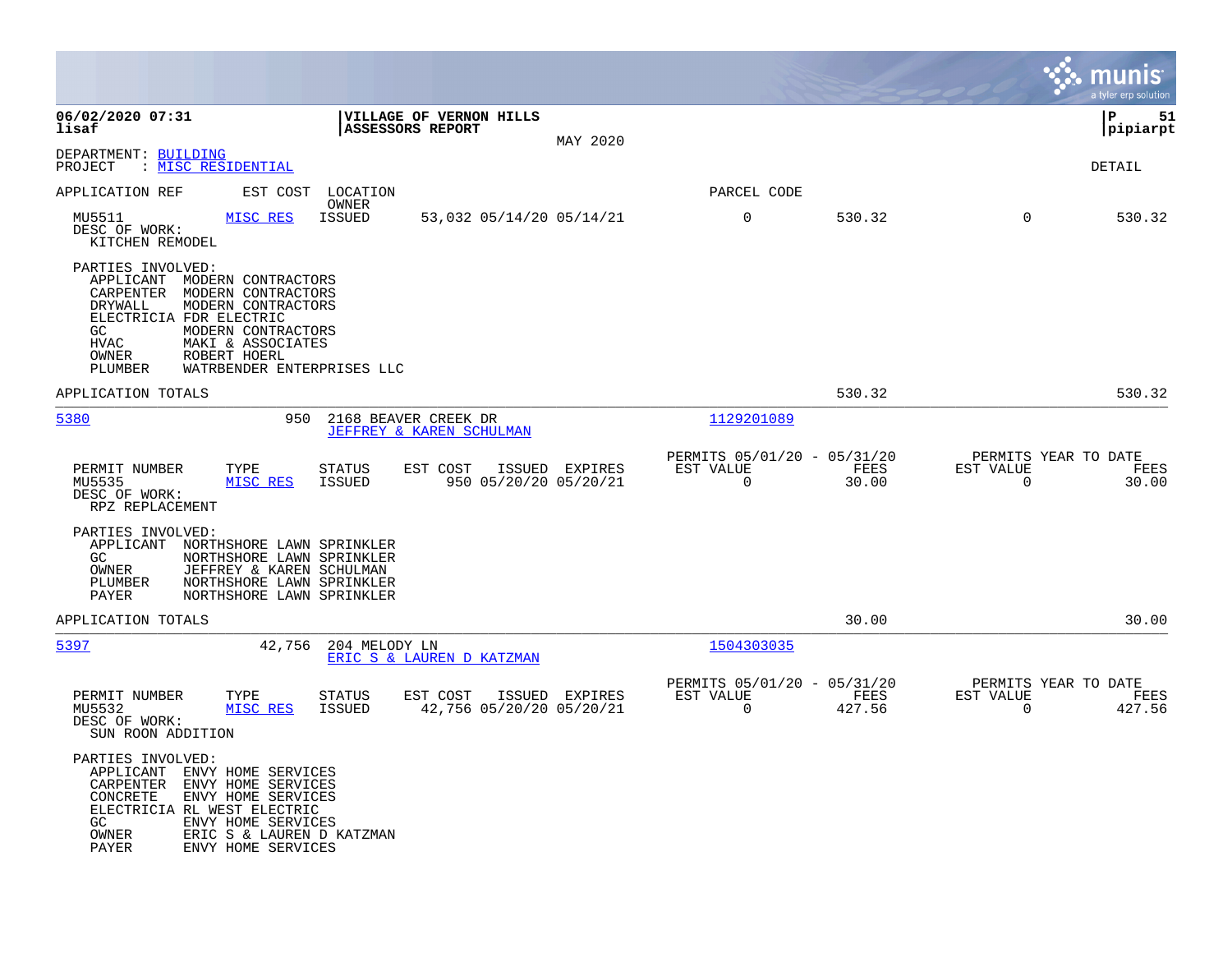**VILLAGE OF VERNON HILLS**
**ASSESSORS REPORT**
MAY 2020

06/02/2020 07:31
lisaf

P 51
pipiarpt

DEPARTMENT: BUILDING
PROJECT : MISC RESIDENTIAL

DETAIL

| APPLICATION REF | EST COST | LOCATION / OWNER | | PARCEL CODE | | | |
|---|---|---|---|---|---|---|---|
| MU5511 | MISC RES | ISSUED | 53,032 05/14/20 05/14/21 | 0 | 530.32 | 0 | 530.32 |

DESC OF WORK:
KITCHEN REMODEL

PARTIES INVOLVED:
- APPLICANT MODERN CONTRACTORS
- CARPENTER MODERN CONTRACTORS
- DRYWALL MODERN CONTRACTORS
- ELECTRICIA FDR ELECTRIC
- GC MODERN CONTRACTORS
- HVAC MAKI & ASSOCIATES
- OWNER ROBERT HOERL
- PLUMBER WATRBENDER ENTERPRISES LLC

APPLICATION TOTALS — 530.32 — 530.32

---

**5380** — 950 — 2168 BEAVER CREEK DR — JEFFREY & KAREN SCHULMAN — Parcel 1129201089

| PERMIT NUMBER | TYPE | STATUS | EST COST | ISSUED | EXPIRES | PERMITS 05/01/20 - 05/31/20 EST VALUE | FEES | PERMITS YEAR TO DATE EST VALUE | FEES |
|---|---|---|---|---|---|---|---|---|---|
| MU5535 | MISC RES | ISSUED | 950 | 05/20/20 | 05/20/21 | 0 | 30.00 | 0 | 30.00 |

DESC OF WORK:
RPZ REPLACEMENT

PARTIES INVOLVED:
- APPLICANT NORTHSHORE LAWN SPRINKLER
- GC NORTHSHORE LAWN SPRINKLER
- OWNER JEFFREY & KAREN SCHULMAN
- PLUMBER NORTHSHORE LAWN SPRINKLER
- PAYER NORTHSHORE LAWN SPRINKLER

APPLICATION TOTALS — 30.00 — 30.00

---

**5397** — 42,756 — 204 MELODY LN — ERIC S & LAUREN D KATZMAN — Parcel 1504303035

| PERMIT NUMBER | TYPE | STATUS | EST COST | ISSUED | EXPIRES | PERMITS 05/01/20 - 05/31/20 EST VALUE | FEES | PERMITS YEAR TO DATE EST VALUE | FEES |
|---|---|---|---|---|---|---|---|---|---|
| MU5532 | MISC RES | ISSUED | 42,756 | 05/20/20 | 05/20/21 | 0 | 427.56 | 0 | 427.56 |

DESC OF WORK:
SUN ROON ADDITION

PARTIES INVOLVED:
- APPLICANT ENVY HOME SERVICES
- CARPENTER ENVY HOME SERVICES
- CONCRETE ENVY HOME SERVICES
- ELECTRICIA RL WEST ELECTRIC
- GC ENVY HOME SERVICES
- OWNER ERIC S & LAUREN D KATZMAN
- PAYER ENVY HOME SERVICES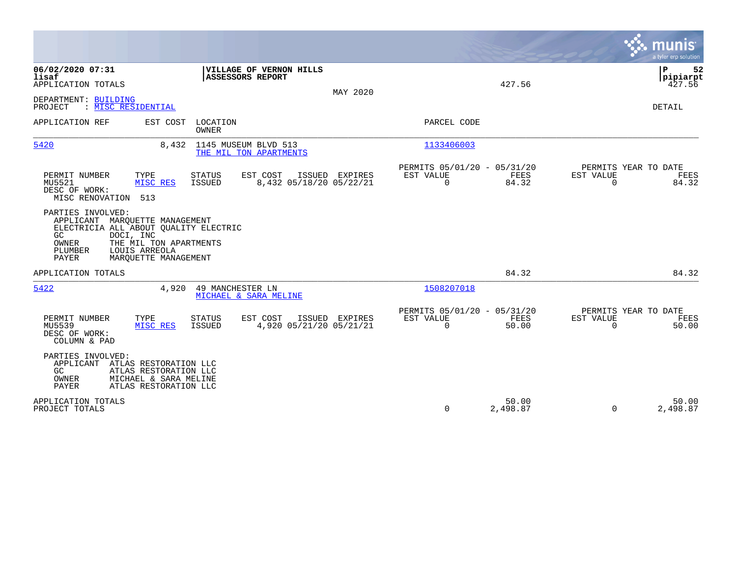**06/02/2020 07:31** | **VILLAGE OF VERNON HILLS** | **P 52**
**lisaf** | **ASSESSORS REPORT** | **pipiarpt**

APPLICATION TOTALS 427.56 427.56

MAY 2020

DEPARTMENT: BUILDING
PROJECT : MISC RESIDENTIAL

DETAIL

| APPLICATION REF | EST COST | LOCATION / OWNER | PARCEL CODE |
|---|---|---|---|
| 5420 | 8,432 | 1145 MUSEUM BLVD 513 / THE MIL TON APARTMENTS | 1133406003 |

| PERMIT NUMBER | TYPE | STATUS | EST COST | ISSUED | EXPIRES | PERMITS 05/01/20 - 05/31/20 EST VALUE | FEES | PERMITS YEAR TO DATE EST VALUE | FEES |
|---|---|---|---|---|---|---|---|---|---|
| MU5521 | MISC RES | ISSUED | 8,432 | 05/18/20 | 05/22/21 | 0 | 84.32 | 0 | 84.32 |

DESC OF WORK:
MISC RENOVATION 513

PARTIES INVOLVED:
- APPLICANT MARQUETTE MANAGEMENT
- ELECTRICIA ALL ABOUT QUALITY ELECTRIC
- GC DOCI, INC
- OWNER THE MIL TON APARTMENTS
- PLUMBER LOUIS ARREOLA
- PAYER MARQUETTE MANAGEMENT

APPLICATION TOTALS 84.32 84.32

| APPLICATION REF | EST COST | LOCATION / OWNER | PARCEL CODE |
|---|---|---|---|
| 5422 | 4,920 | 49 MANCHESTER LN / MICHAEL & SARA MELINE | 1508207018 |

| PERMIT NUMBER | TYPE | STATUS | EST COST | ISSUED | EXPIRES | PERMITS 05/01/20 - 05/31/20 EST VALUE | FEES | PERMITS YEAR TO DATE EST VALUE | FEES |
|---|---|---|---|---|---|---|---|---|---|
| MU5539 | MISC RES | ISSUED | 4,920 | 05/21/20 | 05/21/21 | 0 | 50.00 | 0 | 50.00 |

DESC OF WORK:
COLUMN & PAD

PARTIES INVOLVED:
- APPLICANT ATLAS RESTORATION LLC
- GC ATLAS RESTORATION LLC
- OWNER MICHAEL & SARA MELINE
- PAYER ATLAS RESTORATION LLC

| | EST VALUE | FEES | EST VALUE | FEES |
|---|---|---|---|---|
| APPLICATION TOTALS | | 50.00 | | 50.00 |
| PROJECT TOTALS | 0 | 2,498.87 | 0 | 2,498.87 |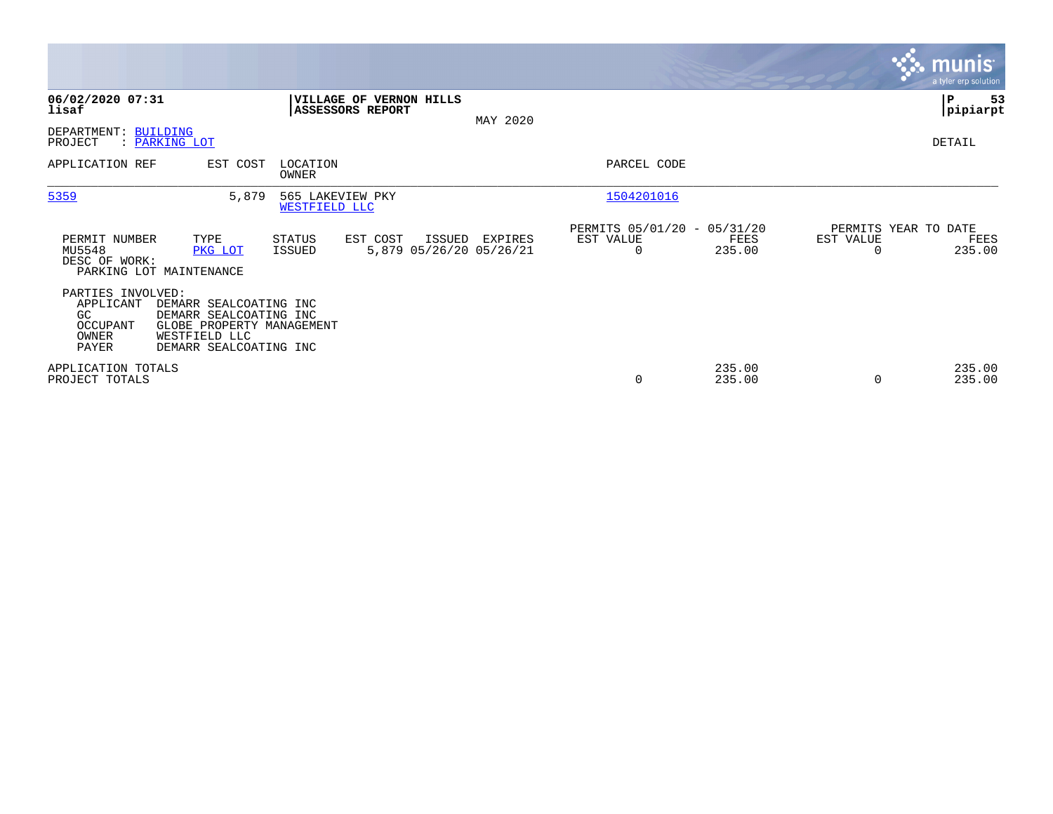**06/02/2020 07:31**
**lisaf**

**VILLAGE OF VERNON HILLS**
**ASSESSORS REPORT**

MAY 2020

**P 53**
**pipiarpt**

DEPARTMENT: BUILDING
PROJECT : PARKING LOT

DETAIL

| APPLICATION REF | EST COST | LOCATION / OWNER | PARCEL CODE |
|---|---|---|---|
| 5359 | 5,879 | 565 LAKEVIEW PKY / WESTFIELD LLC | 1504201016 |

| PERMIT NUMBER | TYPE | STATUS | EST COST | ISSUED | EXPIRES | PERMITS 05/01/20 - 05/31/20 EST VALUE | FEES | PERMITS YEAR TO DATE EST VALUE | FEES |
|---|---|---|---|---|---|---|---|---|---|
| MU5548 | PKG LOT | ISSUED | 5,879 | 05/26/20 | 05/26/21 | 0 | 235.00 | 0 | 235.00 |

DESC OF WORK:
PARKING LOT MAINTENANCE

PARTIES INVOLVED:

| Role | Name |
|---|---|
| APPLICANT | DEMARR SEALCOATING INC |
| GC | DEMARR SEALCOATING INC |
| OCCUPANT | GLOBE PROPERTY MANAGEMENT |
| OWNER | WESTFIELD LLC |
| PAYER | DEMARR SEALCOATING INC |

| | EST VALUE | FEES | YTD EST VALUE | YTD FEES |
|---|---|---|---|---|
| APPLICATION TOTALS | | 235.00 | | 235.00 |
| PROJECT TOTALS | 0 | 235.00 | 0 | 235.00 |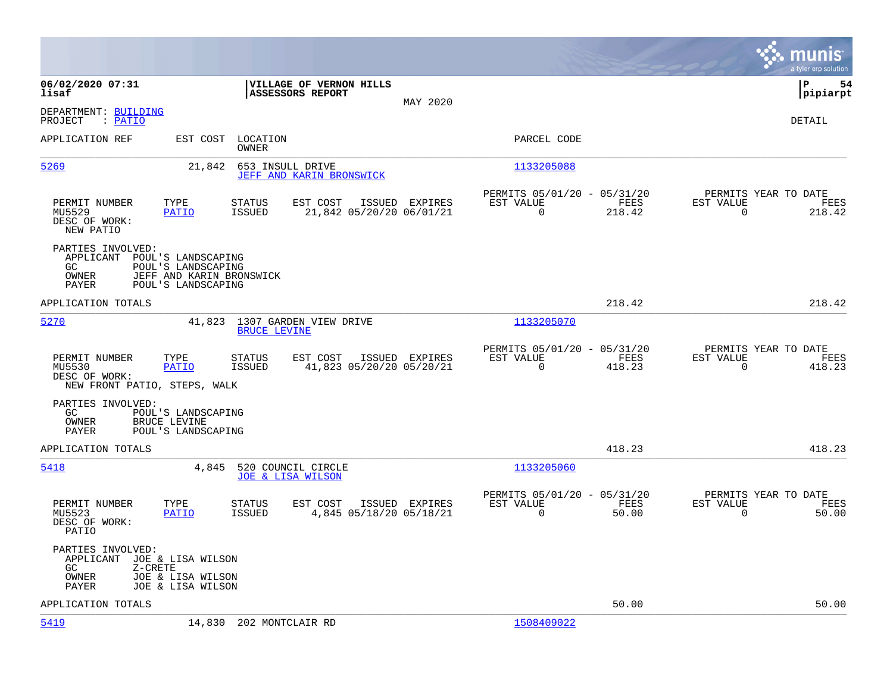06/02/2020 07:31
lisaf

**VILLAGE OF VERNON HILLS**
**ASSESSORS REPORT**

MAY 2020

P 54
pipiarpt

DEPARTMENT: BUILDING
PROJECT : PATIO

DETAIL

| APPLICATION REF | EST COST | LOCATION / OWNER | PARCEL CODE |
|---|---|---|---|
| 5269 | 21,842 | 653 INSULL DRIVE / JEFF AND KARIN BRONSWICK | 1133205088 |

| PERMIT NUMBER | TYPE | STATUS | EST COST | ISSUED | EXPIRES | PERMITS 05/01/20 - 05/31/20 EST VALUE | FEES | PERMITS YEAR TO DATE EST VALUE | FEES |
|---|---|---|---|---|---|---|---|---|---|
| MU5529 | PATIO | ISSUED | 21,842 | 05/20/20 | 06/01/21 | 0 | 218.42 | 0 | 218.42 |

DESC OF WORK:
NEW PATIO

PARTIES INVOLVED:
- APPLICANT POUL'S LANDSCAPING
- GC POUL'S LANDSCAPING
- OWNER JEFF AND KARIN BRONSWICK
- PAYER POUL'S LANDSCAPING

APPLICATION TOTALS 218.42 218.42

| APPLICATION REF | EST COST | LOCATION / OWNER | PARCEL CODE |
|---|---|---|---|
| 5270 | 41,823 | 1307 GARDEN VIEW DRIVE / BRUCE LEVINE | 1133205070 |

| PERMIT NUMBER | TYPE | STATUS | EST COST | ISSUED | EXPIRES | PERMITS 05/01/20 - 05/31/20 EST VALUE | FEES | PERMITS YEAR TO DATE EST VALUE | FEES |
|---|---|---|---|---|---|---|---|---|---|
| MU5530 | PATIO | ISSUED | 41,823 | 05/20/20 | 05/20/21 | 0 | 418.23 | 0 | 418.23 |

DESC OF WORK:
NEW FRONT PATIO, STEPS, WALK

PARTIES INVOLVED:
- GC POUL'S LANDSCAPING
- OWNER BRUCE LEVINE
- PAYER POUL'S LANDSCAPING

APPLICATION TOTALS 418.23 418.23

| APPLICATION REF | EST COST | LOCATION / OWNER | PARCEL CODE |
|---|---|---|---|
| 5418 | 4,845 | 520 COUNCIL CIRCLE / JOE & LISA WILSON | 1133205060 |

| PERMIT NUMBER | TYPE | STATUS | EST COST | ISSUED | EXPIRES | PERMITS 05/01/20 - 05/31/20 EST VALUE | FEES | PERMITS YEAR TO DATE EST VALUE | FEES |
|---|---|---|---|---|---|---|---|---|---|
| MU5523 | PATIO | ISSUED | 4,845 | 05/18/20 | 05/18/21 | 0 | 50.00 | 0 | 50.00 |

DESC OF WORK:
PATIO

PARTIES INVOLVED:
- APPLICANT JOE & LISA WILSON
- GC Z-CRETE
- OWNER JOE & LISA WILSON
- PAYER JOE & LISA WILSON

APPLICATION TOTALS 50.00 50.00

| APPLICATION REF | EST COST | LOCATION / OWNER | PARCEL CODE |
|---|---|---|---|
| 5419 | 14,830 | 202 MONTCLAIR RD | 1508409022 |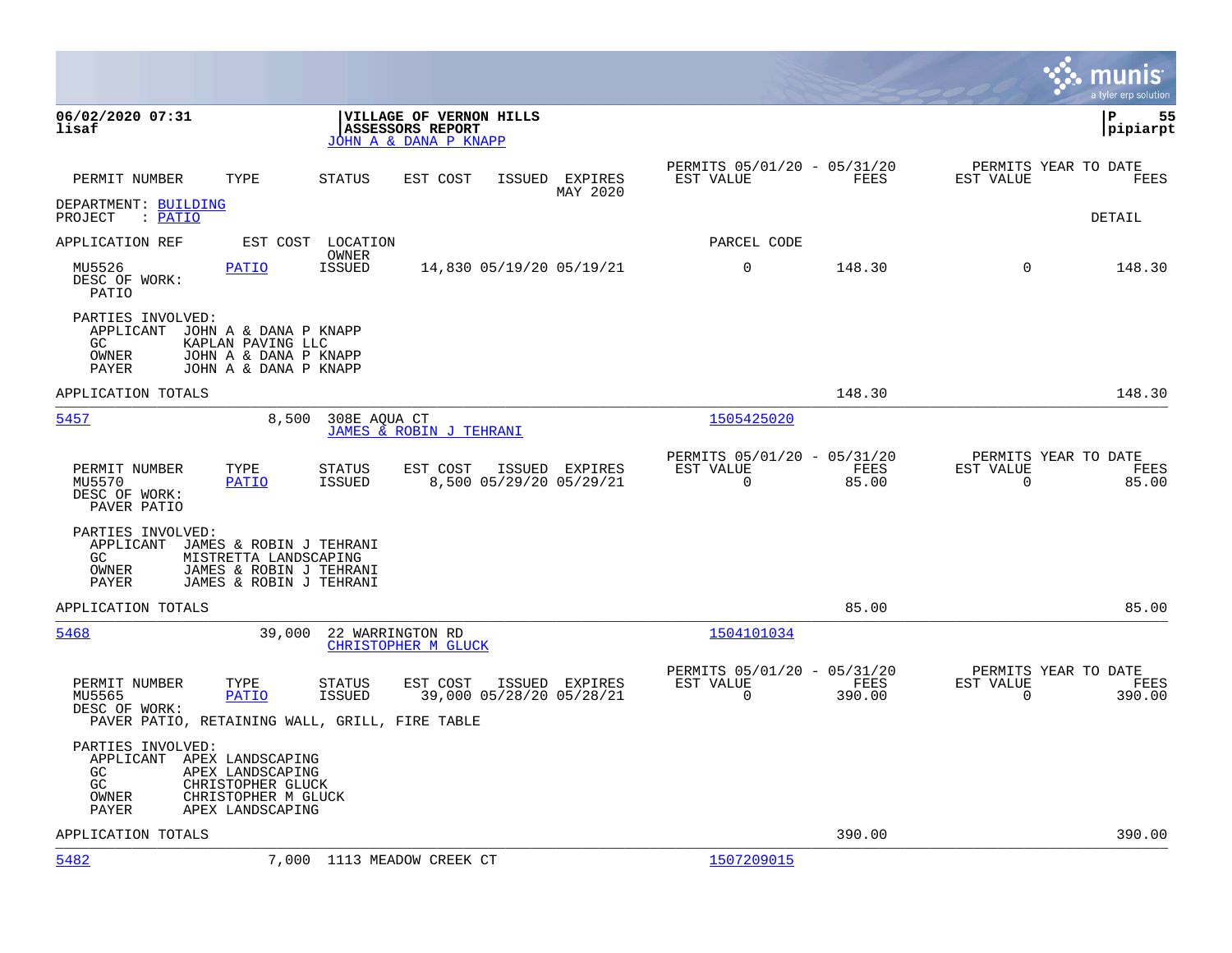**06/02/2020 07:31**
**lisaf**

**VILLAGE OF VERNON HILLS**
**ASSESSORS REPORT**
JOHN A & DANA P KNAPP

**P 55**
**pipiarpt**

| PERMIT NUMBER | TYPE | STATUS | EST COST | ISSUED | EXPIRES | PERMITS 05/01/20 - 05/31/20 EST VALUE | FEES | PERMITS YEAR TO DATE EST VALUE | FEES |
|---|---|---|---|---|---|---|---|---|---|
| | | | | | MAY 2020 | | | | |

DEPARTMENT: BUILDING
PROJECT : PATIO

DETAIL

| APPLICATION REF | EST COST | LOCATION / OWNER | | | | PARCEL CODE | | | |
|---|---|---|---|---|---|---|---|---|---|
| MU5526 | PATIO | ISSUED | 14,830 | 05/19/20 | 05/19/21 | 0 | 148.30 | 0 | 148.30 |

DESC OF WORK:
PATIO

PARTIES INVOLVED:
- APPLICANT JOHN A & DANA P KNAPP
- GC KAPLAN PAVING LLC
- OWNER JOHN A & DANA P KNAPP
- PAYER JOHN A & DANA P KNAPP

APPLICATION TOTALS 148.30 148.30

---

5457 | 8,500 | 308E AQUA CT | JAMES & ROBIN J TEHRANI | 1505425020

| PERMIT NUMBER | TYPE | STATUS | EST COST | ISSUED | EXPIRES | PERMITS 05/01/20 - 05/31/20 EST VALUE | FEES | PERMITS YEAR TO DATE EST VALUE | FEES |
|---|---|---|---|---|---|---|---|---|---|
| MU5570 | PATIO | ISSUED | 8,500 | 05/29/20 | 05/29/21 | 0 | 85.00 | 0 | 85.00 |

DESC OF WORK:
PAVER PATIO

PARTIES INVOLVED:
- APPLICANT JAMES & ROBIN J TEHRANI
- GC MISTRETTA LANDSCAPING
- OWNER JAMES & ROBIN J TEHRANI
- PAYER JAMES & ROBIN J TEHRANI

APPLICATION TOTALS 85.00 85.00

---

5468 | 39,000 | 22 WARRINGTON RD | CHRISTOPHER M GLUCK | 1504101034

| PERMIT NUMBER | TYPE | STATUS | EST COST | ISSUED | EXPIRES | PERMITS 05/01/20 - 05/31/20 EST VALUE | FEES | PERMITS YEAR TO DATE EST VALUE | FEES |
|---|---|---|---|---|---|---|---|---|---|
| MU5565 | PATIO | ISSUED | 39,000 | 05/28/20 | 05/28/21 | 0 | 390.00 | 0 | 390.00 |

DESC OF WORK:
PAVER PATIO, RETAINING WALL, GRILL, FIRE TABLE

PARTIES INVOLVED:
- APPLICANT APEX LANDSCAPING
- GC APEX LANDSCAPING
- GC CHRISTOPHER GLUCK
- OWNER CHRISTOPHER M GLUCK
- PAYER APEX LANDSCAPING

APPLICATION TOTALS 390.00 390.00

---

5482 | 7,000 | 1113 MEADOW CREEK CT | | 1507209015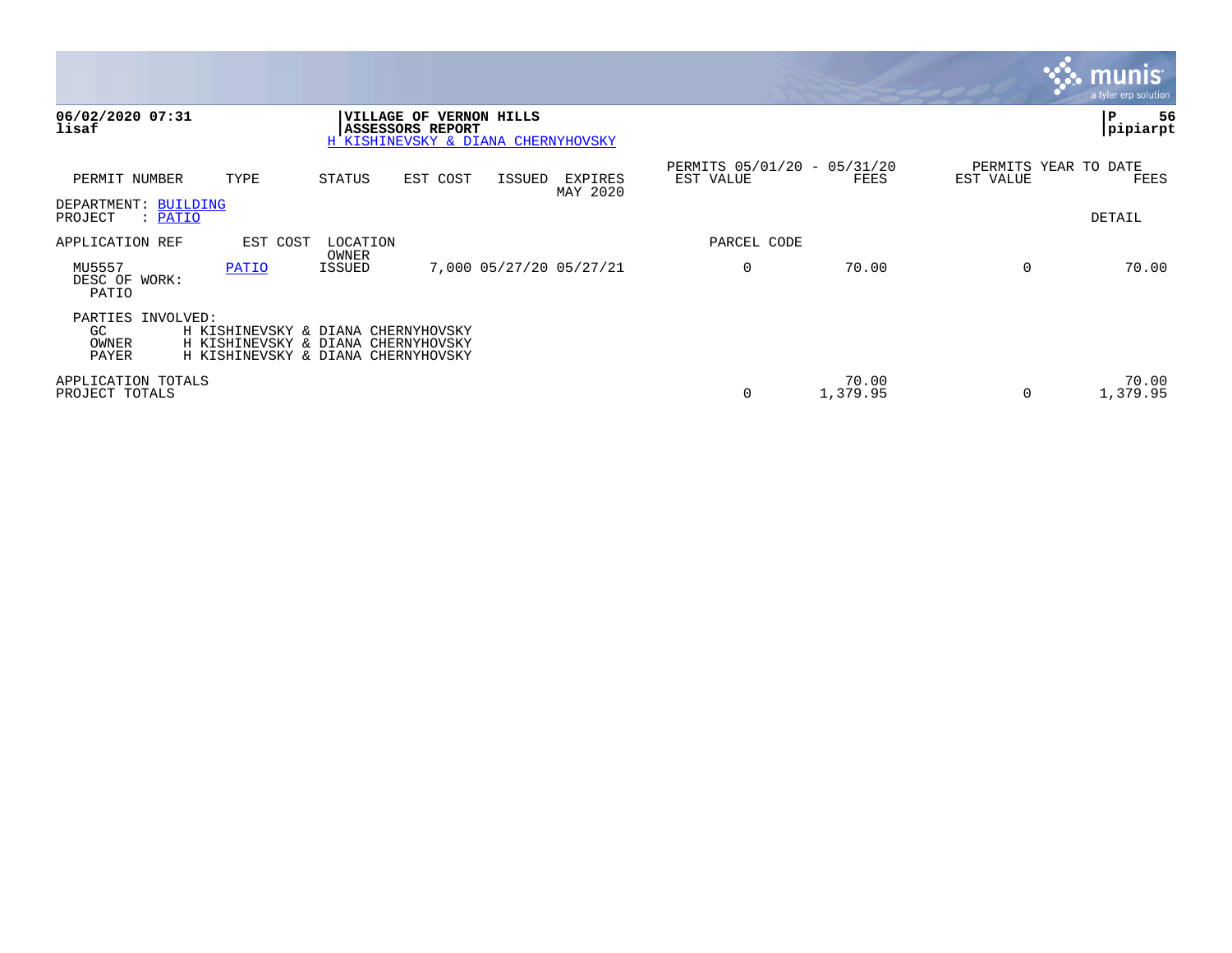**06/02/2020 07:31**
**lisaf**

**VILLAGE OF VERNON HILLS**
**ASSESSORS REPORT**
H KISHINEVSKY & DIANA CHERNYHOVSKY

**P 56**
**pipiarpt**

| PERMIT NUMBER | TYPE | STATUS | EST COST | ISSUED | EXPIRES MAY 2020 | PERMITS 05/01/20 - 05/31/20 EST VALUE | FEES | PERMITS YEAR TO DATE EST VALUE | FEES |
|---|---|---|---|---|---|---|---|---|---|

DEPARTMENT: BUILDING
PROJECT : PATIO

DETAIL

| APPLICATION REF | EST COST | LOCATION OWNER | | | | PARCEL CODE | | | |
|---|---|---|---|---|---|---|---|---|---|
| MU5557 | PATIO | ISSUED | 7,000 | 05/27/20 | 05/27/21 | 0 | 70.00 | 0 | 70.00 |

DESC OF WORK:
PATIO

PARTIES INVOLVED:

| | |
|---|---|
| GC | H KISHINEVSKY & DIANA CHERNYHOVSKY |
| OWNER | H KISHINEVSKY & DIANA CHERNYHOVSKY |
| PAYER | H KISHINEVSKY & DIANA CHERNYHOVSKY |

| | EST VALUE | FEES | EST VALUE | FEES |
|---|---|---|---|---|
| APPLICATION TOTALS | | 70.00 | | 70.00 |
| PROJECT TOTALS | 0 | 1,379.95 | 0 | 1,379.95 |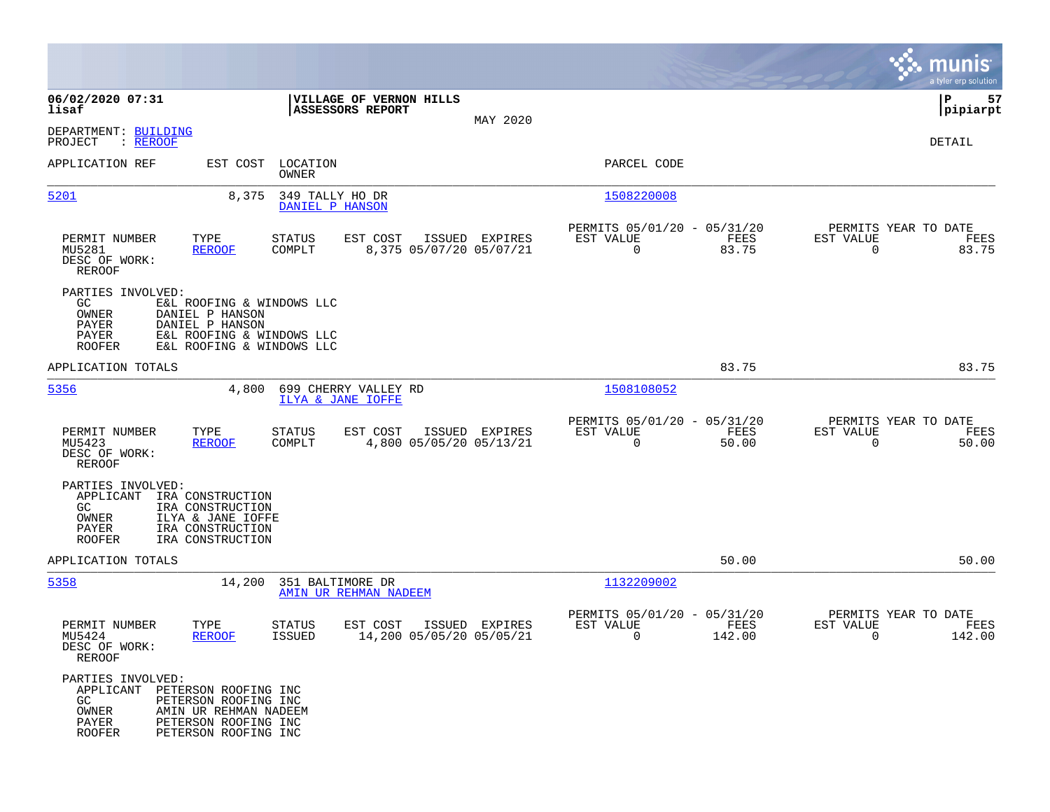**06/02/2020 07:31**
**lisaf**

**VILLAGE OF VERNON HILLS**
**ASSESSORS REPORT**

MAY 2020

**P 57**
**pipiarpt**

DEPARTMENT: BUILDING
PROJECT : REROOF

DETAIL

| APPLICATION REF | EST COST | LOCATION / OWNER | PARCEL CODE |
|---|---|---|---|
| 5201 | 8,375 | 349 TALLY HO DR / DANIEL P HANSON | 1508220008 |

| PERMIT NUMBER | TYPE | STATUS | EST COST | ISSUED | EXPIRES | PERMITS 05/01/20 - 05/31/20 EST VALUE | FEES | PERMITS YEAR TO DATE EST VALUE | FEES |
|---|---|---|---|---|---|---|---|---|---|
| MU5281 | REROOF | COMPLT | 8,375 | 05/07/20 | 05/07/21 | 0 | 83.75 | 0 | 83.75 |

DESC OF WORK:
REROOF

PARTIES INVOLVED:
- GC: E&L ROOFING & WINDOWS LLC
- OWNER: DANIEL P HANSON
- PAYER: DANIEL P HANSON
- PAYER: E&L ROOFING & WINDOWS LLC
- ROOFER: E&L ROOFING & WINDOWS LLC

APPLICATION TOTALS: 83.75 | 83.75

| APPLICATION REF | EST COST | LOCATION / OWNER | PARCEL CODE |
|---|---|---|---|
| 5356 | 4,800 | 699 CHERRY VALLEY RD / ILYA & JANE IOFFE | 1508108052 |

| PERMIT NUMBER | TYPE | STATUS | EST COST | ISSUED | EXPIRES | PERMITS 05/01/20 - 05/31/20 EST VALUE | FEES | PERMITS YEAR TO DATE EST VALUE | FEES |
|---|---|---|---|---|---|---|---|---|---|
| MU5423 | REROOF | COMPLT | 4,800 | 05/05/20 | 05/13/21 | 0 | 50.00 | 0 | 50.00 |

DESC OF WORK:
REROOF

PARTIES INVOLVED:
- APPLICANT: IRA CONSTRUCTION
- GC: IRA CONSTRUCTION
- OWNER: ILYA & JANE IOFFE
- PAYER: IRA CONSTRUCTION
- ROOFER: IRA CONSTRUCTION

APPLICATION TOTALS: 50.00 | 50.00

| APPLICATION REF | EST COST | LOCATION / OWNER | PARCEL CODE |
|---|---|---|---|
| 5358 | 14,200 | 351 BALTIMORE DR / AMIN UR REHMAN NADEEM | 1132209002 |

| PERMIT NUMBER | TYPE | STATUS | EST COST | ISSUED | EXPIRES | PERMITS 05/01/20 - 05/31/20 EST VALUE | FEES | PERMITS YEAR TO DATE EST VALUE | FEES |
|---|---|---|---|---|---|---|---|---|---|
| MU5424 | REROOF | ISSUED | 14,200 | 05/05/20 | 05/05/21 | 0 | 142.00 | 0 | 142.00 |

DESC OF WORK:
REROOF

PARTIES INVOLVED:
- APPLICANT: PETERSON ROOFING INC
- GC: PETERSON ROOFING INC
- OWNER: AMIN UR REHMAN NADEEM
- PAYER: PETERSON ROOFING INC
- ROOFER: PETERSON ROOFING INC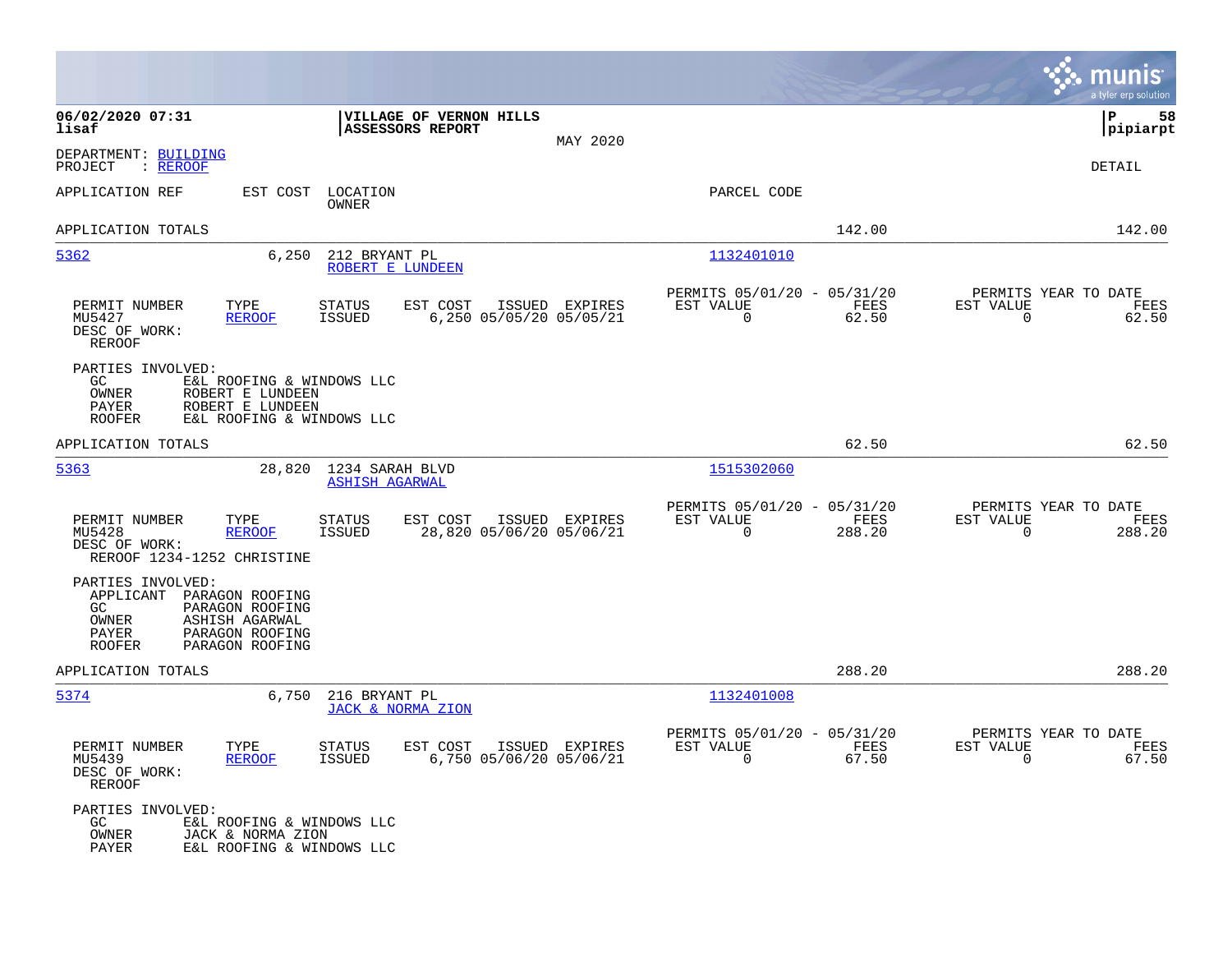06/02/2020 07:31
lisaf

VILLAGE OF VERNON HILLS
ASSESSORS REPORT

MAY 2020

P 58
pipiarpt

DEPARTMENT: BUILDING
PROJECT : REROOF

DETAIL

| APPLICATION REF | EST COST | LOCATION / OWNER | PARCEL CODE | | |
|---|---|---|---|---|---|
| APPLICATION TOTALS | | | | 142.00 | 142.00 |

**5362** — 6,250 — 212 BRYANT PL — ROBERT E LUNDEEN — Parcel: 1132401010

| PERMIT NUMBER | TYPE | STATUS | EST COST | ISSUED | EXPIRES | PERMITS 05/01/20 - 05/31/20 EST VALUE | FEES | PERMITS YEAR TO DATE EST VALUE | FEES |
|---|---|---|---|---|---|---|---|---|---|
| MU5427 | REROOF | ISSUED | 6,250 | 05/05/20 | 05/05/21 | 0 | 62.50 | 0 | 62.50 |

DESC OF WORK:
REROOF

PARTIES INVOLVED:
- GC: E&L ROOFING & WINDOWS LLC
- OWNER: ROBERT E LUNDEEN
- PAYER: ROBERT E LUNDEEN
- ROOFER: E&L ROOFING & WINDOWS LLC

APPLICATION TOTALS: 62.50 — 62.50

**5363** — 28,820 — 1234 SARAH BLVD — ASHISH AGARWAL — Parcel: 1515302060

| PERMIT NUMBER | TYPE | STATUS | EST COST | ISSUED | EXPIRES | PERMITS 05/01/20 - 05/31/20 EST VALUE | FEES | PERMITS YEAR TO DATE EST VALUE | FEES |
|---|---|---|---|---|---|---|---|---|---|
| MU5428 | REROOF | ISSUED | 28,820 | 05/06/20 | 05/06/21 | 0 | 288.20 | 0 | 288.20 |

DESC OF WORK:
REROOF 1234-1252 CHRISTINE

PARTIES INVOLVED:
- APPLICANT: PARAGON ROOFING
- GC: PARAGON ROOFING
- OWNER: ASHISH AGARWAL
- PAYER: PARAGON ROOFING
- ROOFER: PARAGON ROOFING

APPLICATION TOTALS: 288.20 — 288.20

**5374** — 6,750 — 216 BRYANT PL — JACK & NORMA ZION — Parcel: 1132401008

| PERMIT NUMBER | TYPE | STATUS | EST COST | ISSUED | EXPIRES | PERMITS 05/01/20 - 05/31/20 EST VALUE | FEES | PERMITS YEAR TO DATE EST VALUE | FEES |
|---|---|---|---|---|---|---|---|---|---|
| MU5439 | REROOF | ISSUED | 6,750 | 05/06/20 | 05/06/21 | 0 | 67.50 | 0 | 67.50 |

DESC OF WORK:
REROOF

PARTIES INVOLVED:
- GC: E&L ROOFING & WINDOWS LLC
- OWNER: JACK & NORMA ZION
- PAYER: E&L ROOFING & WINDOWS LLC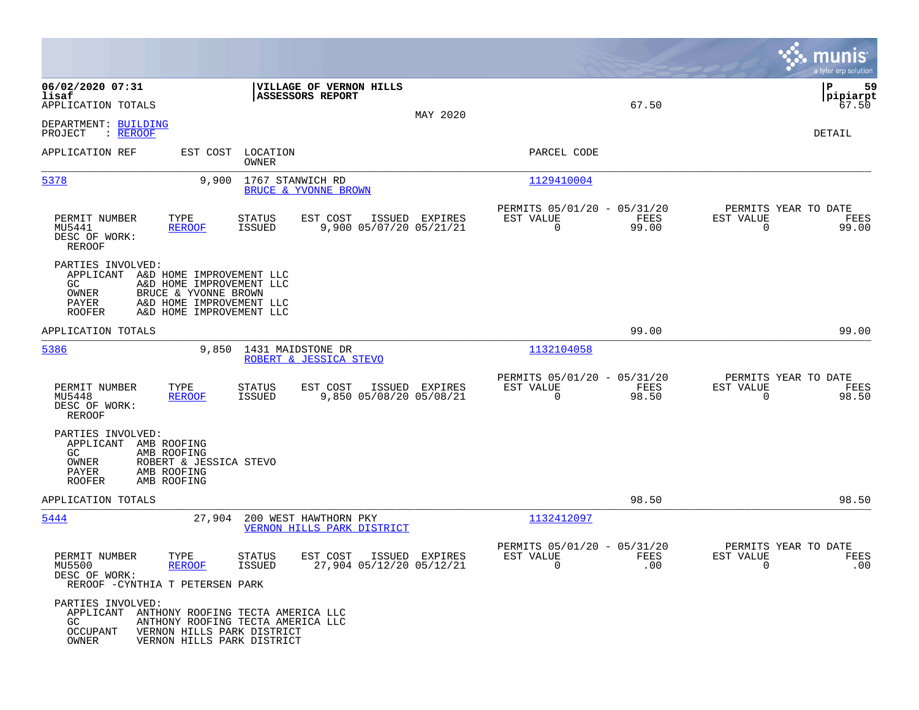06/02/2020 07:31
lisaf
APPLICATION TOTALS

**VILLAGE OF VERNON HILLS**
**ASSESSORS REPORT**

MAY 2020

67.50

P 59
pipiarpt
67.50

DEPARTMENT: BUILDING
PROJECT : REROOF

DETAIL

| APPLICATION REF | EST COST | LOCATION / OWNER | PARCEL CODE |
|---|---|---|---|
| 5378 | 9,900 | 1767 STANWICH RD / BRUCE & YVONNE BROWN | 1129410004 |

| PERMIT NUMBER | TYPE | STATUS | EST COST | ISSUED | EXPIRES | PERMITS 05/01/20 - 05/31/20 EST VALUE | FEES | PERMITS YEAR TO DATE EST VALUE | FEES |
|---|---|---|---|---|---|---|---|---|---|
| MU5441 | REROOF | ISSUED | 9,900 | 05/07/20 | 05/21/21 | 0 | 99.00 | 0 | 99.00 |

DESC OF WORK:
REROOF

PARTIES INVOLVED:
- APPLICANT A&D HOME IMPROVEMENT LLC
- GC A&D HOME IMPROVEMENT LLC
- OWNER BRUCE & YVONNE BROWN
- PAYER A&D HOME IMPROVEMENT LLC
- ROOFER A&D HOME IMPROVEMENT LLC

APPLICATION TOTALS 99.00 99.00

| APPLICATION REF | EST COST | LOCATION / OWNER | PARCEL CODE |
|---|---|---|---|
| 5386 | 9,850 | 1431 MAIDSTONE DR / ROBERT & JESSICA STEVO | 1132104058 |

| PERMIT NUMBER | TYPE | STATUS | EST COST | ISSUED | EXPIRES | PERMITS 05/01/20 - 05/31/20 EST VALUE | FEES | PERMITS YEAR TO DATE EST VALUE | FEES |
|---|---|---|---|---|---|---|---|---|---|
| MU5448 | REROOF | ISSUED | 9,850 | 05/08/20 | 05/08/21 | 0 | 98.50 | 0 | 98.50 |

DESC OF WORK:
REROOF

PARTIES INVOLVED:
- APPLICANT AMB ROOFING
- GC AMB ROOFING
- OWNER ROBERT & JESSICA STEVO
- PAYER AMB ROOFING
- ROOFER AMB ROOFING

APPLICATION TOTALS 98.50 98.50

| APPLICATION REF | EST COST | LOCATION / OWNER | PARCEL CODE |
|---|---|---|---|
| 5444 | 27,904 | 200 WEST HAWTHORN PKY / VERNON HILLS PARK DISTRICT | 1132412097 |

| PERMIT NUMBER | TYPE | STATUS | EST COST | ISSUED | EXPIRES | PERMITS 05/01/20 - 05/31/20 EST VALUE | FEES | PERMITS YEAR TO DATE EST VALUE | FEES |
|---|---|---|---|---|---|---|---|---|---|
| MU5500 | REROOF | ISSUED | 27,904 | 05/12/20 | 05/12/21 | 0 | .00 | 0 | .00 |

DESC OF WORK:
REROOF -CYNTHIA T PETERSEN PARK

PARTIES INVOLVED:
- APPLICANT ANTHONY ROOFING TECTA AMERICA LLC
- GC ANTHONY ROOFING TECTA AMERICA LLC
- OCCUPANT VERNON HILLS PARK DISTRICT
- OWNER VERNON HILLS PARK DISTRICT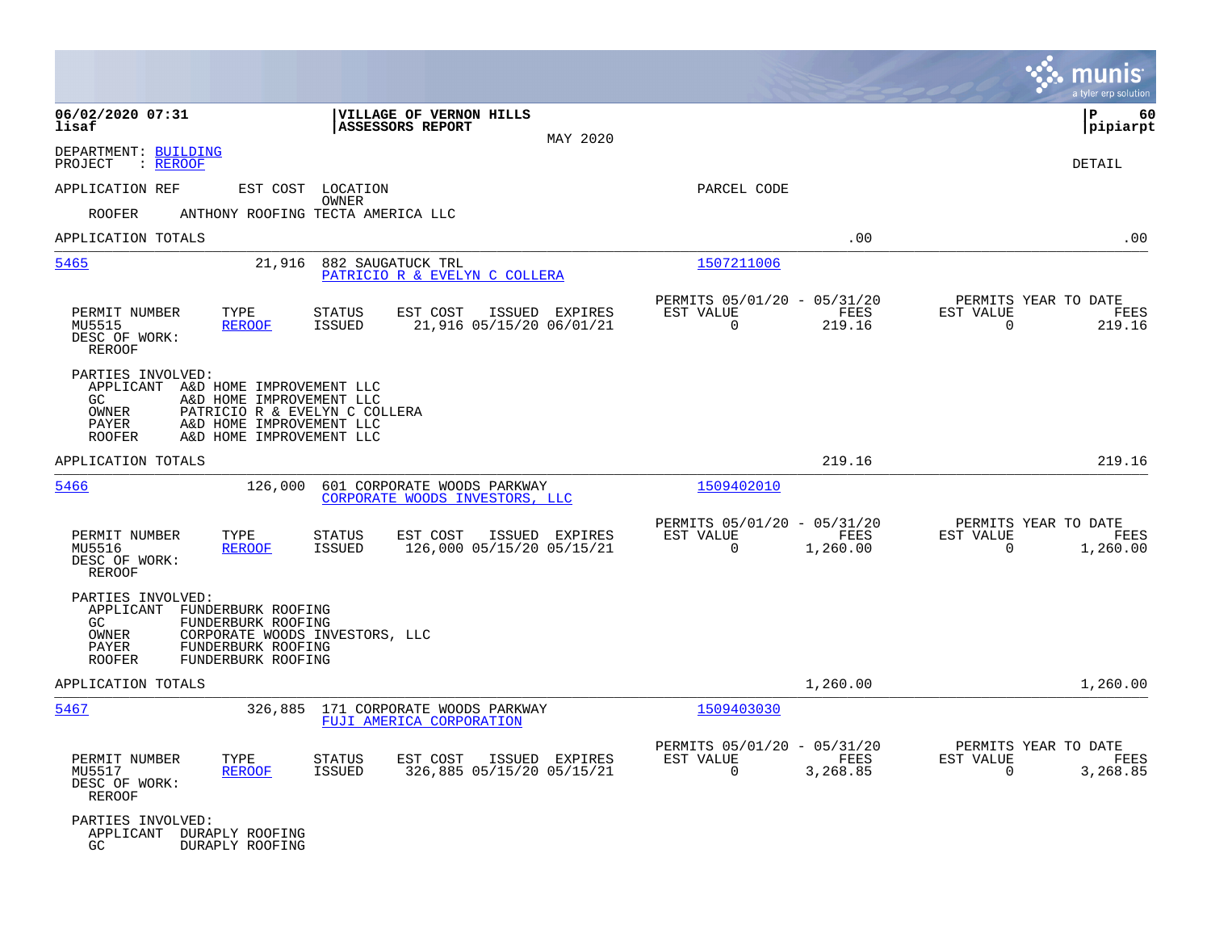06/02/2020 07:31
lisaf

**VILLAGE OF VERNON HILLS**
**ASSESSORS REPORT**

MAY 2020

P 60
pipiarpt

DEPARTMENT: BUILDING
PROJECT : REROOF

DETAIL

APPLICATION REF    EST COST    LOCATION / OWNER    PARCEL CODE

ROOFER    ANTHONY ROOFING TECTA AMERICA LLC

APPLICATION TOTALS    .00    .00

---

**5465**    21,916    882 SAUGATUCK TRL
PATRICIO R & EVELYN C COLLERA
1507211006

| PERMIT NUMBER | TYPE | STATUS | EST COST | ISSUED | EXPIRES | PERMITS 05/01/20 - 05/31/20 EST VALUE | FEES | PERMITS YEAR TO DATE EST VALUE | FEES |
|---|---|---|---|---|---|---|---|---|---|
| MU5515 | REROOF | ISSUED | 21,916 | 05/15/20 | 06/01/21 | 0 | 219.16 | 0 | 219.16 |

DESC OF WORK:
REROOF

PARTIES INVOLVED:
- APPLICANT A&D HOME IMPROVEMENT LLC
- GC A&D HOME IMPROVEMENT LLC
- OWNER PATRICIO R & EVELYN C COLLERA
- PAYER A&D HOME IMPROVEMENT LLC
- ROOFER A&D HOME IMPROVEMENT LLC

APPLICATION TOTALS    219.16    219.16

---

**5466**    126,000    601 CORPORATE WOODS PARKWAY
CORPORATE WOODS INVESTORS, LLC
1509402010

| PERMIT NUMBER | TYPE | STATUS | EST COST | ISSUED | EXPIRES | PERMITS 05/01/20 - 05/31/20 EST VALUE | FEES | PERMITS YEAR TO DATE EST VALUE | FEES |
|---|---|---|---|---|---|---|---|---|---|
| MU5516 | REROOF | ISSUED | 126,000 | 05/15/20 | 05/15/21 | 0 | 1,260.00 | 0 | 1,260.00 |

DESC OF WORK:
REROOF

PARTIES INVOLVED:
- APPLICANT FUNDERBURK ROOFING
- GC FUNDERBURK ROOFING
- OWNER CORPORATE WOODS INVESTORS, LLC
- PAYER FUNDERBURK ROOFING
- ROOFER FUNDERBURK ROOFING

APPLICATION TOTALS    1,260.00    1,260.00

---

**5467**    326,885    171 CORPORATE WOODS PARKWAY
FUJI AMERICA CORPORATION
1509403030

| PERMIT NUMBER | TYPE | STATUS | EST COST | ISSUED | EXPIRES | PERMITS 05/01/20 - 05/31/20 EST VALUE | FEES | PERMITS YEAR TO DATE EST VALUE | FEES |
|---|---|---|---|---|---|---|---|---|---|
| MU5517 | REROOF | ISSUED | 326,885 | 05/15/20 | 05/15/21 | 0 | 3,268.85 | 0 | 3,268.85 |

DESC OF WORK:
REROOF

PARTIES INVOLVED:
- APPLICANT DURAPLY ROOFING
- GC DURAPLY ROOFING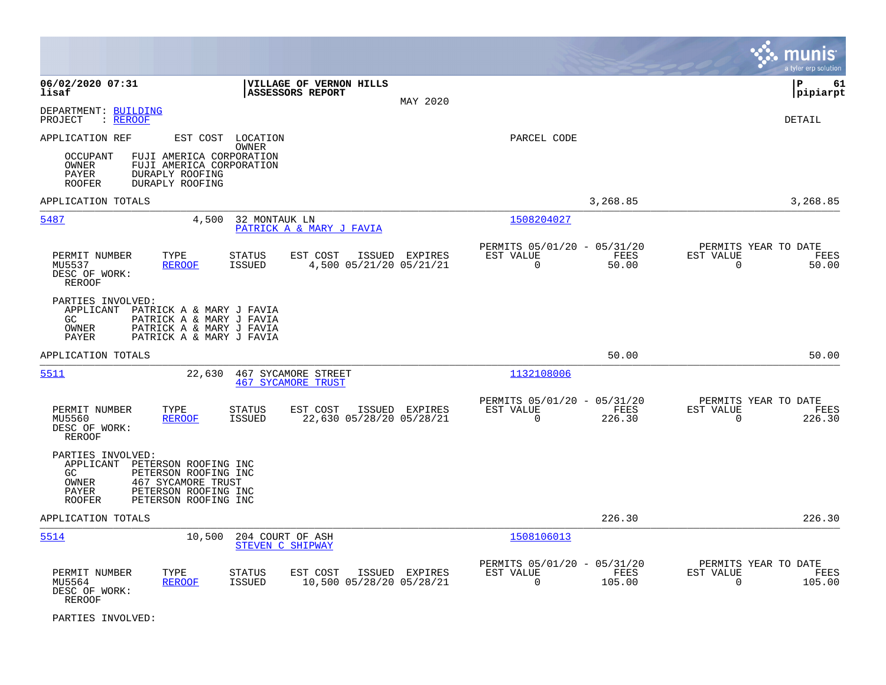**06/02/2020 07:31** | **VILLAGE OF VERNON HILLS** | **P 61**
**lisaf** | **ASSESSORS REPORT** | **pipiarpt**

MAY 2020

DEPARTMENT: BUILDING
PROJECT : REROOF

DETAIL

APPLICATION REF | EST COST | LOCATION / OWNER | PARCEL CODE

OCCUPANT FUJI AMERICA CORPORATION
OWNER FUJI AMERICA CORPORATION
PAYER DURAPLY ROOFING
ROOFER DURAPLY ROOFING

APPLICATION TOTALS 3,268.85 3,268.85

---

**5487** 4,500 32 MONTAUK LN
PATRICK A & MARY J FAVIA
1508204027

| PERMIT NUMBER | TYPE | STATUS | EST COST | ISSUED | EXPIRES | PERMITS 05/01/20 - 05/31/20 EST VALUE | FEES | PERMITS YEAR TO DATE EST VALUE | FEES |
|---|---|---|---|---|---|---|---|---|---|
| MU5537 | REROOF | ISSUED | 4,500 | 05/21/20 | 05/21/21 | 0 | 50.00 | 0 | 50.00 |

DESC OF WORK:
REROOF

PARTIES INVOLVED:
APPLICANT PATRICK A & MARY J FAVIA
GC PATRICK A & MARY J FAVIA
OWNER PATRICK A & MARY J FAVIA
PAYER PATRICK A & MARY J FAVIA

APPLICATION TOTALS 50.00 50.00

---

**5511** 22,630 467 SYCAMORE STREET
467 SYCAMORE TRUST
1132108006

| PERMIT NUMBER | TYPE | STATUS | EST COST | ISSUED | EXPIRES | PERMITS 05/01/20 - 05/31/20 EST VALUE | FEES | PERMITS YEAR TO DATE EST VALUE | FEES |
|---|---|---|---|---|---|---|---|---|---|
| MU5560 | REROOF | ISSUED | 22,630 | 05/28/20 | 05/28/21 | 0 | 226.30 | 0 | 226.30 |

DESC OF WORK:
REROOF

PARTIES INVOLVED:
APPLICANT PETERSON ROOFING INC
GC PETERSON ROOFING INC
OWNER 467 SYCAMORE TRUST
PAYER PETERSON ROOFING INC
ROOFER PETERSON ROOFING INC

APPLICATION TOTALS 226.30 226.30

---

**5514** 10,500 204 COURT OF ASH
STEVEN C SHIPWAY
1508106013

| PERMIT NUMBER | TYPE | STATUS | EST COST | ISSUED | EXPIRES | PERMITS 05/01/20 - 05/31/20 EST VALUE | FEES | PERMITS YEAR TO DATE EST VALUE | FEES |
|---|---|---|---|---|---|---|---|---|---|
| MU5564 | REROOF | ISSUED | 10,500 | 05/28/20 | 05/28/21 | 0 | 105.00 | 0 | 105.00 |

DESC OF WORK:
REROOF

PARTIES INVOLVED: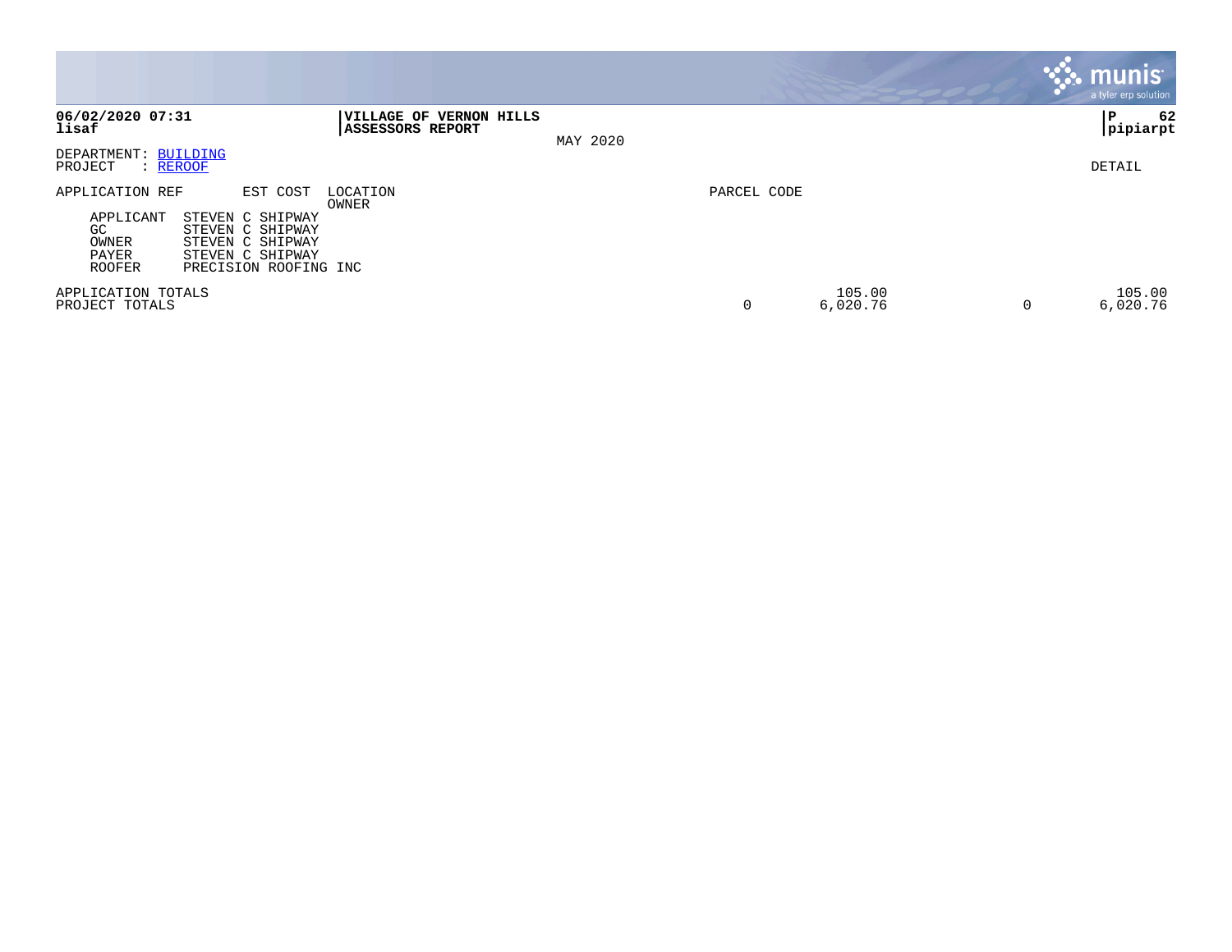**06/02/2020 07:31**
**lisaf**

**VILLAGE OF VERNON HILLS**
**ASSESSORS REPORT**

MAY 2020

**P 62**
**pipiarpt**

DEPARTMENT: BUILDING
PROJECT : REROOF

DETAIL

| APPLICATION REF | EST COST | LOCATION / OWNER | PARCEL CODE | | | |
|---|---|---|---|---|---|---|
| APPLICANT | STEVEN C SHIPWAY | | | | | |
| GC | STEVEN C SHIPWAY | | | | | |
| OWNER | STEVEN C SHIPWAY | | | | | |
| PAYER | STEVEN C SHIPWAY | | | | | |
| ROOFER | PRECISION ROOFING INC | | | | | |
| APPLICATION TOTALS | | | | 105.00 | | 105.00 |
| PROJECT TOTALS | | | 0 | 6,020.76 | 0 | 6,020.76 |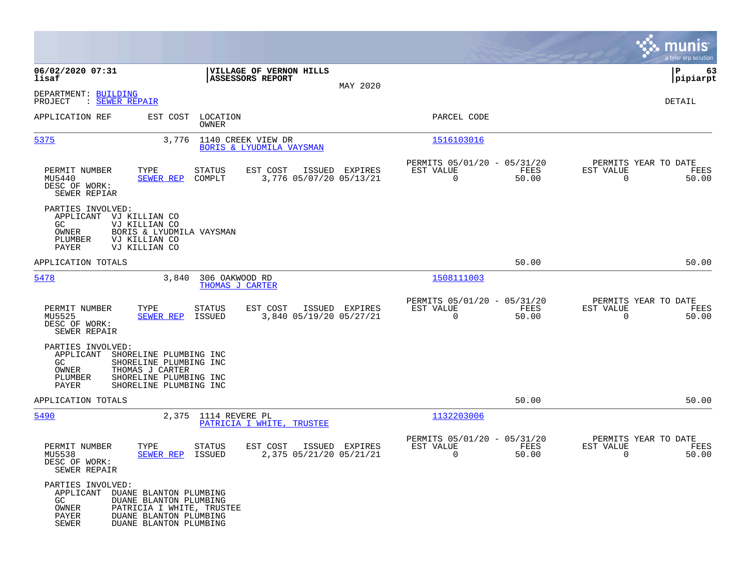**06/02/2020 07:31**
**lisaf**

**VILLAGE OF VERNON HILLS**
**ASSESSORS REPORT**

MAY 2020

**P 63**
**pipiarpt**

DEPARTMENT: BUILDING
PROJECT : SEWER REPAIR

DETAIL

| APPLICATION REF | EST COST | LOCATION / OWNER | PARCEL CODE |
|---|---|---|---|
| 5375 | 3,776 | 1140 CREEK VIEW DR / BORIS & LYUDMILA VAYSMAN | 1516103016 |

| PERMIT NUMBER | TYPE | STATUS | EST COST | ISSUED | EXPIRES | PERMITS 05/01/20 - 05/31/20 EST VALUE | FEES | PERMITS YEAR TO DATE EST VALUE | FEES |
|---|---|---|---|---|---|---|---|---|---|
| MU5440 | SEWER REP | COMPLT | 3,776 | 05/07/20 | 05/13/21 | 0 | 50.00 | 0 | 50.00 |

DESC OF WORK:
SEWER REPIAR

PARTIES INVOLVED:
- APPLICANT VJ KILLIAN CO
- GC VJ KILLIAN CO
- OWNER BORIS & LYUDMILA VAYSMAN
- PLUMBER VJ KILLIAN CO
- PAYER VJ KILLIAN CO

APPLICATION TOTALS 50.00 50.00

| APPLICATION REF | EST COST | LOCATION / OWNER | PARCEL CODE |
|---|---|---|---|
| 5478 | 3,840 | 306 OAKWOOD RD / THOMAS J CARTER | 1508111003 |

| PERMIT NUMBER | TYPE | STATUS | EST COST | ISSUED | EXPIRES | PERMITS 05/01/20 - 05/31/20 EST VALUE | FEES | PERMITS YEAR TO DATE EST VALUE | FEES |
|---|---|---|---|---|---|---|---|---|---|
| MU5525 | SEWER REP | ISSUED | 3,840 | 05/19/20 | 05/27/21 | 0 | 50.00 | 0 | 50.00 |

DESC OF WORK:
SEWER REPAIR

PARTIES INVOLVED:
- APPLICANT SHORELINE PLUMBING INC
- GC SHORELINE PLUMBING INC
- OWNER THOMAS J CARTER
- PLUMBER SHORELINE PLUMBING INC
- PAYER SHORELINE PLUMBING INC

APPLICATION TOTALS 50.00 50.00

| APPLICATION REF | EST COST | LOCATION / OWNER | PARCEL CODE |
|---|---|---|---|
| 5490 | 2,375 | 1114 REVERE PL / PATRICIA I WHITE, TRUSTEE | 1132203006 |

| PERMIT NUMBER | TYPE | STATUS | EST COST | ISSUED | EXPIRES | PERMITS 05/01/20 - 05/31/20 EST VALUE | FEES | PERMITS YEAR TO DATE EST VALUE | FEES |
|---|---|---|---|---|---|---|---|---|---|
| MU5538 | SEWER REP | ISSUED | 2,375 | 05/21/20 | 05/21/21 | 0 | 50.00 | 0 | 50.00 |

DESC OF WORK:
SEWER REPAIR

PARTIES INVOLVED:
- APPLICANT DUANE BLANTON PLUMBING
- GC DUANE BLANTON PLUMBING
- OWNER PATRICIA I WHITE, TRUSTEE
- PAYER DUANE BLANTON PLUMBING
- SEWER DUANE BLANTON PLUMBING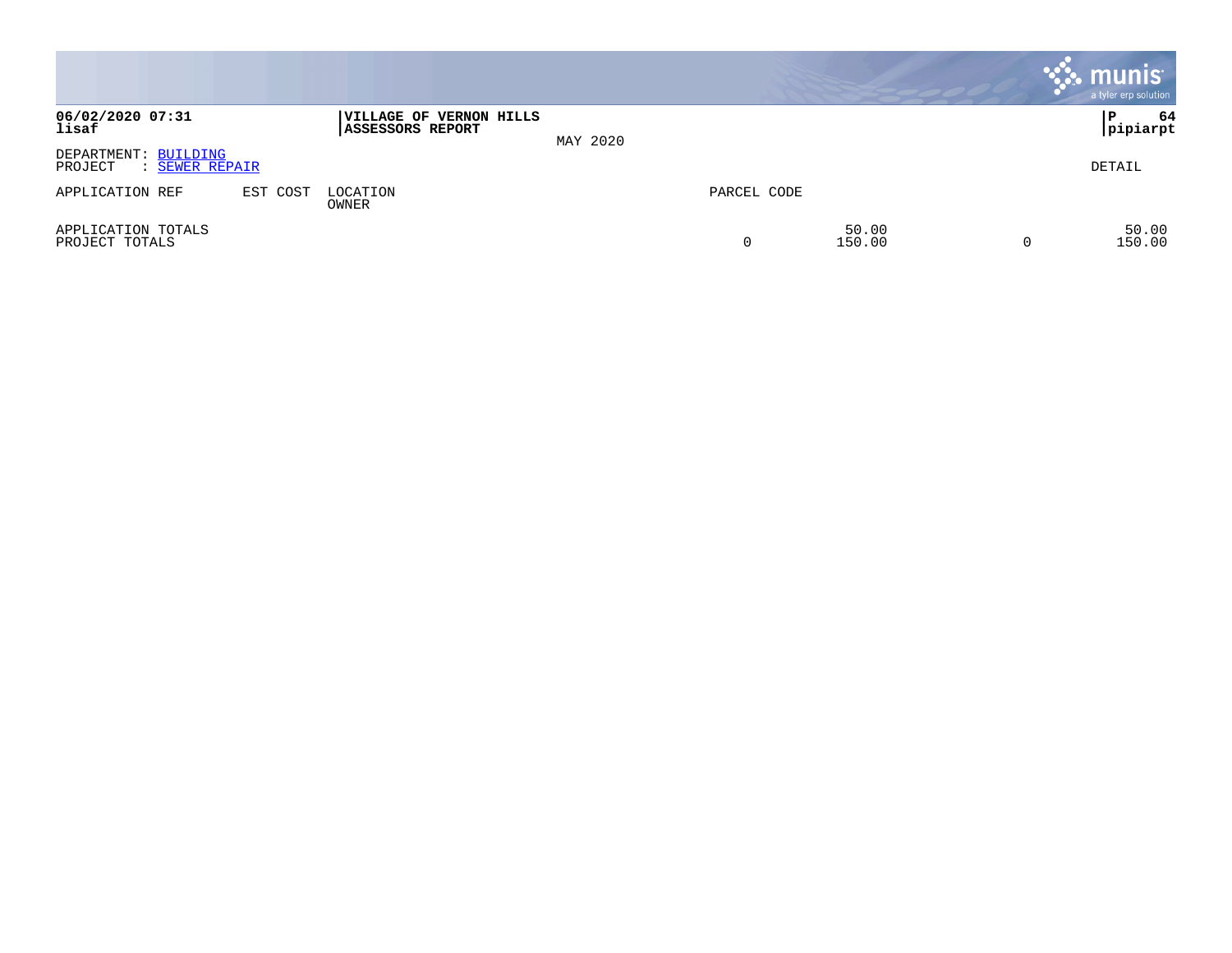**06/02/2020 07:31**
**lisaf**

**VILLAGE OF VERNON HILLS**
**ASSESSORS REPORT**

MAY 2020

**P 64**
**pipiarpt**

DEPARTMENT: BUILDING
PROJECT : SEWER REPAIR

DETAIL

| APPLICATION REF | EST COST | LOCATION / OWNER | PARCEL CODE | | | |
|---|---|---|---|---|---|---|
| APPLICATION TOTALS | | | | 50.00 | | 50.00 |
| PROJECT TOTALS | | | 0 | 150.00 | 0 | 150.00 |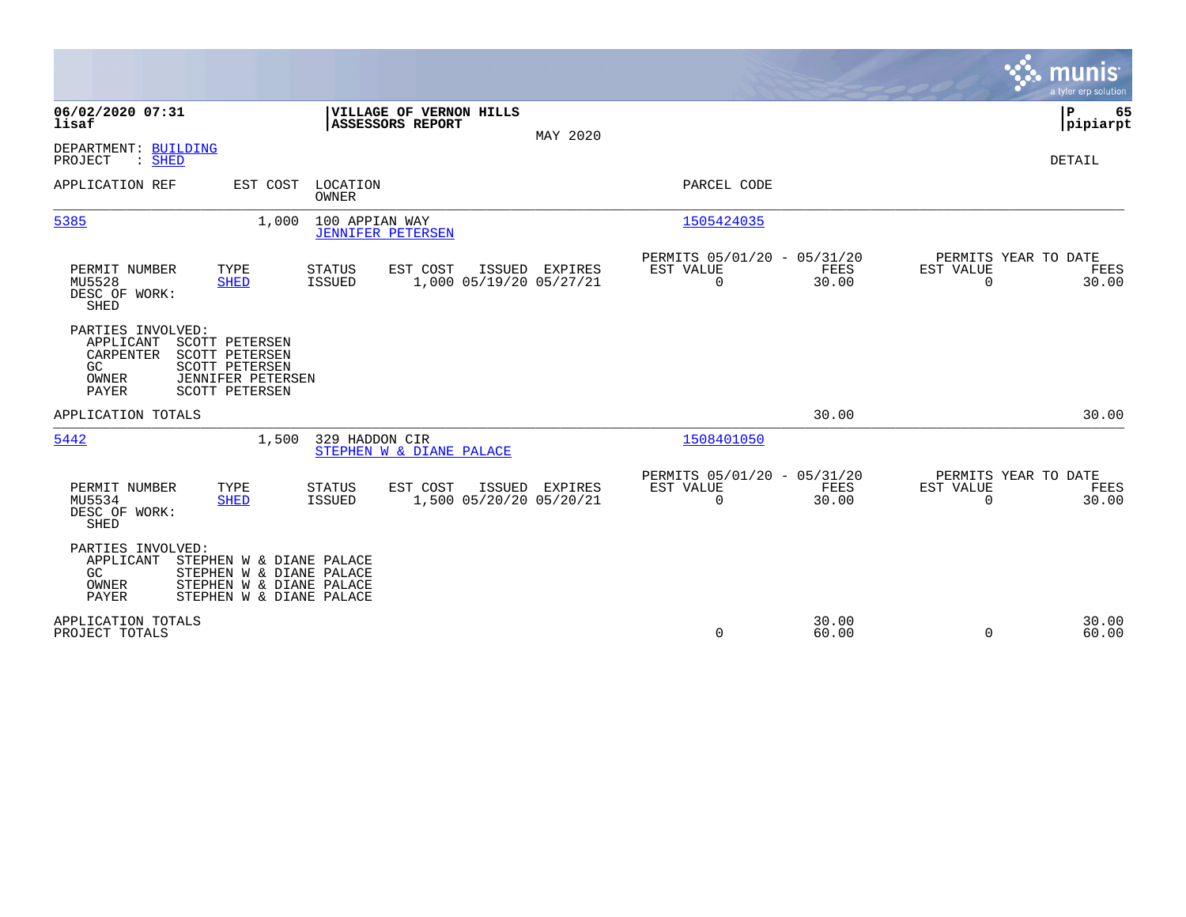06/02/2020 07:31
lisaf

**VILLAGE OF VERNON HILLS**
**ASSESSORS REPORT**

MAY 2020

P 65
pipiarpt

DEPARTMENT: BUILDING
PROJECT : SHED

DETAIL

| APPLICATION REF | EST COST | LOCATION / OWNER | PARCEL CODE |
|---|---|---|---|
| 5385 | 1,000 | 100 APPIAN WAY / JENNIFER PETERSEN | 1505424035 |

| PERMIT NUMBER | TYPE | STATUS | EST COST | ISSUED | EXPIRES | PERMITS 05/01/20 - 05/31/20 EST VALUE | FEES | PERMITS YEAR TO DATE EST VALUE | FEES |
|---|---|---|---|---|---|---|---|---|---|
| MU5528 | SHED | ISSUED | 1,000 | 05/19/20 | 05/27/21 | 0 | 30.00 | 0 | 30.00 |

DESC OF WORK:
SHED

PARTIES INVOLVED:

| Role | Name |
|---|---|
| APPLICANT | SCOTT PETERSEN |
| CARPENTER | SCOTT PETERSEN |
| GC | SCOTT PETERSEN |
| OWNER | JENNIFER PETERSEN |
| PAYER | SCOTT PETERSEN |

APPLICATION TOTALS 30.00 30.00

| APPLICATION REF | EST COST | LOCATION / OWNER | PARCEL CODE |
|---|---|---|---|
| 5442 | 1,500 | 329 HADDON CIR / STEPHEN W & DIANE PALACE | 1508401050 |

| PERMIT NUMBER | TYPE | STATUS | EST COST | ISSUED | EXPIRES | PERMITS 05/01/20 - 05/31/20 EST VALUE | FEES | PERMITS YEAR TO DATE EST VALUE | FEES |
|---|---|---|---|---|---|---|---|---|---|
| MU5534 | SHED | ISSUED | 1,500 | 05/20/20 | 05/20/21 | 0 | 30.00 | 0 | 30.00 |

DESC OF WORK:
SHED

PARTIES INVOLVED:

| Role | Name |
|---|---|
| APPLICANT | STEPHEN W & DIANE PALACE |
| GC | STEPHEN W & DIANE PALACE |
| OWNER | STEPHEN W & DIANE PALACE |
| PAYER | STEPHEN W & DIANE PALACE |

| | EST VALUE | FEES | YTD EST VALUE | YTD FEES |
|---|---|---|---|---|
| APPLICATION TOTALS | | 30.00 | | 30.00 |
| PROJECT TOTALS | 0 | 60.00 | 0 | 60.00 |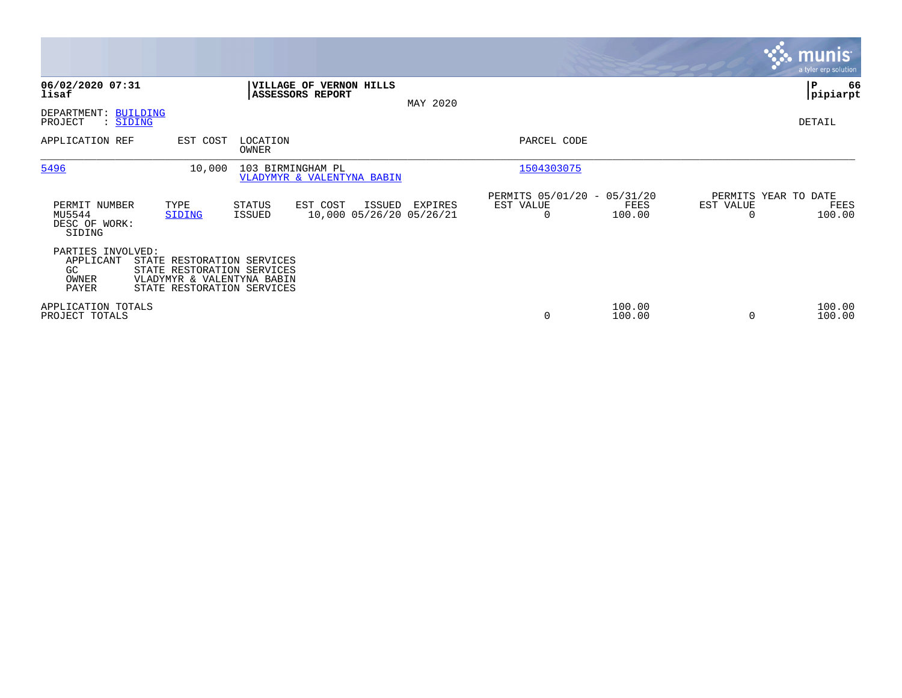**06/02/2020 07:31**
**lisaf**

**VILLAGE OF VERNON HILLS**
**ASSESSORS REPORT**

MAY 2020

**P 66**
**pipiarpt**

DEPARTMENT: BUILDING
PROJECT : SIDING

DETAIL

| APPLICATION REF | EST COST | LOCATION / OWNER | PARCEL CODE |
|---|---|---|---|
| 5496 | 10,000 | 103 BIRMINGHAM PL / VLADYMYR & VALENTYNA BABIN | 1504303075 |

| PERMIT NUMBER | TYPE | STATUS | EST COST | ISSUED | EXPIRES | PERMITS 05/01/20 - 05/31/20 EST VALUE | FEES | PERMITS YEAR TO DATE EST VALUE | FEES |
|---|---|---|---|---|---|---|---|---|---|
| MU5544 | SIDING | ISSUED | 10,000 | 05/26/20 | 05/26/21 | 0 | 100.00 | 0 | 100.00 |

DESC OF WORK:
SIDING

PARTIES INVOLVED:

| | |
|---|---|
| APPLICANT | STATE RESTORATION SERVICES |
| GC | STATE RESTORATION SERVICES |
| OWNER | VLADYMYR & VALENTYNA BABIN |
| PAYER | STATE RESTORATION SERVICES |

| | EST VALUE | FEES | EST VALUE | FEES |
|---|---|---|---|---|
| APPLICATION TOTALS | | 100.00 | | 100.00 |
| PROJECT TOTALS | 0 | 100.00 | 0 | 100.00 |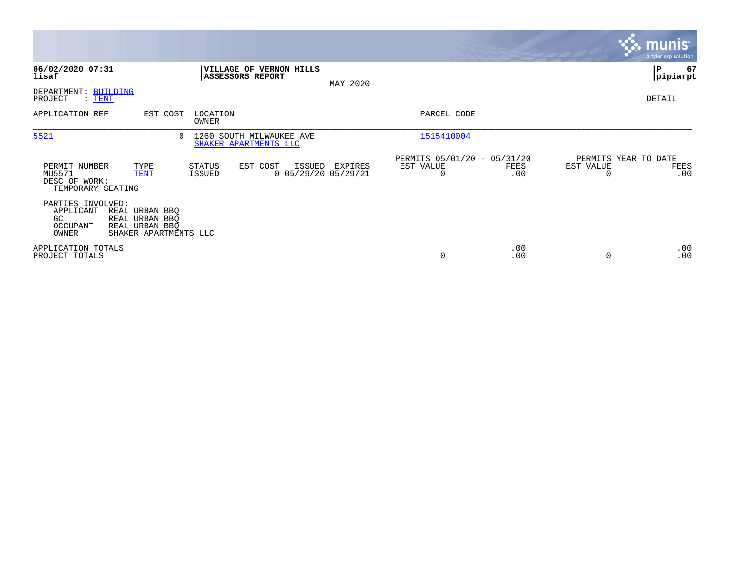**06/02/2020 07:31**
**lisaf**

**VILLAGE OF VERNON HILLS**
**ASSESSORS REPORT**

MAY 2020

**P 67**
**pipiarpt**

DEPARTMENT: BUILDING
PROJECT : TENT

DETAIL

| APPLICATION REF | EST COST | LOCATION / OWNER | PARCEL CODE |
|---|---|---|---|
| 5521 | 0 | 1260 SOUTH MILWAUKEE AVE<br>SHAKER APARTMENTS LLC | 1515410004 |

| PERMIT NUMBER | TYPE | STATUS | EST COST | ISSUED | EXPIRES | PERMITS 05/01/20 - 05/31/20 EST VALUE | FEES | PERMITS YEAR TO DATE EST VALUE | FEES |
|---|---|---|---|---|---|---|---|---|---|
| MU5571 | TENT | ISSUED | 0 | 05/29/20 | 05/29/21 | 0 | .00 | 0 | .00 |

DESC OF WORK:
TEMPORARY SEATING

PARTIES INVOLVED:

| | |
|---|---|
| APPLICANT | REAL URBAN BBQ |
| GC | REAL URBAN BBQ |
| OCCUPANT | REAL URBAN BBQ |
| OWNER | SHAKER APARTMENTS LLC |

| | EST VALUE | FEES | EST VALUE | FEES |
|---|---|---|---|---|
| APPLICATION TOTALS | | .00 | | .00 |
| PROJECT TOTALS | 0 | .00 | 0 | .00 |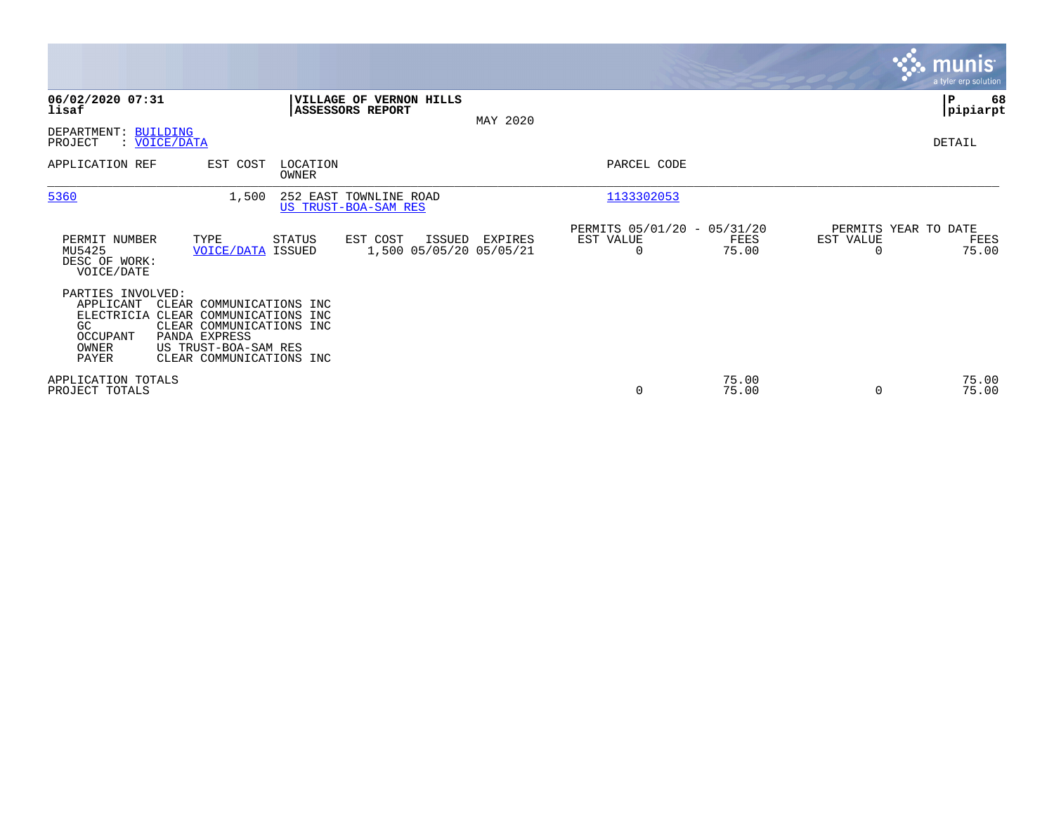**06/02/2020 07:31**
**lisaf**

**VILLAGE OF VERNON HILLS**
**ASSESSORS REPORT**

MAY 2020

**P 68**
**pipiarpt**

DEPARTMENT: BUILDING
PROJECT : VOICE/DATA

DETAIL

| APPLICATION REF | EST COST | LOCATION / OWNER | PARCEL CODE |
|---|---|---|---|
| 5360 | 1,500 | 252 EAST TOWNLINE ROAD / US TRUST-BOA-SAM RES | 1133302053 |

| | | | | | | PERMITS 05/01/20 - 05/31/20 | | PERMITS YEAR TO DATE | |
|---|---|---|---|---|---|---|---|---|---|
| PERMIT NUMBER | TYPE | STATUS | EST COST | ISSUED | EXPIRES | EST VALUE | FEES | EST VALUE | FEES |
| MU5425 | VOICE/DATA | ISSUED | 1,500 | 05/05/20 | 05/05/21 | 0 | 75.00 | 0 | 75.00 |

DESC OF WORK:
VOICE/DATE

PARTIES INVOLVED:

| | |
|---|---|
| APPLICANT | CLEAR COMMUNICATIONS INC |
| ELECTRICIA | CLEAR COMMUNICATIONS INC |
| GC | CLEAR COMMUNICATIONS INC |
| OCCUPANT | PANDA EXPRESS |
| OWNER | US TRUST-BOA-SAM RES |
| PAYER | CLEAR COMMUNICATIONS INC |

| | EST VALUE | FEES | EST VALUE | FEES |
|---|---|---|---|---|
| APPLICATION TOTALS | | 75.00 | | 75.00 |
| PROJECT TOTALS | 0 | 75.00 | 0 | 75.00 |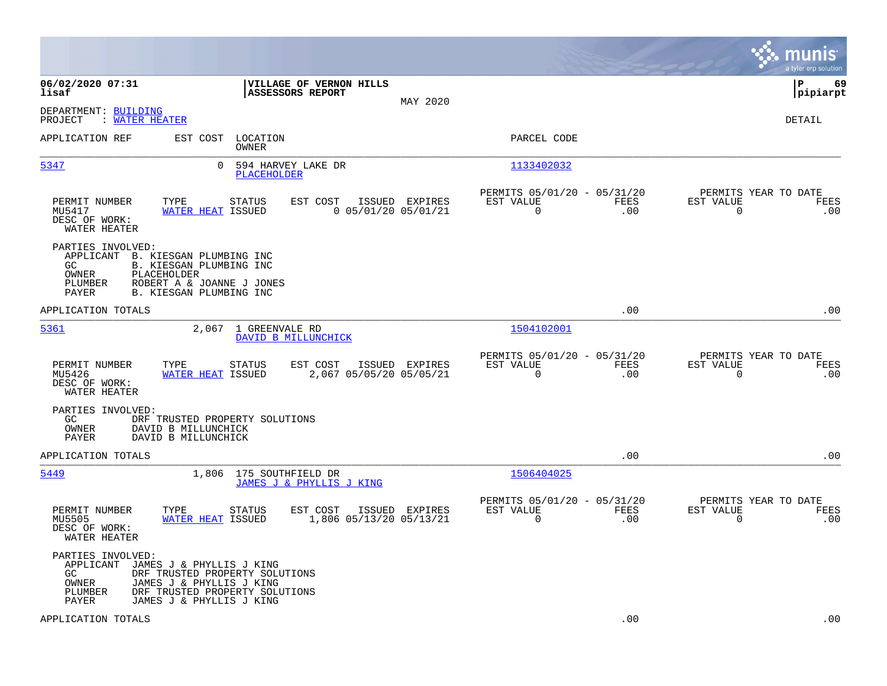06/02/2020 07:31
lisaf

**VILLAGE OF VERNON HILLS**
**ASSESSORS REPORT**

MAY 2020

DEPARTMENT: BUILDING
PROJECT : WATER HEATER

DETAIL

| APPLICATION REF | EST COST | LOCATION / OWNER | PARCEL CODE |
|---|---|---|---|
| 5347 | 0 | 594 HARVEY LAKE DR / PLACEHOLDER | 1133402032 |

| PERMIT NUMBER | TYPE | STATUS | EST COST | ISSUED | EXPIRES | PERMITS 05/01/20 - 05/31/20 EST VALUE | FEES | PERMITS YEAR TO DATE EST VALUE | FEES |
|---|---|---|---|---|---|---|---|---|---|
| MU5417 | WATER HEAT | ISSUED | 0 | 05/01/20 | 05/01/21 | 0 | .00 | 0 | .00 |

DESC OF WORK:
WATER HEATER

PARTIES INVOLVED:
- APPLICANT B. KIESGAN PLUMBING INC
- GC B. KIESGAN PLUMBING INC
- OWNER PLACEHOLDER
- PLUMBER ROBERT A & JOANNE J JONES
- PAYER B. KIESGAN PLUMBING INC

APPLICATION TOTALS .00 .00

| APPLICATION REF | EST COST | LOCATION / OWNER | PARCEL CODE |
|---|---|---|---|
| 5361 | 2,067 | 1 GREENVALE RD / DAVID B MILLUNCHICK | 1504102001 |

| PERMIT NUMBER | TYPE | STATUS | EST COST | ISSUED | EXPIRES | PERMITS 05/01/20 - 05/31/20 EST VALUE | FEES | PERMITS YEAR TO DATE EST VALUE | FEES |
|---|---|---|---|---|---|---|---|---|---|
| MU5426 | WATER HEAT | ISSUED | 2,067 | 05/05/20 | 05/05/21 | 0 | .00 | 0 | .00 |

DESC OF WORK:
WATER HEATER

PARTIES INVOLVED:
- GC DRF TRUSTED PROPERTY SOLUTIONS
- OWNER DAVID B MILLUNCHICK
- PAYER DAVID B MILLUNCHICK

APPLICATION TOTALS .00 .00

| APPLICATION REF | EST COST | LOCATION / OWNER | PARCEL CODE |
|---|---|---|---|
| 5449 | 1,806 | 175 SOUTHFIELD DR / JAMES J & PHYLLIS J KING | 1506404025 |

| PERMIT NUMBER | TYPE | STATUS | EST COST | ISSUED | EXPIRES | PERMITS 05/01/20 - 05/31/20 EST VALUE | FEES | PERMITS YEAR TO DATE EST VALUE | FEES |
|---|---|---|---|---|---|---|---|---|---|
| MU5505 | WATER HEAT | ISSUED | 1,806 | 05/13/20 | 05/13/21 | 0 | .00 | 0 | .00 |

DESC OF WORK:
WATER HEATER

PARTIES INVOLVED:
- APPLICANT JAMES J & PHYLLIS J KING
- GC DRF TRUSTED PROPERTY SOLUTIONS
- OWNER JAMES J & PHYLLIS J KING
- PLUMBER DRF TRUSTED PROPERTY SOLUTIONS
- PAYER JAMES J & PHYLLIS J KING

APPLICATION TOTALS .00 .00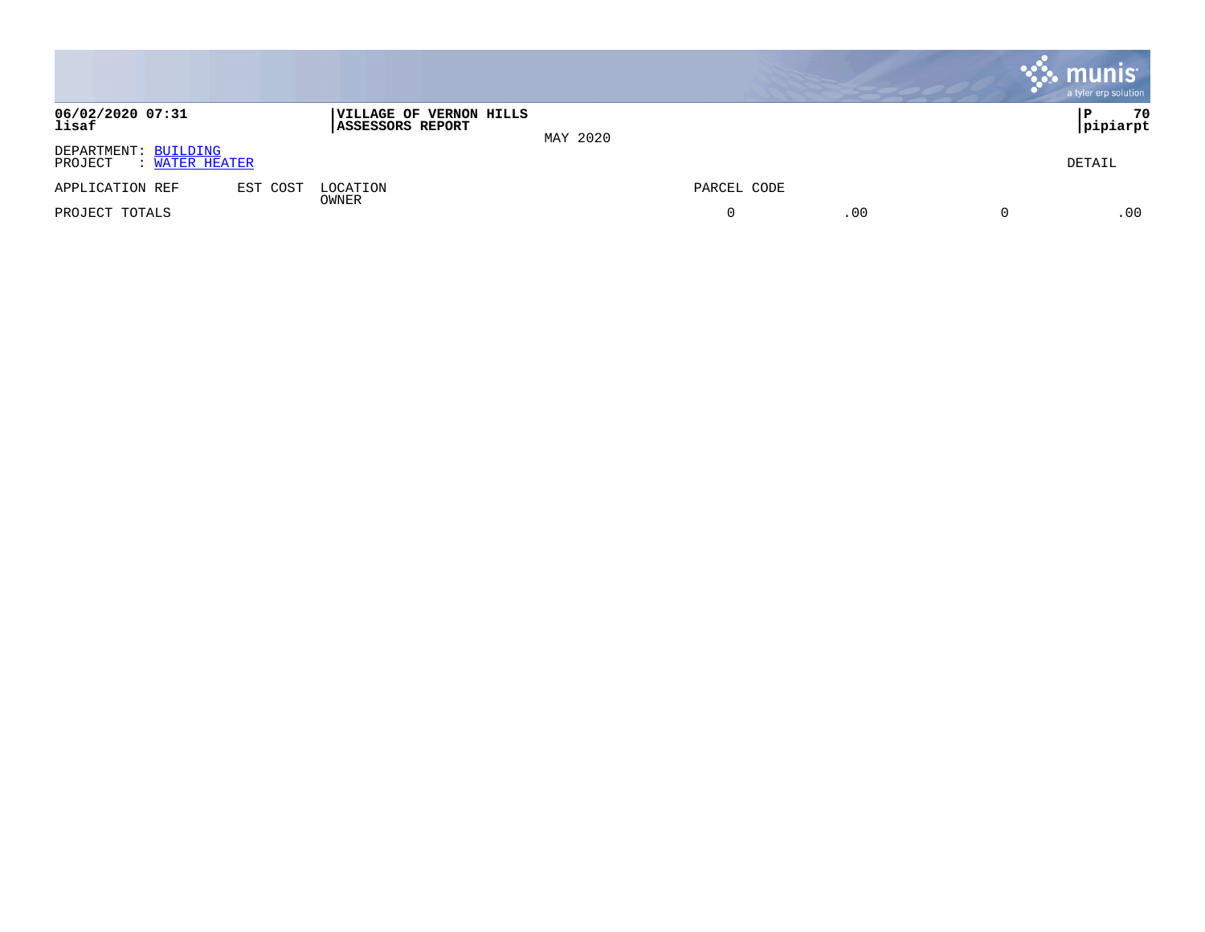**06/02/2020 07:31**
**lisaf**

**VILLAGE OF VERNON HILLS**
**ASSESSORS REPORT**

MAY 2020

**P 70**
**pipiarpt**

DEPARTMENT: BUILDING
PROJECT : WATER HEATER

DETAIL

| APPLICATION REF | EST COST | LOCATION<br>OWNER | PARCEL CODE | | | |
|---|---|---|---|---|---|---|
| PROJECT TOTALS | | | 0 | .00 | 0 | .00 |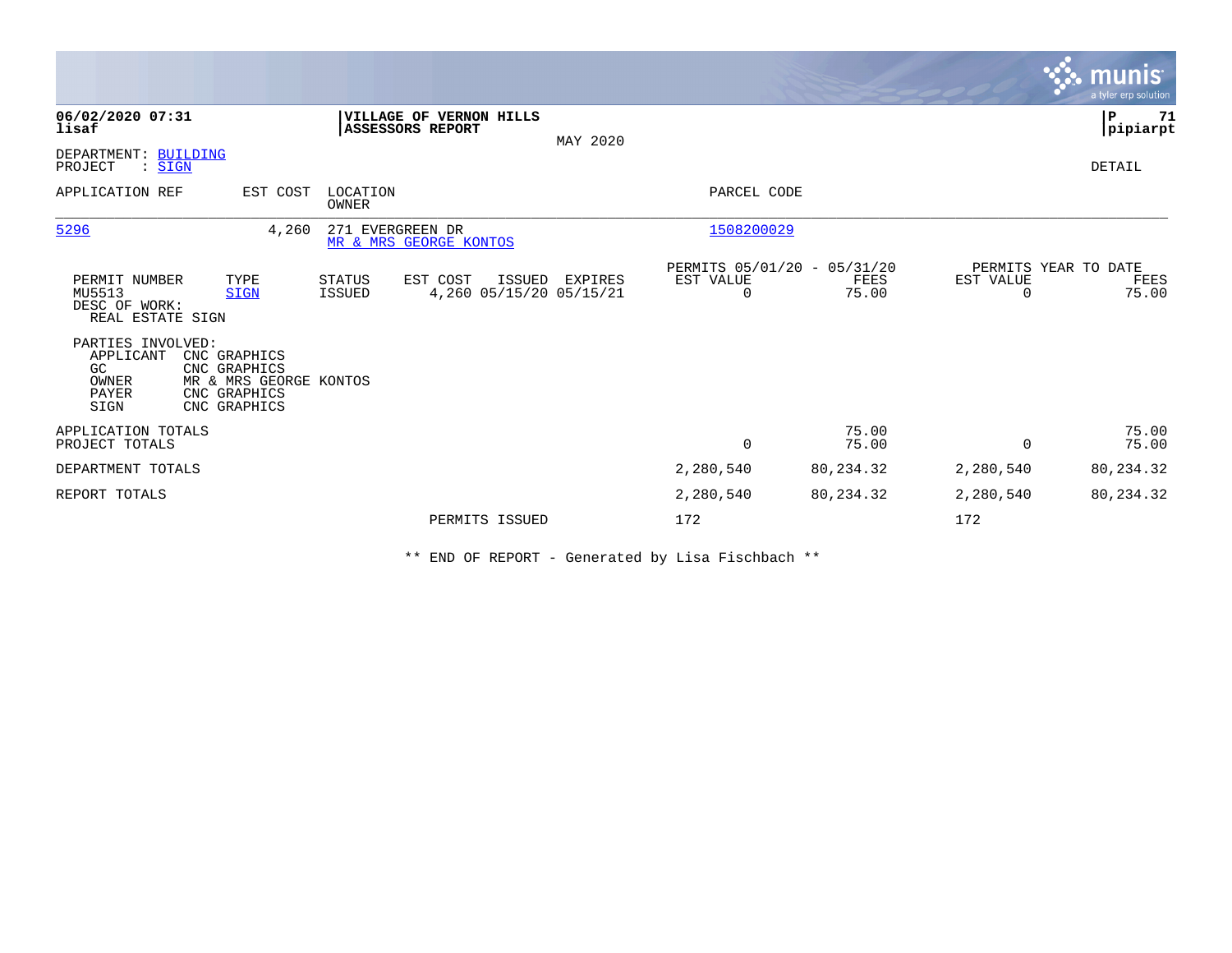**06/02/2020 07:31**
**lisaf**

**VILLAGE OF VERNON HILLS**
**ASSESSORS REPORT**

MAY 2020

**P 71**
**pipiarpt**

DEPARTMENT: BUILDING
PROJECT : SIGN

DETAIL

| APPLICATION REF | EST COST | LOCATION / OWNER | PARCEL CODE |
|---|---|---|---|
| 5296 | 4,260 | 271 EVERGREEN DR / MR & MRS GEORGE KONTOS | 1508200029 |

| PERMIT NUMBER | TYPE | STATUS | EST COST | ISSUED | EXPIRES | PERMITS 05/01/20 - 05/31/20 EST VALUE | FEES | PERMITS YEAR TO DATE EST VALUE | FEES |
|---|---|---|---|---|---|---|---|---|---|
| MU5513 | SIGN | ISSUED | 4,260 | 05/15/20 | 05/15/21 | 0 | 75.00 | 0 | 75.00 |

DESC OF WORK:
REAL ESTATE SIGN

PARTIES INVOLVED:

| | |
|---|---|
| APPLICANT | CNC GRAPHICS |
| GC | CNC GRAPHICS |
| OWNER | MR & MRS GEORGE KONTOS |
| PAYER | CNC GRAPHICS |
| SIGN | CNC GRAPHICS |

| | EST VALUE | FEES | YTD EST VALUE | YTD FEES |
|---|---|---|---|---|
| APPLICATION TOTALS | | 75.00 | | 75.00 |
| PROJECT TOTALS | 0 | 75.00 | 0 | 75.00 |
| DEPARTMENT TOTALS | 2,280,540 | 80,234.32 | 2,280,540 | 80,234.32 |
| REPORT TOTALS | 2,280,540 | 80,234.32 | 2,280,540 | 80,234.32 |
| PERMITS ISSUED | 172 | | 172 | |

** END OF REPORT - Generated by Lisa Fischbach **